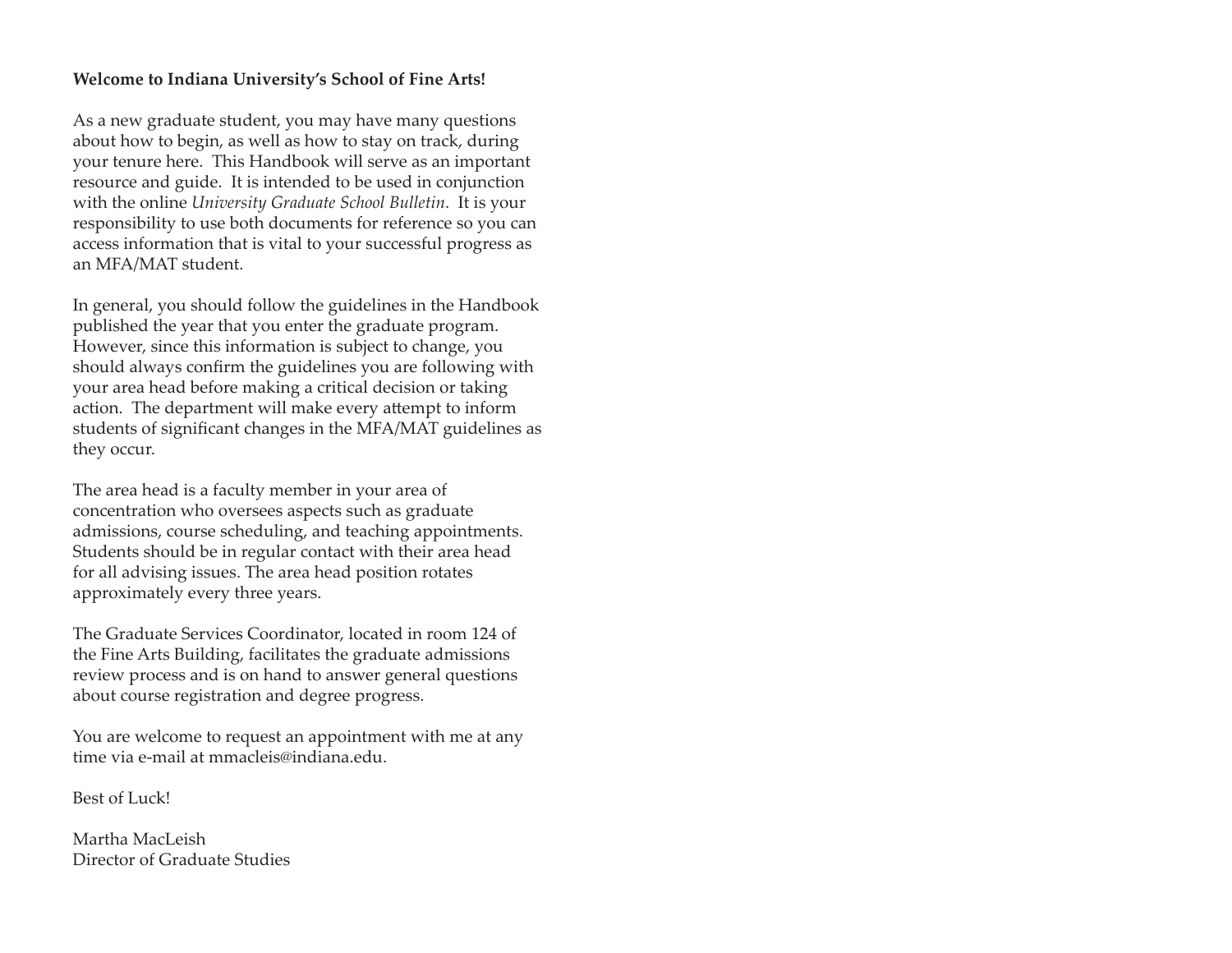**Welcome to Indiana University's School of Fine Arts!**

As a new graduate student, you may have many questions about how to begin, as well as how to stay on track, during your tenure here. This Handbook will serve as an important resource and guide. It is intended to be used in conjunction with the online *University Graduate School Bulletin*. It is your responsibility to use both documents for reference so you can access information that is vital to your successful progress as an MFA/MAT student.

In general, you should follow the guidelines in the Handbook published the year that you enter the graduate program. However, since this information is subject to change, you should always confirm the guidelines you are following with your area head before making a critical decision or taking action. The department will make every attempt to inform students of significant changes in the MFA/MAT guidelines as they occur.

The area head is a faculty member in your area of concentration who oversees aspects such as graduate admissions, course scheduling, and teaching appointments. Students should be in regular contact with their area head for all advising issues. The area head position rotates approximately every three years.

The Graduate Services Coordinator, located in room 124 of the Fine Arts Building, facilitates the graduate admissions review process and is on hand to answer general questions about course registration and degree progress.

You are welcome to request an appointment with me at any time via e-mail at mmacleis@indiana.edu.

Best of Luck!

Martha MacLeish
Director of Graduate Studies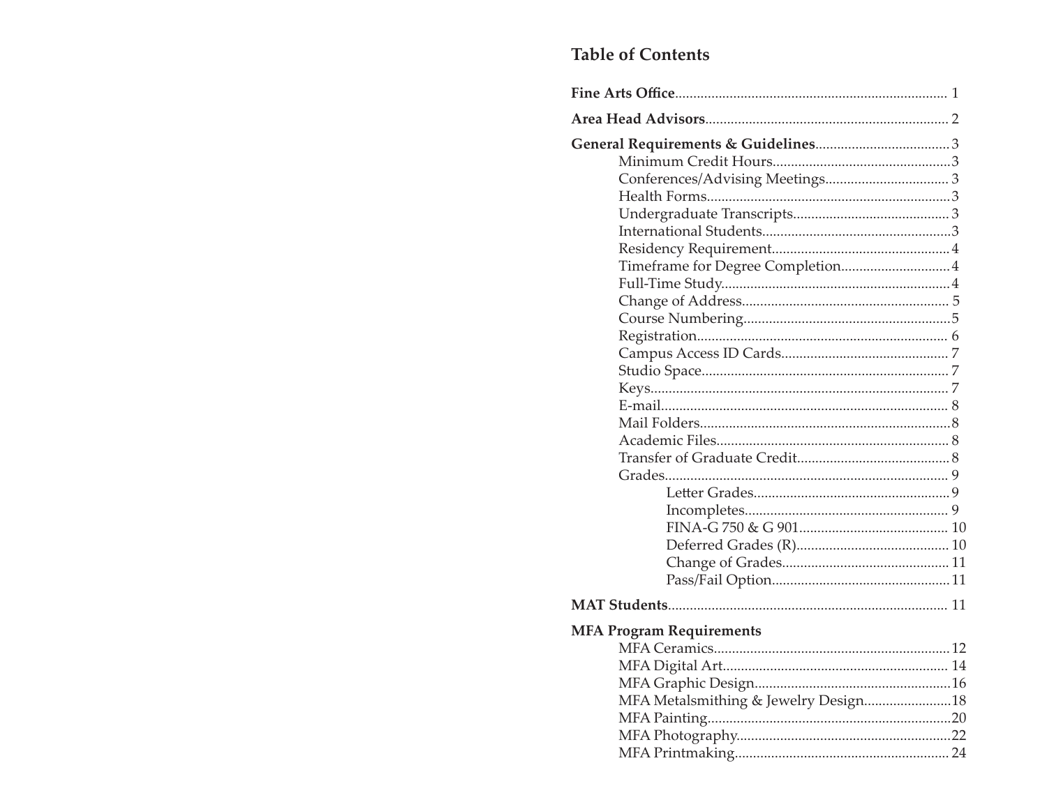## Table of Contents

**Fine Arts Office**.......................................................................... 1

**Area Head Advisors**................................................................... 2

**General Requirements & Guidelines**..................................... 3

- Minimum Credit Hours.................................................3
- Conferences/Advising Meetings.................................. 3
- Health Forms...................................................................3
- Undergraduate Transcripts........................................... 3
- International Students....................................................3
- Residency Requirement.................................................4
- Timeframe for Degree Completion..............................4
- Full-Time Study...............................................................4
- Change of Address......................................................... 5
- Course Numbering..........................................................5
- Registration..................................................................... 6
- Campus Access ID Cards.............................................. 7
- Studio Space.................................................................... 7
- Keys.................................................................................. 7
- E-mail............................................................................... 8
- Mail Folders.....................................................................8
- Academic Files................................................................ 8
- Transfer of Graduate Credit..........................................8
- Grades.............................................................................. 9
  - Letter Grades......................................................9
  - Incompletes........................................................ 9
  - FINA-G 750 & G 901......................................... 10
  - Deferred Grades (R).......................................... 10
  - Change of Grades.............................................. 11
  - Pass/Fail Option.................................................11

**MAT Students**............................................................................ 11

**MFA Program Requirements**

- MFA Ceramics.................................................................12
- MFA Digital Art.............................................................. 14
- MFA Graphic Design......................................................16
- MFA Metalsmithing & Jewelry Design........................18
- MFA Painting...................................................................20
- MFA Photography...........................................................22
- MFA Printmaking........................................................... 24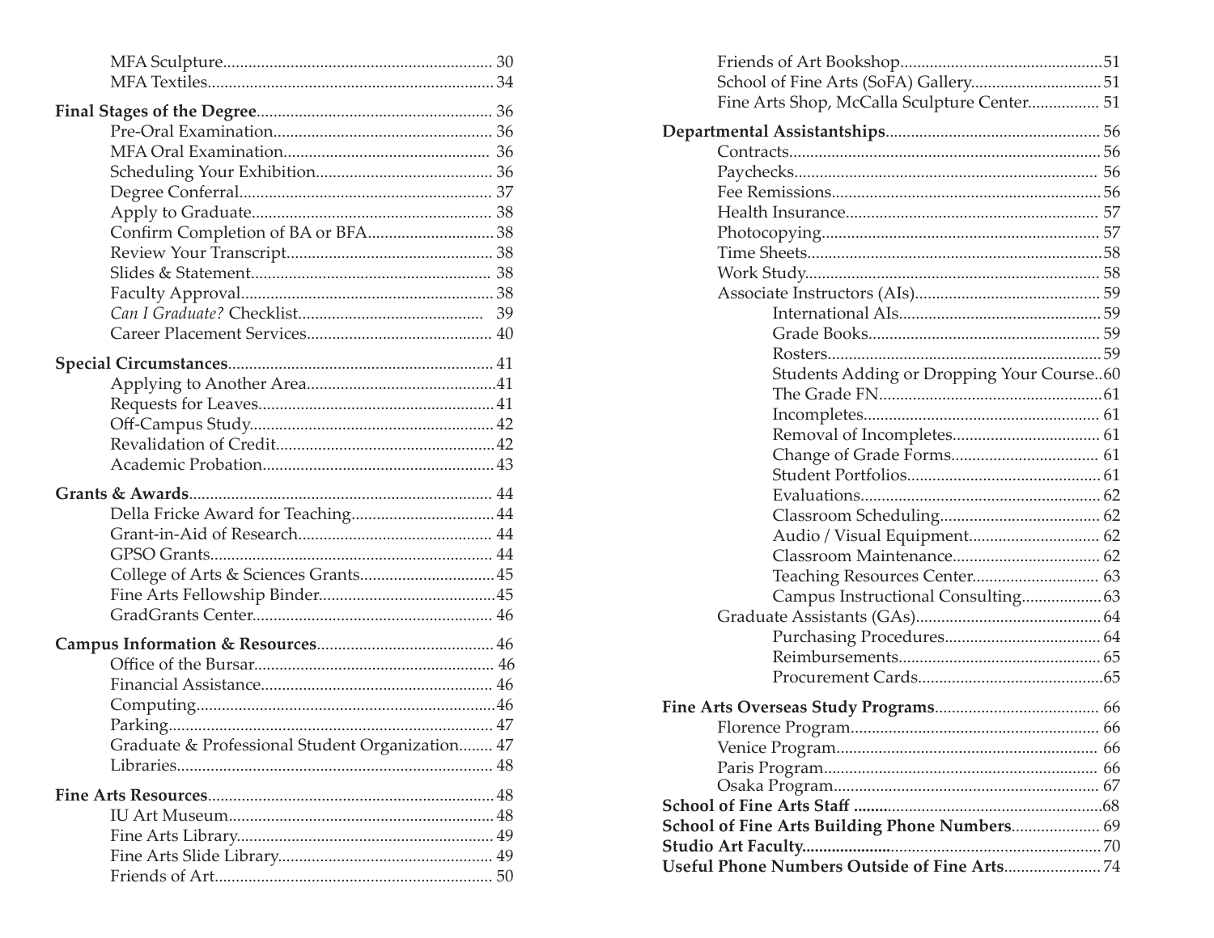MFA Sculpture................................................................ 30
MFA Textiles.................................................................... 34

**Final Stages of the Degree**........................................................ 36
Pre-Oral Examination.................................................... 36
MFA Oral Examination................................................. 36
Scheduling Your Exhibition.......................................... 36
Degree Conferral............................................................ 37
Apply to Graduate.......................................................... 38
Confirm Completion of BA or BFA.............................. 38
Review Your Transcript................................................. 38
Slides & Statement......................................................... 38
Faculty Approval............................................................ 38
*Can I Graduate?* Checklist............................................ 39
Career Placement Services............................................ 40

**Special Circumstances**............................................................... 41
Applying to Another Area............................................. 41
Requests for Leaves........................................................ 41
Off-Campus Study.......................................................... 42
Revalidation of Credit.................................................... 42
Academic Probation....................................................... 43

**Grants & Awards**........................................................................ 44
Della Fricke Award for Teaching.................................. 44
Grant-in-Aid of Research.............................................. 44
GPSO Grants................................................................... 44
College of Arts & Sciences Grants................................ 45
Fine Arts Fellowship Binder.......................................... 45
GradGrants Center......................................................... 46

**Campus Information & Resources**.......................................... 46
Office of the Bursar......................................................... 46
Financial Assistance....................................................... 46
Computing....................................................................... 46
Parking............................................................................. 47
Graduate & Professional Student Organization........ 47
Libraries........................................................................... 48

**Fine Arts Resources**.................................................................... 48
IU Art Museum............................................................... 48
Fine Arts Library............................................................. 49
Fine Arts Slide Library................................................... 49
Friends of Art.................................................................. 50
Friends of Art Bookshop................................................ 51
School of Fine Arts (SoFA) Gallery............................... 51
Fine Arts Shop, McCalla Sculpture Center................. 51

**Departmental Assistantships**.................................................. 56
Contracts.......................................................................... 56
Paychecks......................................................................... 56
Fee Remissions................................................................ 56
Health Insurance............................................................ 57
Photocopying.................................................................. 57
Time Sheets...................................................................... 58
Work Study...................................................................... 58
Associate Instructors (AIs)............................................ 59
International AIs.................................................. 59
Grade Books......................................................... 59
Rosters.................................................................. 59
Students Adding or Dropping Your Course.. 60
The Grade FN...................................................... 61
Incompletes.......................................................... 61
Removal of Incompletes..................................... 61
Change of Grade Forms..................................... 61
Student Portfolios................................................ 61
Evaluations........................................................... 62
Classroom Scheduling........................................ 62
Audio / Visual Equipment................................. 62
Classroom Maintenance..................................... 62
Teaching Resources Center................................ 63
Campus Instructional Consulting..................... 63
Graduate Assistants (GAs)............................................ 64
Purchasing Procedures....................................... 64
Reimbursements.................................................. 65
Procurement Cards.............................................. 65

**Fine Arts Overseas Study Programs**....................................... 66
Florence Program........................................................... 66
Venice Program.............................................................. 66
Paris Program................................................................. 66
Osaka Program............................................................... 67

**School of Fine Arts Staff** ............................................................ 68
**School of Fine Arts Building Phone Numbers**..................... 69
**Studio Art Faculty**...................................................................... 70
**Useful Phone Numbers Outside of Fine Arts**....................... 74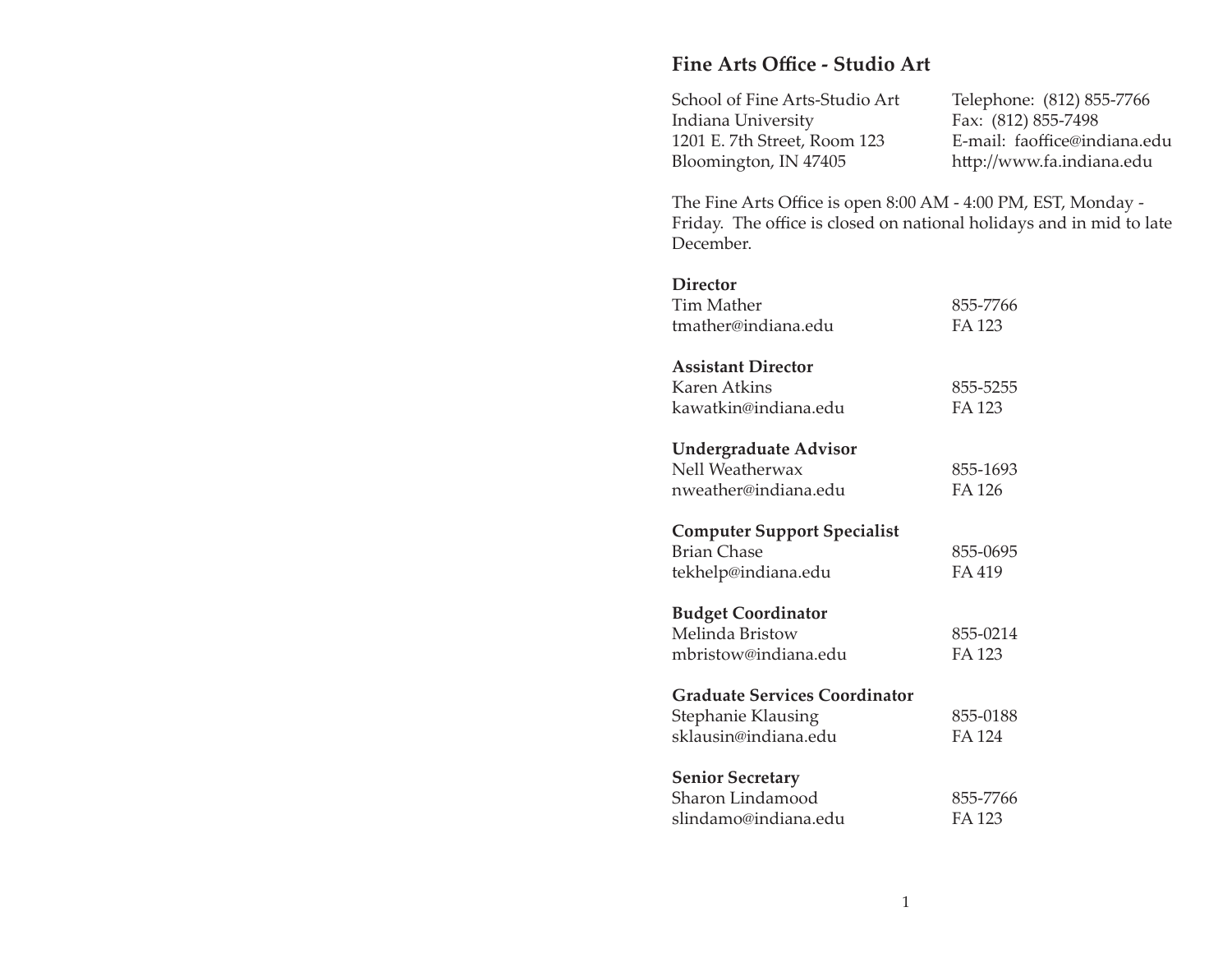## Fine Arts Office - Studio Art

School of Fine Arts-Studio Art
Indiana University
1201 E. 7th Street, Room 123
Bloomington, IN 47405

Telephone: (812) 855-7766
Fax: (812) 855-7498
E-mail: faoffice@indiana.edu
http://www.fa.indiana.edu

The Fine Arts Office is open 8:00 AM - 4:00 PM, EST, Monday - Friday. The office is closed on national holidays and in mid to late December.

**Director**
Tim Mather — 855-7766
tmather@indiana.edu — FA 123

**Assistant Director**
Karen Atkins — 855-5255
kawatkin@indiana.edu — FA 123

**Undergraduate Advisor**
Nell Weatherwax — 855-1693
nweather@indiana.edu — FA 126

**Computer Support Specialist**
Brian Chase — 855-0695
tekhelp@indiana.edu — FA 419

**Budget Coordinator**
Melinda Bristow — 855-0214
mbristow@indiana.edu — FA 123

**Graduate Services Coordinator**
Stephanie Klausing — 855-0188
sklausin@indiana.edu — FA 124

**Senior Secretary**
Sharon Lindamood — 855-7766
slindamo@indiana.edu — FA 123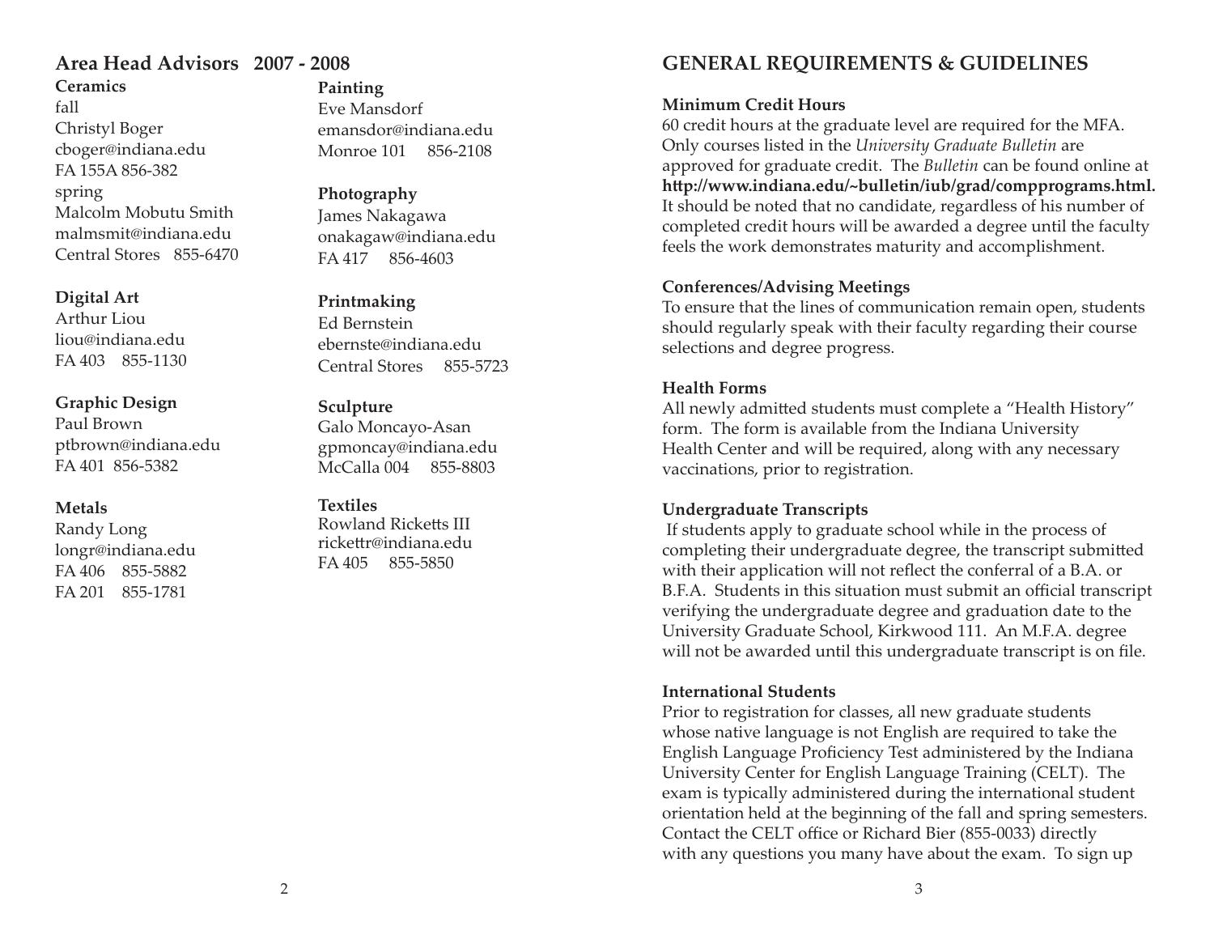## Area Head Advisors 2007 - 2008

**Ceramics**
fall
Christyl Boger
cboger@indiana.edu
FA 155A 856-382
spring
Malcolm Mobutu Smith
malmsmit@indiana.edu
Central Stores 855-6470

**Digital Art**
Arthur Liou
liou@indiana.edu
FA 403 855-1130

**Graphic Design**
Paul Brown
ptbrown@indiana.edu
FA 401 856-5382

**Metals**
Randy Long
longr@indiana.edu
FA 406 855-5882
FA 201 855-1781

**Painting**
Eve Mansdorf
emansdor@indiana.edu
Monroe 101 856-2108

**Photography**
James Nakagawa
onakagaw@indiana.edu
FA 417 856-4603

**Printmaking**
Ed Bernstein
ebernste@indiana.edu
Central Stores 855-5723

**Sculpture**
Galo Moncayo-Asan
gpmoncay@indiana.edu
McCalla 004 855-8803

**Textiles**
Rowland Ricketts III
rickettr@indiana.edu
FA 405 855-5850

## GENERAL REQUIREMENTS & GUIDELINES

**Minimum Credit Hours**

60 credit hours at the graduate level are required for the MFA. Only courses listed in the *University Graduate Bulletin* are approved for graduate credit. The *Bulletin* can be found online at **http://www.indiana.edu/~bulletin/iub/grad/compprograms.html.** It should be noted that no candidate, regardless of his number of completed credit hours will be awarded a degree until the faculty feels the work demonstrates maturity and accomplishment.

**Conferences/Advising Meetings**

To ensure that the lines of communication remain open, students should regularly speak with their faculty regarding their course selections and degree progress.

**Health Forms**

All newly admitted students must complete a "Health History" form. The form is available from the Indiana University Health Center and will be required, along with any necessary vaccinations, prior to registration.

**Undergraduate Transcripts**

If students apply to graduate school while in the process of completing their undergraduate degree, the transcript submitted with their application will not reflect the conferral of a B.A. or B.F.A. Students in this situation must submit an official transcript verifying the undergraduate degree and graduation date to the University Graduate School, Kirkwood 111. An M.F.A. degree will not be awarded until this undergraduate transcript is on file.

**International Students**

Prior to registration for classes, all new graduate students whose native language is not English are required to take the English Language Proficiency Test administered by the Indiana University Center for English Language Training (CELT). The exam is typically administered during the international student orientation held at the beginning of the fall and spring semesters. Contact the CELT office or Richard Bier (855-0033) directly with any questions you many have about the exam. To sign up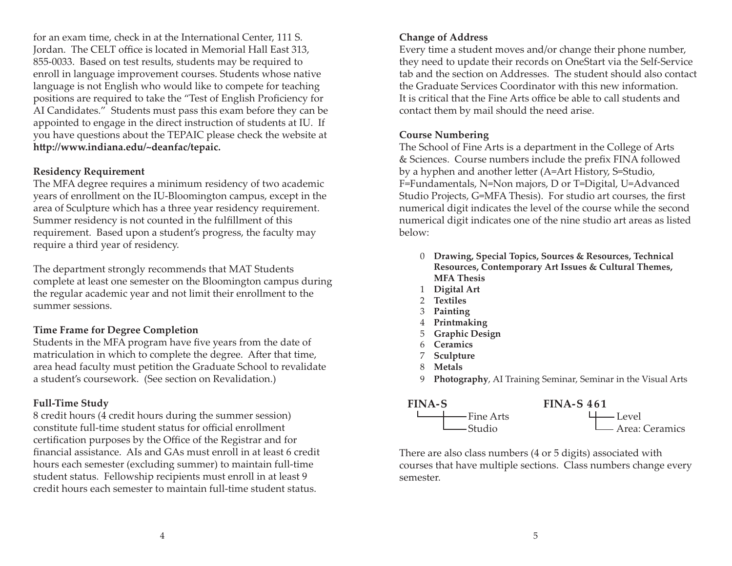for an exam time, check in at the International Center, 111 S. Jordan. The CELT office is located in Memorial Hall East 313, 855-0033. Based on test results, students may be required to enroll in language improvement courses. Students whose native language is not English who would like to compete for teaching positions are required to take the "Test of English Proficiency for AI Candidates." Students must pass this exam before they can be appointed to engage in the direct instruction of students at IU. If you have questions about the TEPAIC please check the website at **http://www.indiana.edu/~deanfac/tepaic.**

### Residency Requirement

The MFA degree requires a minimum residency of two academic years of enrollment on the IU-Bloomington campus, except in the area of Sculpture which has a three year residency requirement. Summer residency is not counted in the fulfillment of this requirement. Based upon a student's progress, the faculty may require a third year of residency.

The department strongly recommends that MAT Students complete at least one semester on the Bloomington campus during the regular academic year and not limit their enrollment to the summer sessions.

### Time Frame for Degree Completion

Students in the MFA program have five years from the date of matriculation in which to complete the degree. After that time, area head faculty must petition the Graduate School to revalidate a student's coursework. (See section on Revalidation.)

### Full-Time Study

8 credit hours (4 credit hours during the summer session) constitute full-time student status for official enrollment certification purposes by the Office of the Registrar and for financial assistance. AIs and GAs must enroll in at least 6 credit hours each semester (excluding summer) to maintain full-time student status. Fellowship recipients must enroll in at least 9 credit hours each semester to maintain full-time student status.

### Change of Address

Every time a student moves and/or change their phone number, they need to update their records on OneStart via the Self-Service tab and the section on Addresses. The student should also contact the Graduate Services Coordinator with this new information. It is critical that the Fine Arts office be able to call students and contact them by mail should the need arise.

### Course Numbering

The School of Fine Arts is a department in the College of Arts & Sciences. Course numbers include the prefix FINA followed by a hyphen and another letter (A=Art History, S=Studio, F=Fundamentals, N=Non majors, D or T=Digital, U=Advanced Studio Projects, G=MFA Thesis). For studio art courses, the first numerical digit indicates the level of the course while the second numerical digit indicates one of the nine studio art areas as listed below:

- 0 **Drawing, Special Topics, Sources & Resources, Technical Resources, Contemporary Art Issues & Cultural Themes, MFA Thesis**
- 1 **Digital Art**
- 2 **Textiles**
- 3 **Painting**
- 4 **Printmaking**
- 5 **Graphic Design**
- 6 **Ceramics**
- 7 **Sculpture**
- 8 **Metals**
- 9 **Photography**, AI Training Seminar, Seminar in the Visual Arts

**FINA-S**
- FINA — Fine Arts
- S — Studio

**FINA-S 461**
- 4 — Level
- 6 — Area: Ceramics

There are also class numbers (4 or 5 digits) associated with courses that have multiple sections. Class numbers change every semester.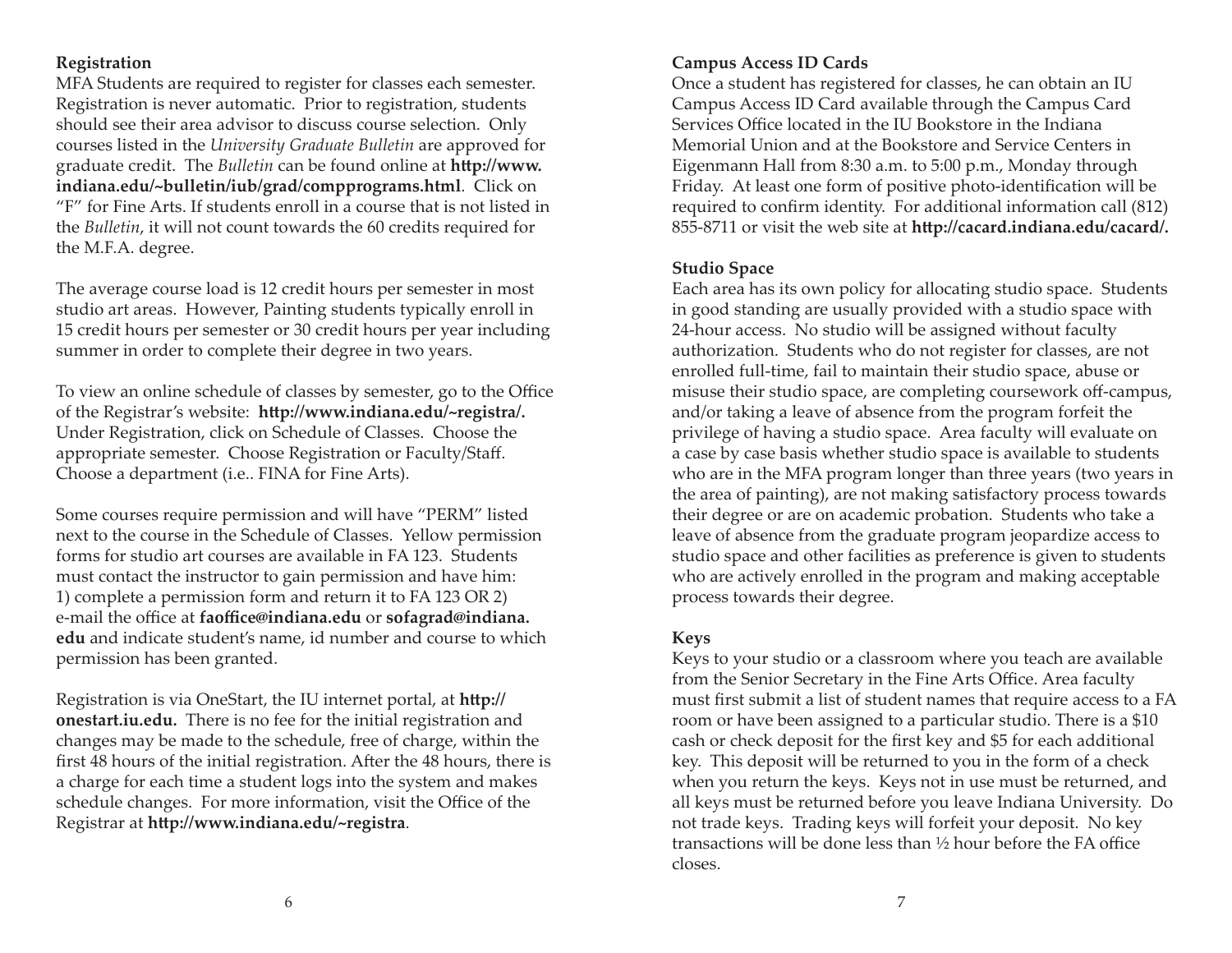### Registration

MFA Students are required to register for classes each semester. Registration is never automatic. Prior to registration, students should see their area advisor to discuss course selection. Only courses listed in the *University Graduate Bulletin* are approved for graduate credit. The *Bulletin* can be found online at **http://www.indiana.edu/~bulletin/iub/grad/compprograms.html**. Click on "F" for Fine Arts. If students enroll in a course that is not listed in the *Bulletin*, it will not count towards the 60 credits required for the M.F.A. degree.

The average course load is 12 credit hours per semester in most studio art areas. However, Painting students typically enroll in 15 credit hours per semester or 30 credit hours per year including summer in order to complete their degree in two years.

To view an online schedule of classes by semester, go to the Office of the Registrar's website: **http://www.indiana.edu/~registra/.** Under Registration, click on Schedule of Classes. Choose the appropriate semester. Choose Registration or Faculty/Staff. Choose a department (i.e.. FINA for Fine Arts).

Some courses require permission and will have "PERM" listed next to the course in the Schedule of Classes. Yellow permission forms for studio art courses are available in FA 123. Students must contact the instructor to gain permission and have him: 1) complete a permission form and return it to FA 123 OR 2) e-mail the office at **faoffice@indiana.edu** or **sofagrad@indiana.edu** and indicate student's name, id number and course to which permission has been granted.

Registration is via OneStart, the IU internet portal, at **http://onestart.iu.edu.** There is no fee for the initial registration and changes may be made to the schedule, free of charge, within the first 48 hours of the initial registration. After the 48 hours, there is a charge for each time a student logs into the system and makes schedule changes. For more information, visit the Office of the Registrar at **http://www.indiana.edu/~registra**.

### Campus Access ID Cards

Once a student has registered for classes, he can obtain an IU Campus Access ID Card available through the Campus Card Services Office located in the IU Bookstore in the Indiana Memorial Union and at the Bookstore and Service Centers in Eigenmann Hall from 8:30 a.m. to 5:00 p.m., Monday through Friday. At least one form of positive photo-identification will be required to confirm identity. For additional information call (812) 855-8711 or visit the web site at **http://cacard.indiana.edu/cacard/.**

### Studio Space

Each area has its own policy for allocating studio space. Students in good standing are usually provided with a studio space with 24-hour access. No studio will be assigned without faculty authorization. Students who do not register for classes, are not enrolled full-time, fail to maintain their studio space, abuse or misuse their studio space, are completing coursework off-campus, and/or taking a leave of absence from the program forfeit the privilege of having a studio space. Area faculty will evaluate on a case by case basis whether studio space is available to students who are in the MFA program longer than three years (two years in the area of painting), are not making satisfactory process towards their degree or are on academic probation. Students who take a leave of absence from the graduate program jeopardize access to studio space and other facilities as preference is given to students who are actively enrolled in the program and making acceptable process towards their degree.

### Keys

Keys to your studio or a classroom where you teach are available from the Senior Secretary in the Fine Arts Office. Area faculty must first submit a list of student names that require access to a FA room or have been assigned to a particular studio. There is a $10 cash or check deposit for the first key and $5 for each additional key. This deposit will be returned to you in the form of a check when you return the keys. Keys not in use must be returned, and all keys must be returned before you leave Indiana University. Do not trade keys. Trading keys will forfeit your deposit. No key transactions will be done less than ½ hour before the FA office closes.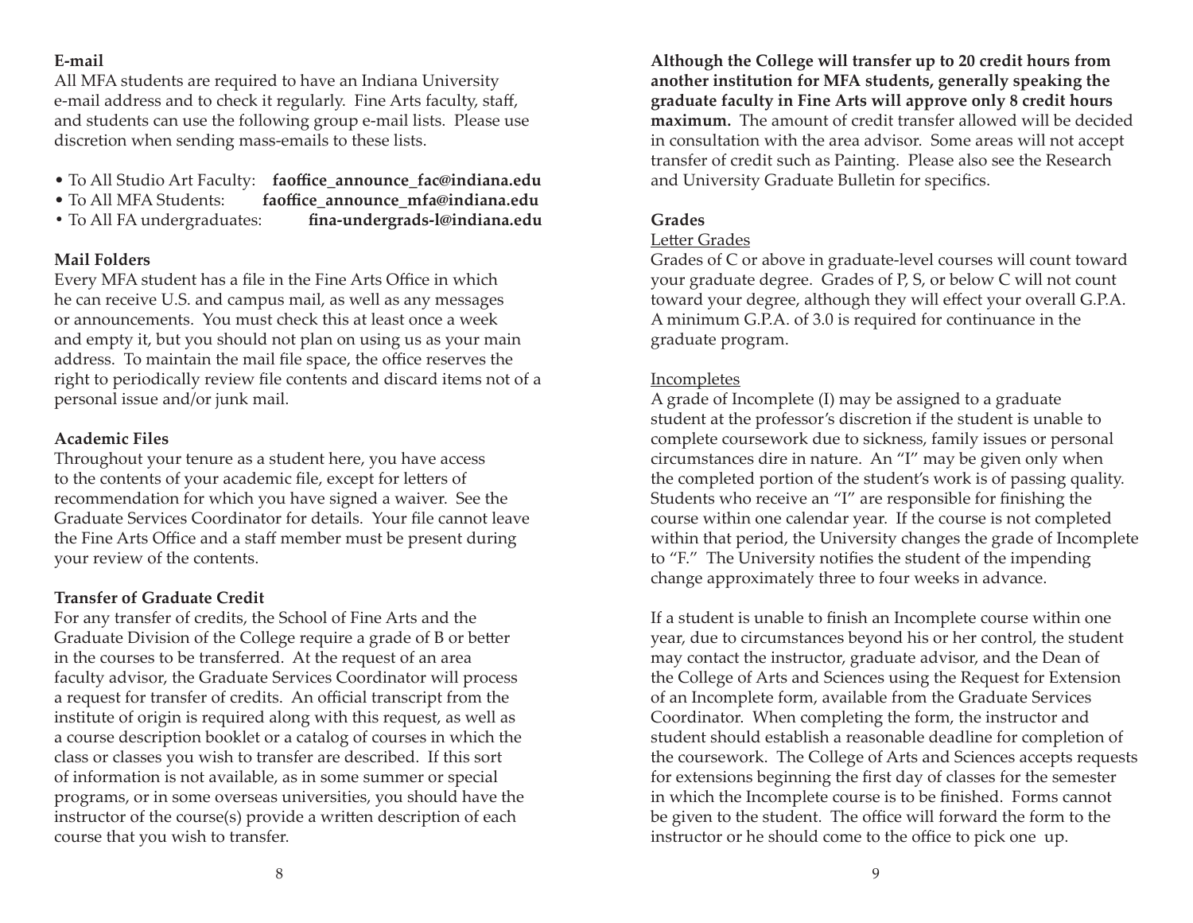**E-mail**

All MFA students are required to have an Indiana University e-mail address and to check it regularly. Fine Arts faculty, staff, and students can use the following group e-mail lists. Please use discretion when sending mass-emails to these lists.

- To All Studio Art Faculty: **faoffice_announce_fac@indiana.edu**
- To All MFA Students: **faoffice_announce_mfa@indiana.edu**
- To All FA undergraduates: **fina-undergrads-l@indiana.edu**

**Mail Folders**

Every MFA student has a file in the Fine Arts Office in which he can receive U.S. and campus mail, as well as any messages or announcements. You must check this at least once a week and empty it, but you should not plan on using us as your main address. To maintain the mail file space, the office reserves the right to periodically review file contents and discard items not of a personal issue and/or junk mail.

**Academic Files**

Throughout your tenure as a student here, you have access to the contents of your academic file, except for letters of recommendation for which you have signed a waiver. See the Graduate Services Coordinator for details. Your file cannot leave the Fine Arts Office and a staff member must be present during your review of the contents.

**Transfer of Graduate Credit**

For any transfer of credits, the School of Fine Arts and the Graduate Division of the College require a grade of B or better in the courses to be transferred. At the request of an area faculty advisor, the Graduate Services Coordinator will process a request for transfer of credits. An official transcript from the institute of origin is required along with this request, as well as a course description booklet or a catalog of courses in which the class or classes you wish to transfer are described. If this sort of information is not available, as in some summer or special programs, or in some overseas universities, you should have the instructor of the course(s) provide a written description of each course that you wish to transfer.

**Although the College will transfer up to 20 credit hours from another institution for MFA students, generally speaking the graduate faculty in Fine Arts will approve only 8 credit hours maximum.** The amount of credit transfer allowed will be decided in consultation with the area advisor. Some areas will not accept transfer of credit such as Painting. Please also see the Research and University Graduate Bulletin for specifics.

**Grades**

Letter Grades

Grades of C or above in graduate-level courses will count toward your graduate degree. Grades of P, S, or below C will not count toward your degree, although they will effect your overall G.P.A. A minimum G.P.A. of 3.0 is required for continuance in the graduate program.

Incompletes

A grade of Incomplete (I) may be assigned to a graduate student at the professor's discretion if the student is unable to complete coursework due to sickness, family issues or personal circumstances dire in nature. An "I" may be given only when the completed portion of the student's work is of passing quality. Students who receive an "I" are responsible for finishing the course within one calendar year. If the course is not completed within that period, the University changes the grade of Incomplete to "F." The University notifies the student of the impending change approximately three to four weeks in advance.

If a student is unable to finish an Incomplete course within one year, due to circumstances beyond his or her control, the student may contact the instructor, graduate advisor, and the Dean of the College of Arts and Sciences using the Request for Extension of an Incomplete form, available from the Graduate Services Coordinator. When completing the form, the instructor and student should establish a reasonable deadline for completion of the coursework. The College of Arts and Sciences accepts requests for extensions beginning the first day of classes for the semester in which the Incomplete course is to be finished. Forms cannot be given to the student. The office will forward the form to the instructor or he should come to the office to pick one up.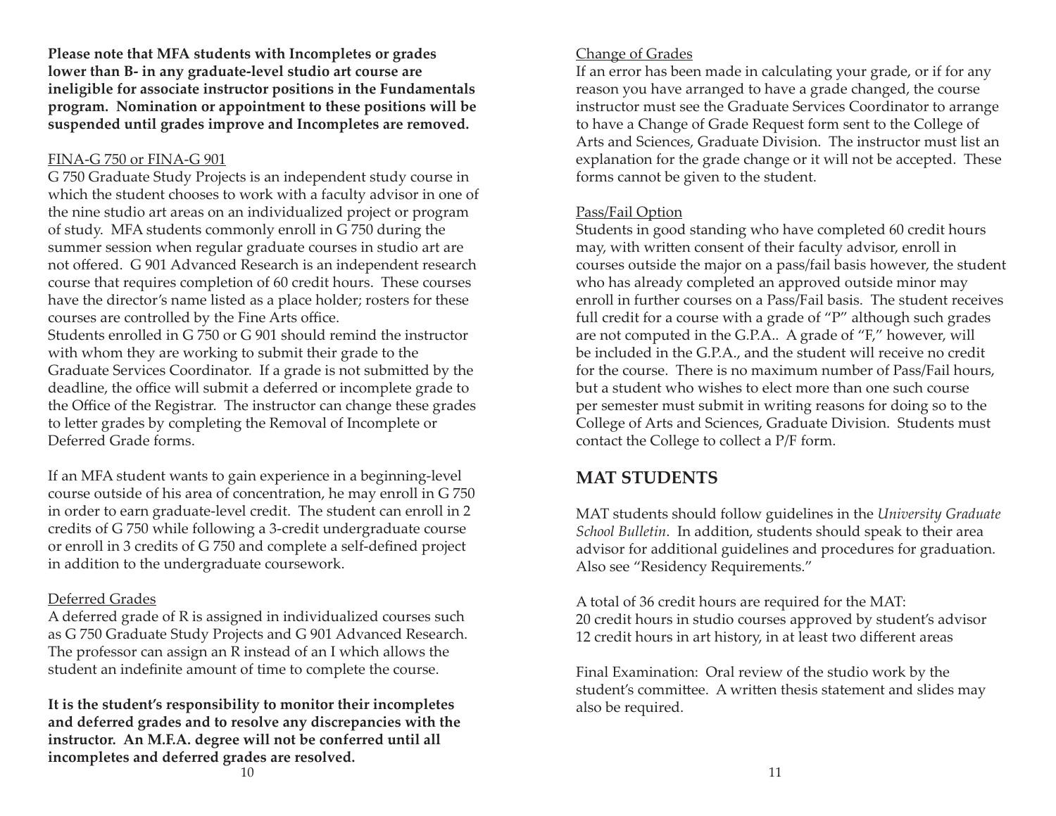**Please note that MFA students with Incompletes or grades lower than B- in any graduate-level studio art course are ineligible for associate instructor positions in the Fundamentals program. Nomination or appointment to these positions will be suspended until grades improve and Incompletes are removed.**

FINA-G 750 or FINA-G 901

G 750 Graduate Study Projects is an independent study course in which the student chooses to work with a faculty advisor in one of the nine studio art areas on an individualized project or program of study. MFA students commonly enroll in G 750 during the summer session when regular graduate courses in studio art are not offered. G 901 Advanced Research is an independent research course that requires completion of 60 credit hours. These courses have the director's name listed as a place holder; rosters for these courses are controlled by the Fine Arts office.
Students enrolled in G 750 or G 901 should remind the instructor with whom they are working to submit their grade to the Graduate Services Coordinator. If a grade is not submitted by the deadline, the office will submit a deferred or incomplete grade to the Office of the Registrar. The instructor can change these grades to letter grades by completing the Removal of Incomplete or Deferred Grade forms.

If an MFA student wants to gain experience in a beginning-level course outside of his area of concentration, he may enroll in G 750 in order to earn graduate-level credit. The student can enroll in 2 credits of G 750 while following a 3-credit undergraduate course or enroll in 3 credits of G 750 and complete a self-defined project in addition to the undergraduate coursework.

Deferred Grades

A deferred grade of R is assigned in individualized courses such as G 750 Graduate Study Projects and G 901 Advanced Research. The professor can assign an R instead of an I which allows the student an indefinite amount of time to complete the course.

**It is the student's responsibility to monitor their incompletes and deferred grades and to resolve any discrepancies with the instructor. An M.F.A. degree will not be conferred until all incompletes and deferred grades are resolved.**

Change of Grades

If an error has been made in calculating your grade, or if for any reason you have arranged to have a grade changed, the course instructor must see the Graduate Services Coordinator to arrange to have a Change of Grade Request form sent to the College of Arts and Sciences, Graduate Division. The instructor must list an explanation for the grade change or it will not be accepted. These forms cannot be given to the student.

Pass/Fail Option

Students in good standing who have completed 60 credit hours may, with written consent of their faculty advisor, enroll in courses outside the major on a pass/fail basis however, the student who has already completed an approved outside minor may enroll in further courses on a Pass/Fail basis. The student receives full credit for a course with a grade of "P" although such grades are not computed in the G.P.A.. A grade of "F," however, will be included in the G.P.A., and the student will receive no credit for the course. There is no maximum number of Pass/Fail hours, but a student who wishes to elect more than one such course per semester must submit in writing reasons for doing so to the College of Arts and Sciences, Graduate Division. Students must contact the College to collect a P/F form.

## MAT STUDENTS

MAT students should follow guidelines in the *University Graduate School Bulletin*. In addition, students should speak to their area advisor for additional guidelines and procedures for graduation. Also see "Residency Requirements."

A total of 36 credit hours are required for the MAT:
20 credit hours in studio courses approved by student's advisor
12 credit hours in art history, in at least two different areas

Final Examination: Oral review of the studio work by the student's committee. A written thesis statement and slides may also be required.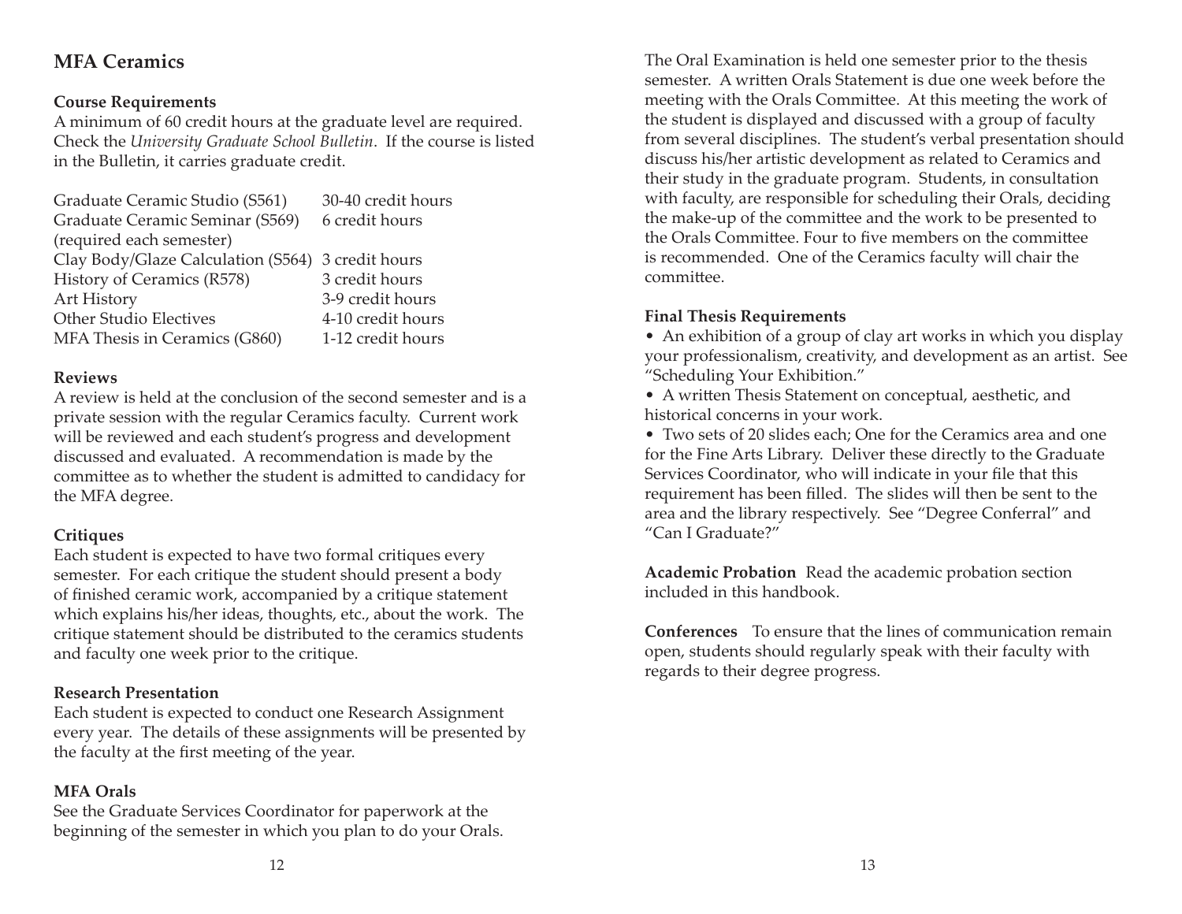## MFA Ceramics

### Course Requirements

A minimum of 60 credit hours at the graduate level are required. Check the *University Graduate School Bulletin*. If the course is listed in the Bulletin, it carries graduate credit.

| Course | Credit Hours |
|---|---|
| Graduate Ceramic Studio (S561) | 30-40 credit hours |
| Graduate Ceramic Seminar (S569) (required each semester) | 6 credit hours |
| Clay Body/Glaze Calculation (S564) | 3 credit hours |
| History of Ceramics (R578) | 3 credit hours |
| Art History | 3-9 credit hours |
| Other Studio Electives | 4-10 credit hours |
| MFA Thesis in Ceramics (G860) | 1-12 credit hours |

### Reviews

A review is held at the conclusion of the second semester and is a private session with the regular Ceramics faculty. Current work will be reviewed and each student's progress and development discussed and evaluated. A recommendation is made by the committee as to whether the student is admitted to candidacy for the MFA degree.

### Critiques

Each student is expected to have two formal critiques every semester. For each critique the student should present a body of finished ceramic work, accompanied by a critique statement which explains his/her ideas, thoughts, etc., about the work. The critique statement should be distributed to the ceramics students and faculty one week prior to the critique.

### Research Presentation

Each student is expected to conduct one Research Assignment every year. The details of these assignments will be presented by the faculty at the first meeting of the year.

### MFA Orals

See the Graduate Services Coordinator for paperwork at the beginning of the semester in which you plan to do your Orals. The Oral Examination is held one semester prior to the thesis semester. A written Orals Statement is due one week before the meeting with the Orals Committee. At this meeting the work of the student is displayed and discussed with a group of faculty from several disciplines. The student's verbal presentation should discuss his/her artistic development as related to Ceramics and their study in the graduate program. Students, in consultation with faculty, are responsible for scheduling their Orals, deciding the make-up of the committee and the work to be presented to the Orals Committee. Four to five members on the committee is recommended. One of the Ceramics faculty will chair the committee.

### Final Thesis Requirements

- An exhibition of a group of clay art works in which you display your professionalism, creativity, and development as an artist. See "Scheduling Your Exhibition."
- A written Thesis Statement on conceptual, aesthetic, and historical concerns in your work.
- Two sets of 20 slides each; One for the Ceramics area and one for the Fine Arts Library. Deliver these directly to the Graduate Services Coordinator, who will indicate in your file that this requirement has been filled. The slides will then be sent to the area and the library respectively. See "Degree Conferral" and "Can I Graduate?"

**Academic Probation** Read the academic probation section included in this handbook.

**Conferences** To ensure that the lines of communication remain open, students should regularly speak with their faculty with regards to their degree progress.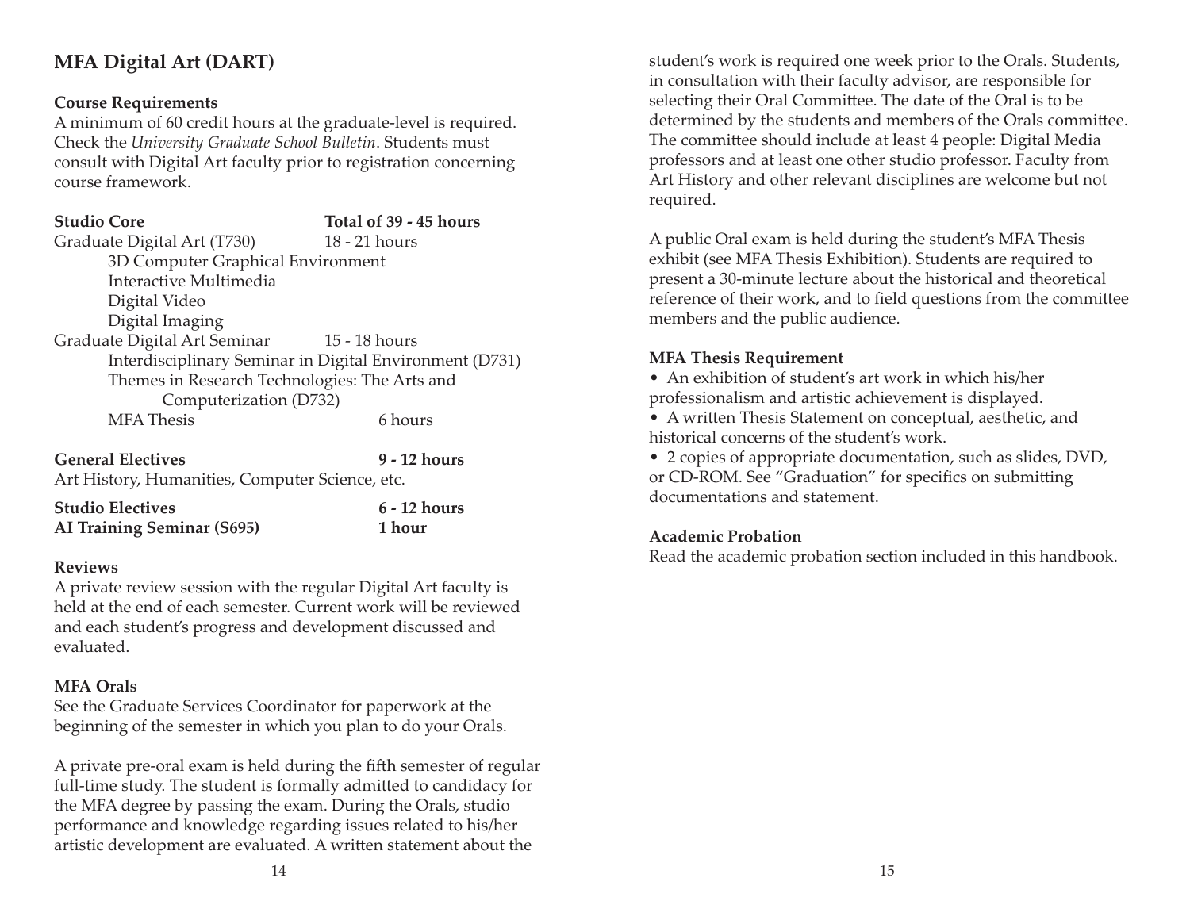## MFA Digital Art (DART)

### Course Requirements

A minimum of 60 credit hours at the graduate-level is required. Check the *University Graduate School Bulletin*. Students must consult with Digital Art faculty prior to registration concerning course framework.

| **Studio Core** | **Total of 39 - 45 hours** |
|---|---|
| Graduate Digital Art (T730) | 18 - 21 hours |
| 3D Computer Graphical Environment | |
| Interactive Multimedia | |
| Digital Video | |
| Digital Imaging | |
| Graduate Digital Art Seminar | 15 - 18 hours |
| Interdisciplinary Seminar in Digital Environment (D731) | |
| Themes in Research Technologies: The Arts and Computerization (D732) | |
| MFA Thesis | 6 hours |
| **General Electives** | **9 - 12 hours** |
| Art History, Humanities, Computer Science, etc. | |
| **Studio Electives** | **6 - 12 hours** |
| **AI Training Seminar (S695)** | **1 hour** |

### Reviews

A private review session with the regular Digital Art faculty is held at the end of each semester. Current work will be reviewed and each student's progress and development discussed and evaluated.

### MFA Orals

See the Graduate Services Coordinator for paperwork at the beginning of the semester in which you plan to do your Orals.

A private pre-oral exam is held during the fifth semester of regular full-time study. The student is formally admitted to candidacy for the MFA degree by passing the exam. During the Orals, studio performance and knowledge regarding issues related to his/her artistic development are evaluated. A written statement about the student's work is required one week prior to the Orals. Students, in consultation with their faculty advisor, are responsible for selecting their Oral Committee. The date of the Oral is to be determined by the students and members of the Orals committee. The committee should include at least 4 people: Digital Media professors and at least one other studio professor. Faculty from Art History and other relevant disciplines are welcome but not required.

A public Oral exam is held during the student's MFA Thesis exhibit (see MFA Thesis Exhibition). Students are required to present a 30-minute lecture about the historical and theoretical reference of their work, and to field questions from the committee members and the public audience.

### MFA Thesis Requirement

- An exhibition of student's art work in which his/her professionalism and artistic achievement is displayed.
- A written Thesis Statement on conceptual, aesthetic, and historical concerns of the student's work.
- 2 copies of appropriate documentation, such as slides, DVD, or CD-ROM. See "Graduation" for specifics on submitting documentations and statement.

### Academic Probation

Read the academic probation section included in this handbook.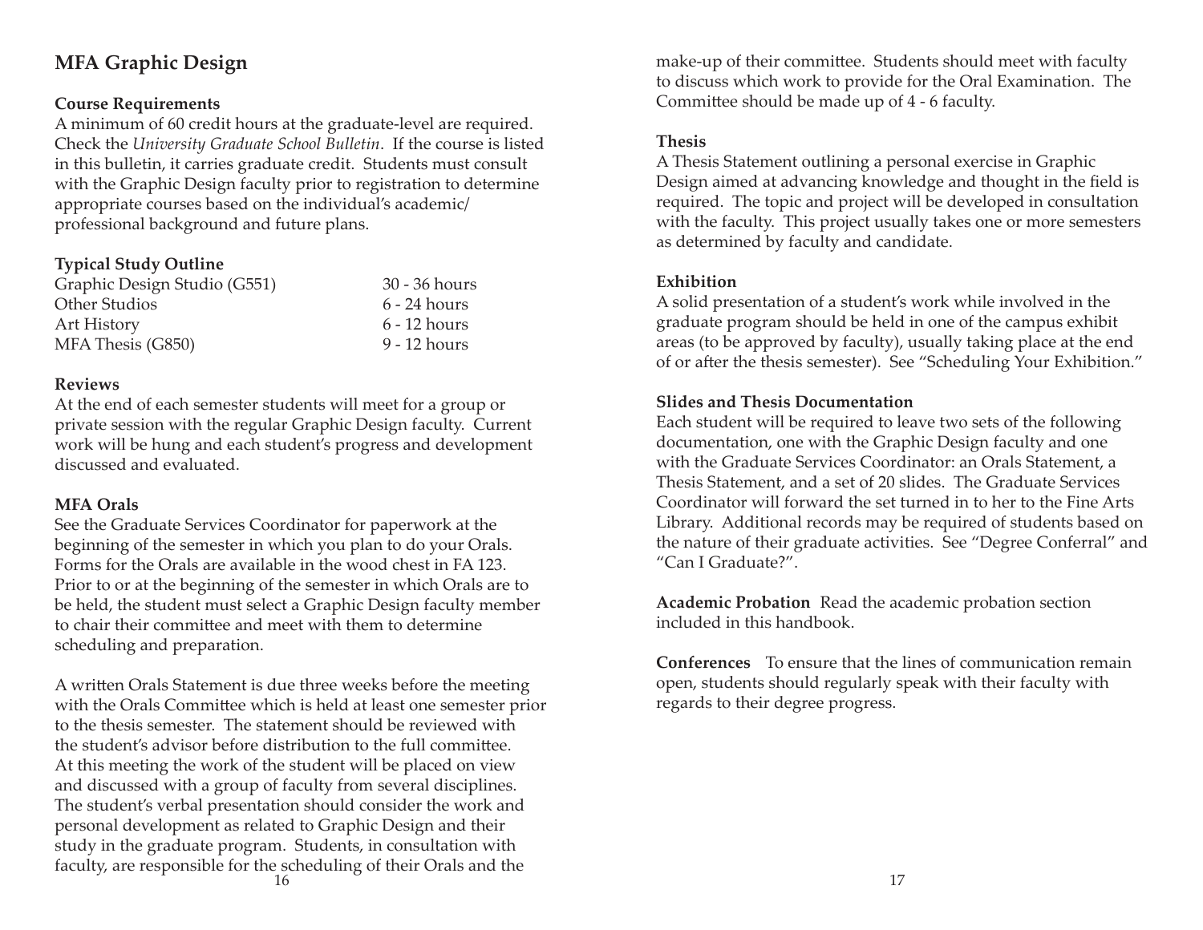## MFA Graphic Design

**Course Requirements**

A minimum of 60 credit hours at the graduate-level are required. Check the *University Graduate School Bulletin*. If the course is listed in this bulletin, it carries graduate credit. Students must consult with the Graphic Design faculty prior to registration to determine appropriate courses based on the individual's academic/professional background and future plans.

**Typical Study Outline**

| | |
|---|---|
| Graphic Design Studio (G551) | 30 - 36 hours |
| Other Studios | 6 - 24 hours |
| Art History | 6 - 12 hours |
| MFA Thesis (G850) | 9 - 12 hours |

**Reviews**

At the end of each semester students will meet for a group or private session with the regular Graphic Design faculty. Current work will be hung and each student's progress and development discussed and evaluated.

**MFA Orals**

See the Graduate Services Coordinator for paperwork at the beginning of the semester in which you plan to do your Orals. Forms for the Orals are available in the wood chest in FA 123. Prior to or at the beginning of the semester in which Orals are to be held, the student must select a Graphic Design faculty member to chair their committee and meet with them to determine scheduling and preparation.

A written Orals Statement is due three weeks before the meeting with the Orals Committee which is held at least one semester prior to the thesis semester. The statement should be reviewed with the student's advisor before distribution to the full committee. At this meeting the work of the student will be placed on view and discussed with a group of faculty from several disciplines. The student's verbal presentation should consider the work and personal development as related to Graphic Design and their study in the graduate program. Students, in consultation with faculty, are responsible for the scheduling of their Orals and the make-up of their committee. Students should meet with faculty to discuss which work to provide for the Oral Examination. The Committee should be made up of 4 - 6 faculty.

**Thesis**

A Thesis Statement outlining a personal exercise in Graphic Design aimed at advancing knowledge and thought in the field is required. The topic and project will be developed in consultation with the faculty. This project usually takes one or more semesters as determined by faculty and candidate.

**Exhibition**

A solid presentation of a student's work while involved in the graduate program should be held in one of the campus exhibit areas (to be approved by faculty), usually taking place at the end of or after the thesis semester). See "Scheduling Your Exhibition."

**Slides and Thesis Documentation**

Each student will be required to leave two sets of the following documentation, one with the Graphic Design faculty and one with the Graduate Services Coordinator: an Orals Statement, a Thesis Statement, and a set of 20 slides. The Graduate Services Coordinator will forward the set turned in to her to the Fine Arts Library. Additional records may be required of students based on the nature of their graduate activities. See "Degree Conferral" and "Can I Graduate?".

**Academic Probation** Read the academic probation section included in this handbook.

**Conferences** To ensure that the lines of communication remain open, students should regularly speak with their faculty with regards to their degree progress.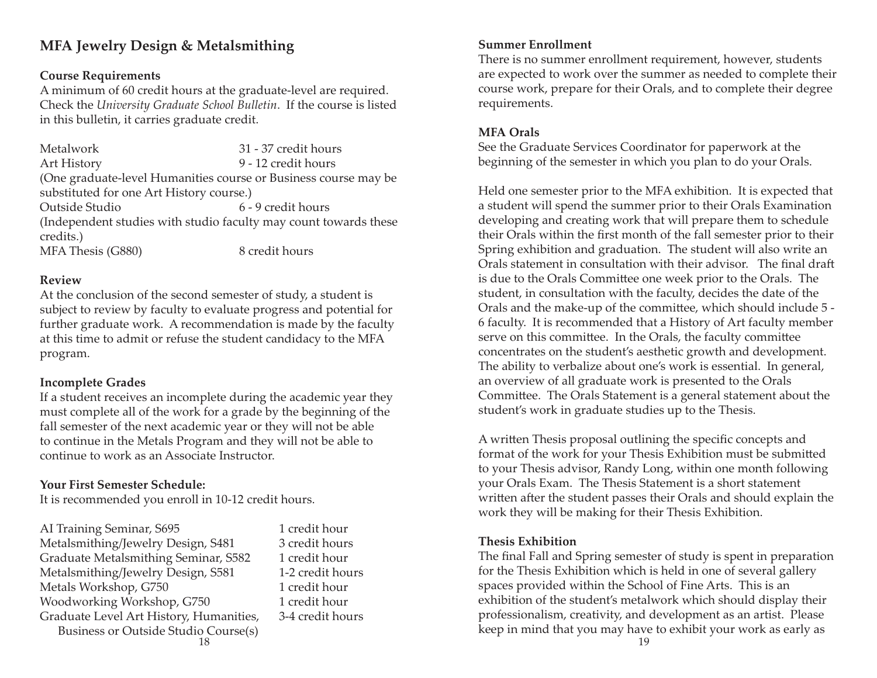## MFA Jewelry Design & Metalsmithing

### Course Requirements

A minimum of 60 credit hours at the graduate-level are required. Check the *University Graduate School Bulletin*. If the course is listed in this bulletin, it carries graduate credit.

| | |
|---|---|
| Metalwork | 31 - 37 credit hours |
| Art History | 9 - 12 credit hours |

(One graduate-level Humanities course or Business course may be substituted for one Art History course.)

| | |
|---|---|
| Outside Studio | 6 - 9 credit hours |

(Independent studies with studio faculty may count towards these credits.)

| | |
|---|---|
| MFA Thesis (G880) | 8 credit hours |

### Review

At the conclusion of the second semester of study, a student is subject to review by faculty to evaluate progress and potential for further graduate work. A recommendation is made by the faculty at this time to admit or refuse the student candidacy to the MFA program.

### Incomplete Grades

If a student receives an incomplete during the academic year they must complete all of the work for a grade by the beginning of the fall semester of the next academic year or they will not be able to continue in the Metals Program and they will not be able to continue to work as an Associate Instructor.

### Your First Semester Schedule:

It is recommended you enroll in 10-12 credit hours.

| | |
|---|---|
| AI Training Seminar, S695 | 1 credit hour |
| Metalsmithing/Jewelry Design, S481 | 3 credit hours |
| Graduate Metalsmithing Seminar, S582 | 1 credit hour |
| Metalsmithing/Jewelry Design, S581 | 1-2 credit hours |
| Metals Workshop, G750 | 1 credit hour |
| Woodworking Workshop, G750 | 1 credit hour |
| Graduate Level Art History, Humanities, Business or Outside Studio Course(s) | 3-4 credit hours |

### Summer Enrollment

There is no summer enrollment requirement, however, students are expected to work over the summer as needed to complete their course work, prepare for their Orals, and to complete their degree requirements.

### MFA Orals

See the Graduate Services Coordinator for paperwork at the beginning of the semester in which you plan to do your Orals.

Held one semester prior to the MFA exhibition. It is expected that a student will spend the summer prior to their Orals Examination developing and creating work that will prepare them to schedule their Orals within the first month of the fall semester prior to their Spring exhibition and graduation. The student will also write an Orals statement in consultation with their advisor. The final draft is due to the Orals Committee one week prior to the Orals. The student, in consultation with the faculty, decides the date of the Orals and the make-up of the committee, which should include 5 - 6 faculty. It is recommended that a History of Art faculty member serve on this committee. In the Orals, the faculty committee concentrates on the student's aesthetic growth and development. The ability to verbalize about one's work is essential. In general, an overview of all graduate work is presented to the Orals Committee. The Orals Statement is a general statement about the student's work in graduate studies up to the Thesis.

A written Thesis proposal outlining the specific concepts and format of the work for your Thesis Exhibition must be submitted to your Thesis advisor, Randy Long, within one month following your Orals Exam. The Thesis Statement is a short statement written after the student passes their Orals and should explain the work they will be making for their Thesis Exhibition.

### Thesis Exhibition

The final Fall and Spring semester of study is spent in preparation for the Thesis Exhibition which is held in one of several gallery spaces provided within the School of Fine Arts. This is an exhibition of the student's metalwork which should display their professionalism, creativity, and development as an artist. Please keep in mind that you may have to exhibit your work as early as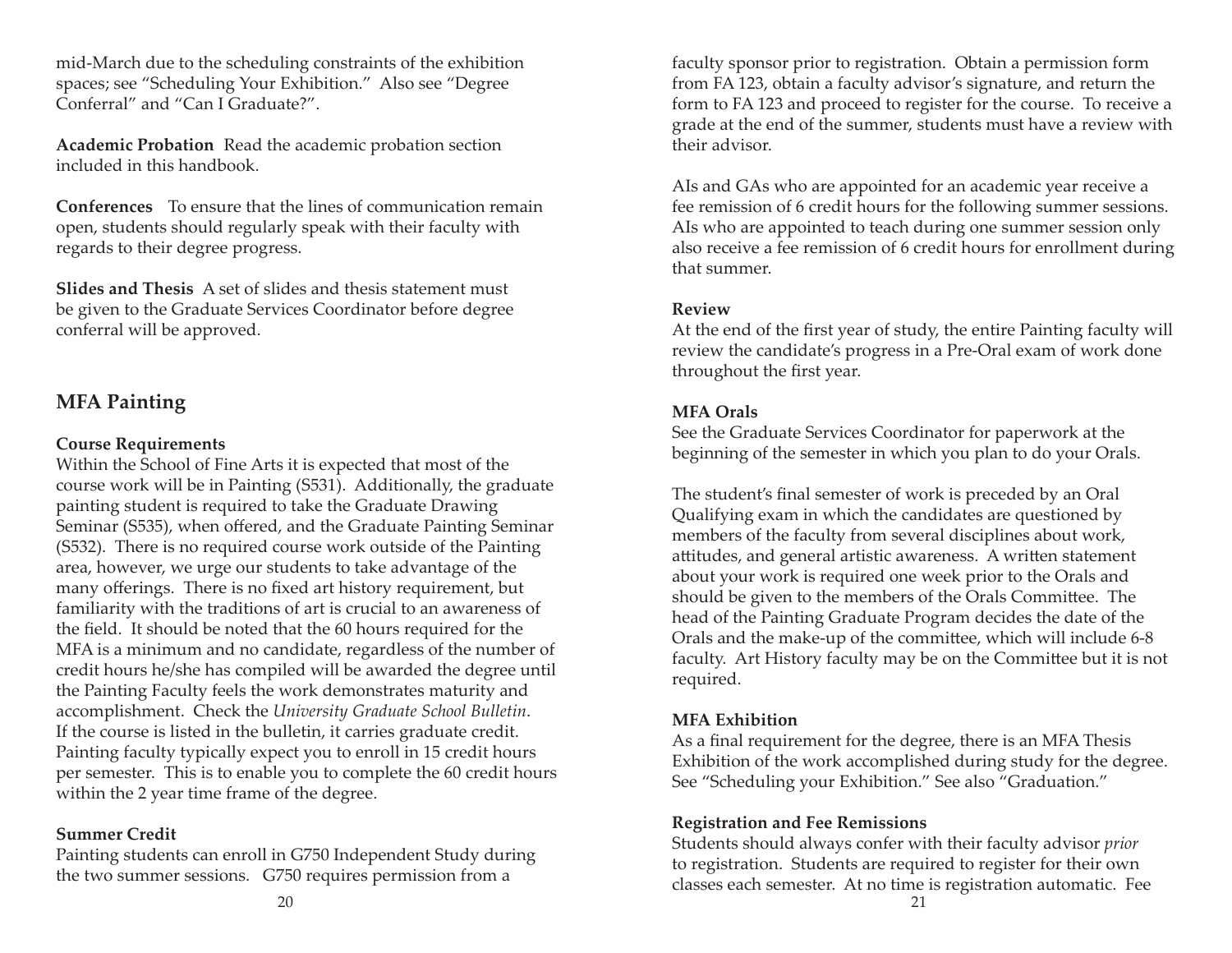mid-March due to the scheduling constraints of the exhibition spaces; see "Scheduling Your Exhibition." Also see "Degree Conferral" and "Can I Graduate?".

**Academic Probation** Read the academic probation section included in this handbook.

**Conferences** To ensure that the lines of communication remain open, students should regularly speak with their faculty with regards to their degree progress.

**Slides and Thesis** A set of slides and thesis statement must be given to the Graduate Services Coordinator before degree conferral will be approved.

## MFA Painting

### Course Requirements

Within the School of Fine Arts it is expected that most of the course work will be in Painting (S531). Additionally, the graduate painting student is required to take the Graduate Drawing Seminar (S535), when offered, and the Graduate Painting Seminar (S532). There is no required course work outside of the Painting area, however, we urge our students to take advantage of the many offerings. There is no fixed art history requirement, but familiarity with the traditions of art is crucial to an awareness of the field. It should be noted that the 60 hours required for the MFA is a minimum and no candidate, regardless of the number of credit hours he/she has compiled will be awarded the degree until the Painting Faculty feels the work demonstrates maturity and accomplishment. Check the *University Graduate School Bulletin*. If the course is listed in the bulletin, it carries graduate credit. Painting faculty typically expect you to enroll in 15 credit hours per semester. This is to enable you to complete the 60 credit hours within the 2 year time frame of the degree.

### Summer Credit

Painting students can enroll in G750 Independent Study during the two summer sessions. G750 requires permission from a faculty sponsor prior to registration. Obtain a permission form from FA 123, obtain a faculty advisor's signature, and return the form to FA 123 and proceed to register for the course. To receive a grade at the end of the summer, students must have a review with their advisor.

AIs and GAs who are appointed for an academic year receive a fee remission of 6 credit hours for the following summer sessions. AIs who are appointed to teach during one summer session only also receive a fee remission of 6 credit hours for enrollment during that summer.

### Review

At the end of the first year of study, the entire Painting faculty will review the candidate's progress in a Pre-Oral exam of work done throughout the first year.

### MFA Orals

See the Graduate Services Coordinator for paperwork at the beginning of the semester in which you plan to do your Orals.

The student's final semester of work is preceded by an Oral Qualifying exam in which the candidates are questioned by members of the faculty from several disciplines about work, attitudes, and general artistic awareness. A written statement about your work is required one week prior to the Orals and should be given to the members of the Orals Committee. The head of the Painting Graduate Program decides the date of the Orals and the make-up of the committee, which will include 6-8 faculty. Art History faculty may be on the Committee but it is not required.

### MFA Exhibition

As a final requirement for the degree, there is an MFA Thesis Exhibition of the work accomplished during study for the degree. See "Scheduling your Exhibition." See also "Graduation."

### Registration and Fee Remissions

Students should always confer with their faculty advisor *prior* to registration. Students are required to register for their own classes each semester. At no time is registration automatic. Fee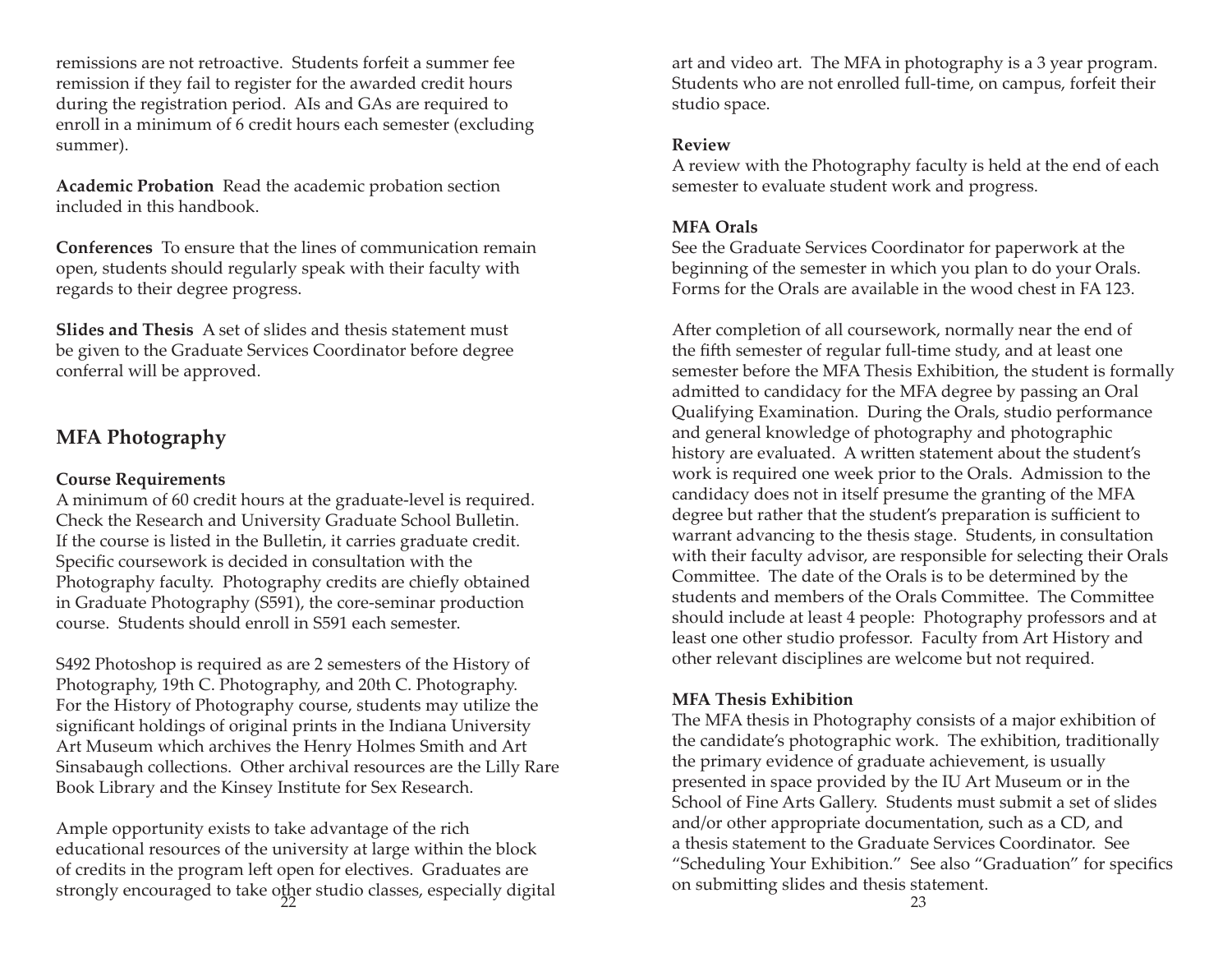remissions are not retroactive. Students forfeit a summer fee remission if they fail to register for the awarded credit hours during the registration period. AIs and GAs are required to enroll in a minimum of 6 credit hours each semester (excluding summer).

**Academic Probation** Read the academic probation section included in this handbook.

**Conferences** To ensure that the lines of communication remain open, students should regularly speak with their faculty with regards to their degree progress.

**Slides and Thesis** A set of slides and thesis statement must be given to the Graduate Services Coordinator before degree conferral will be approved.

## MFA Photography

**Course Requirements**
A minimum of 60 credit hours at the graduate-level is required. Check the Research and University Graduate School Bulletin. If the course is listed in the Bulletin, it carries graduate credit. Specific coursework is decided in consultation with the Photography faculty. Photography credits are chiefly obtained in Graduate Photography (S591), the core-seminar production course. Students should enroll in S591 each semester.

S492 Photoshop is required as are 2 semesters of the History of Photography, 19th C. Photography, and 20th C. Photography. For the History of Photography course, students may utilize the significant holdings of original prints in the Indiana University Art Museum which archives the Henry Holmes Smith and Art Sinsabaugh collections. Other archival resources are the Lilly Rare Book Library and the Kinsey Institute for Sex Research.

Ample opportunity exists to take advantage of the rich educational resources of the university at large within the block of credits in the program left open for electives. Graduates are strongly encouraged to take other studio classes, especially digital art and video art. The MFA in photography is a 3 year program. Students who are not enrolled full-time, on campus, forfeit their studio space.

**Review**
A review with the Photography faculty is held at the end of each semester to evaluate student work and progress.

**MFA Orals**
See the Graduate Services Coordinator for paperwork at the beginning of the semester in which you plan to do your Orals. Forms for the Orals are available in the wood chest in FA 123.

After completion of all coursework, normally near the end of the fifth semester of regular full-time study, and at least one semester before the MFA Thesis Exhibition, the student is formally admitted to candidacy for the MFA degree by passing an Oral Qualifying Examination. During the Orals, studio performance and general knowledge of photography and photographic history are evaluated. A written statement about the student's work is required one week prior to the Orals. Admission to the candidacy does not in itself presume the granting of the MFA degree but rather that the student's preparation is sufficient to warrant advancing to the thesis stage. Students, in consultation with their faculty advisor, are responsible for selecting their Orals Committee. The date of the Orals is to be determined by the students and members of the Orals Committee. The Committee should include at least 4 people: Photography professors and at least one other studio professor. Faculty from Art History and other relevant disciplines are welcome but not required.

**MFA Thesis Exhibition**
The MFA thesis in Photography consists of a major exhibition of the candidate's photographic work. The exhibition, traditionally the primary evidence of graduate achievement, is usually presented in space provided by the IU Art Museum or in the School of Fine Arts Gallery. Students must submit a set of slides and/or other appropriate documentation, such as a CD, and a thesis statement to the Graduate Services Coordinator. See "Scheduling Your Exhibition." See also "Graduation" for specifics on submitting slides and thesis statement.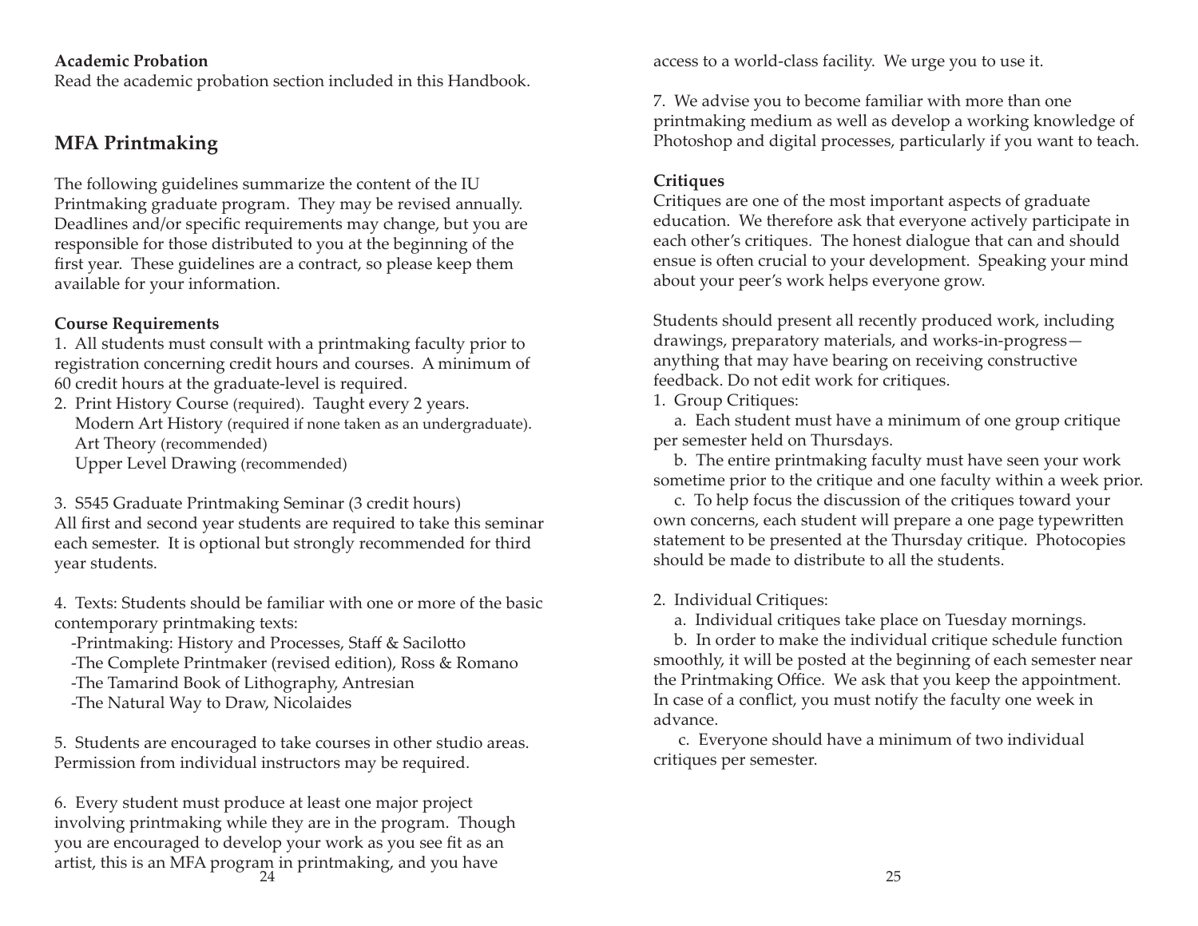**Academic Probation**
Read the academic probation section included in this Handbook.

## MFA Printmaking

The following guidelines summarize the content of the IU Printmaking graduate program. They may be revised annually. Deadlines and/or specific requirements may change, but you are responsible for those distributed to you at the beginning of the first year. These guidelines are a contract, so please keep them available for your information.

**Course Requirements**

1. All students must consult with a printmaking faculty prior to registration concerning credit hours and courses. A minimum of 60 credit hours at the graduate-level is required.
2. Print History Course (required). Taught every 2 years.
   Modern Art History (required if none taken as an undergraduate).
   Art Theory (recommended)
   Upper Level Drawing (recommended)

3. S545 Graduate Printmaking Seminar (3 credit hours)
All first and second year students are required to take this seminar each semester. It is optional but strongly recommended for third year students.

4. Texts: Students should be familiar with one or more of the basic contemporary printmaking texts:
   -Printmaking: History and Processes, Staff & Sacilotto
   -The Complete Printmaker (revised edition), Ross & Romano
   -The Tamarind Book of Lithography, Antresian
   -The Natural Way to Draw, Nicolaides

5. Students are encouraged to take courses in other studio areas. Permission from individual instructors may be required.

6. Every student must produce at least one major project involving printmaking while they are in the program. Though you are encouraged to develop your work as you see fit as an artist, this is an MFA program in printmaking, and you have access to a world-class facility. We urge you to use it.

7. We advise you to become familiar with more than one printmaking medium as well as develop a working knowledge of Photoshop and digital processes, particularly if you want to teach.

**Critiques**
Critiques are one of the most important aspects of graduate education. We therefore ask that everyone actively participate in each other's critiques. The honest dialogue that can and should ensue is often crucial to your development. Speaking your mind about your peer's work helps everyone grow.

Students should present all recently produced work, including drawings, preparatory materials, and works-in-progress—anything that may have bearing on receiving constructive feedback. Do not edit work for critiques.

1. Group Critiques:
   a. Each student must have a minimum of one group critique per semester held on Thursdays.
   b. The entire printmaking faculty must have seen your work sometime prior to the critique and one faculty within a week prior.
   c. To help focus the discussion of the critiques toward your own concerns, each student will prepare a one page typewritten statement to be presented at the Thursday critique. Photocopies should be made to distribute to all the students.

2. Individual Critiques:
   a. Individual critiques take place on Tuesday mornings.
   b. In order to make the individual critique schedule function smoothly, it will be posted at the beginning of each semester near the Printmaking Office. We ask that you keep the appointment. In case of a conflict, you must notify the faculty one week in advance.
   c. Everyone should have a minimum of two individual critiques per semester.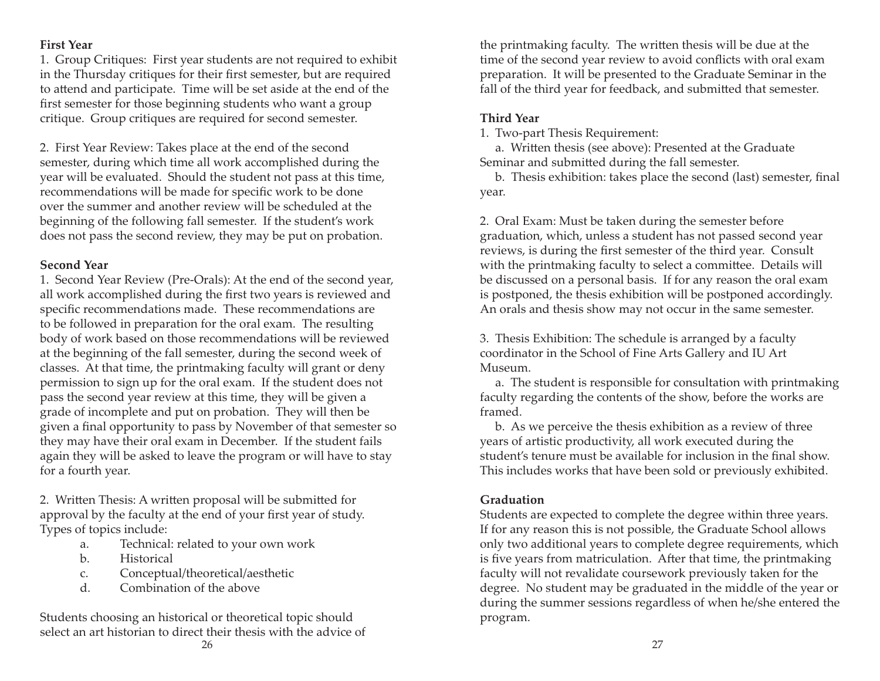**First Year**

1. Group Critiques: First year students are not required to exhibit in the Thursday critiques for their first semester, but are required to attend and participate. Time will be set aside at the end of the first semester for those beginning students who want a group critique. Group critiques are required for second semester.

2. First Year Review: Takes place at the end of the second semester, during which time all work accomplished during the year will be evaluated. Should the student not pass at this time, recommendations will be made for specific work to be done over the summer and another review will be scheduled at the beginning of the following fall semester. If the student's work does not pass the second review, they may be put on probation.

**Second Year**

1. Second Year Review (Pre-Orals): At the end of the second year, all work accomplished during the first two years is reviewed and specific recommendations made. These recommendations are to be followed in preparation for the oral exam. The resulting body of work based on those recommendations will be reviewed at the beginning of the fall semester, during the second week of classes. At that time, the printmaking faculty will grant or deny permission to sign up for the oral exam. If the student does not pass the second year review at this time, they will be given a grade of incomplete and put on probation. They will then be given a final opportunity to pass by November of that semester so they may have their oral exam in December. If the student fails again they will be asked to leave the program or will have to stay for a fourth year.

2. Written Thesis: A written proposal will be submitted for approval by the faculty at the end of your first year of study. Types of topics include:

   a. Technical: related to your own work
   b. Historical
   c. Conceptual/theoretical/aesthetic
   d. Combination of the above

Students choosing an historical or theoretical topic should select an art historian to direct their thesis with the advice of the printmaking faculty. The written thesis will be due at the time of the second year review to avoid conflicts with oral exam preparation. It will be presented to the Graduate Seminar in the fall of the third year for feedback, and submitted that semester.

**Third Year**

1. Two-part Thesis Requirement:

   a. Written thesis (see above): Presented at the Graduate Seminar and submitted during the fall semester.

   b. Thesis exhibition: takes place the second (last) semester, final year.

2. Oral Exam: Must be taken during the semester before graduation, which, unless a student has not passed second year reviews, is during the first semester of the third year. Consult with the printmaking faculty to select a committee. Details will be discussed on a personal basis. If for any reason the oral exam is postponed, the thesis exhibition will be postponed accordingly. An orals and thesis show may not occur in the same semester.

3. Thesis Exhibition: The schedule is arranged by a faculty coordinator in the School of Fine Arts Gallery and IU Art Museum.

   a. The student is responsible for consultation with printmaking faculty regarding the contents of the show, before the works are framed.

   b. As we perceive the thesis exhibition as a review of three years of artistic productivity, all work executed during the student's tenure must be available for inclusion in the final show. This includes works that have been sold or previously exhibited.

**Graduation**

Students are expected to complete the degree within three years. If for any reason this is not possible, the Graduate School allows only two additional years to complete degree requirements, which is five years from matriculation. After that time, the printmaking faculty will not revalidate coursework previously taken for the degree. No student may be graduated in the middle of the year or during the summer sessions regardless of when he/she entered the program.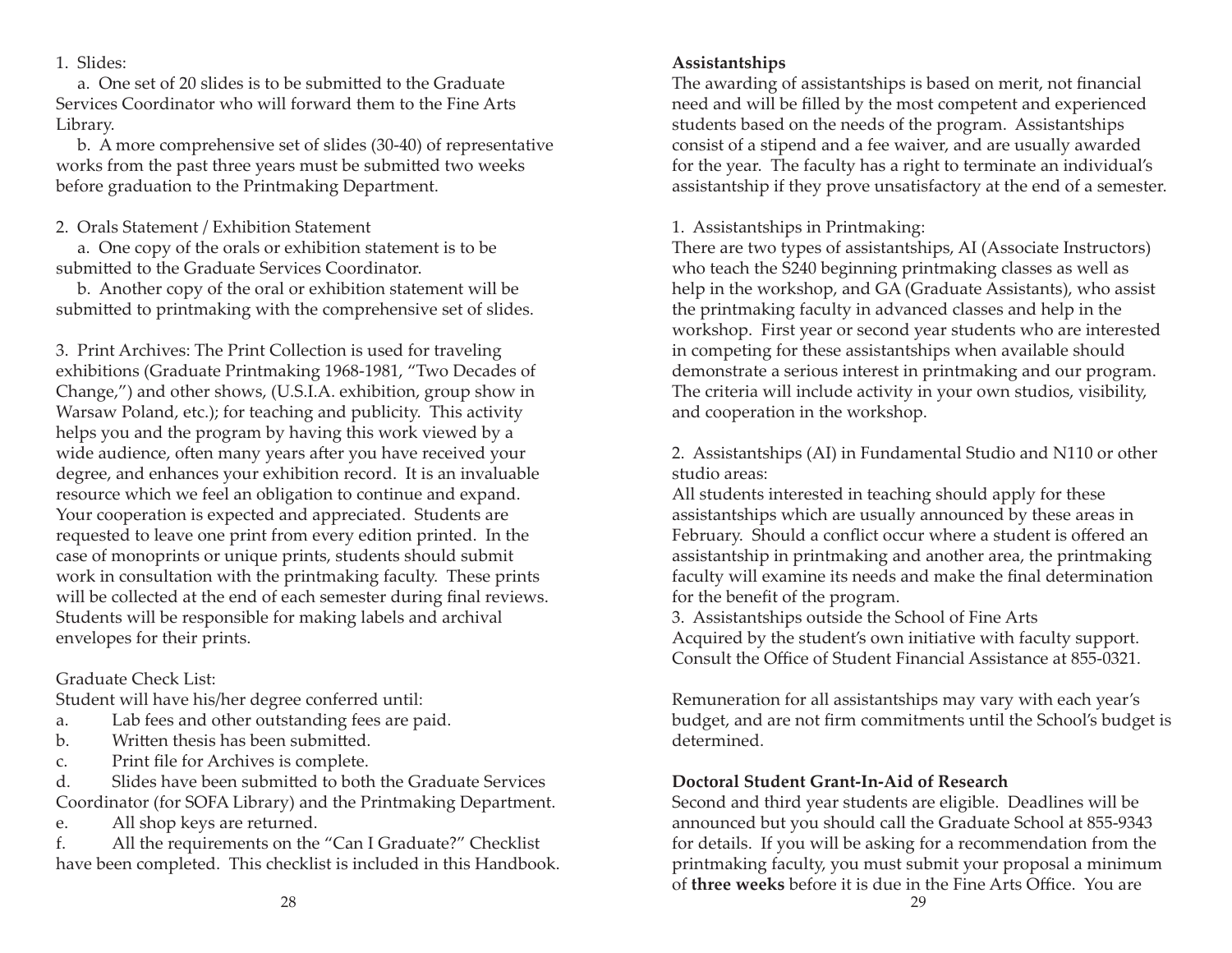1. Slides:

a. One set of 20 slides is to be submitted to the Graduate Services Coordinator who will forward them to the Fine Arts Library.

b. A more comprehensive set of slides (30-40) of representative works from the past three years must be submitted two weeks before graduation to the Printmaking Department.

2. Orals Statement / Exhibition Statement

a. One copy of the orals or exhibition statement is to be submitted to the Graduate Services Coordinator.

b. Another copy of the oral or exhibition statement will be submitted to printmaking with the comprehensive set of slides.

3. Print Archives: The Print Collection is used for traveling exhibitions (Graduate Printmaking 1968-1981, "Two Decades of Change,") and other shows, (U.S.I.A. exhibition, group show in Warsaw Poland, etc.); for teaching and publicity. This activity helps you and the program by having this work viewed by a wide audience, often many years after you have received your degree, and enhances your exhibition record. It is an invaluable resource which we feel an obligation to continue and expand. Your cooperation is expected and appreciated. Students are requested to leave one print from every edition printed. In the case of monoprints or unique prints, students should submit work in consultation with the printmaking faculty. These prints will be collected at the end of each semester during final reviews. Students will be responsible for making labels and archival envelopes for their prints.

Graduate Check List:

Student will have his/her degree conferred until:

a. Lab fees and other outstanding fees are paid.

b. Written thesis has been submitted.

c. Print file for Archives is complete.

d. Slides have been submitted to both the Graduate Services Coordinator (for SOFA Library) and the Printmaking Department.

e. All shop keys are returned.

f. All the requirements on the "Can I Graduate?" Checklist have been completed. This checklist is included in this Handbook.

**Assistantships**

The awarding of assistantships is based on merit, not financial need and will be filled by the most competent and experienced students based on the needs of the program. Assistantships consist of a stipend and a fee waiver, and are usually awarded for the year. The faculty has a right to terminate an individual's assistantship if they prove unsatisfactory at the end of a semester.

1. Assistantships in Printmaking:

There are two types of assistantships, AI (Associate Instructors) who teach the S240 beginning printmaking classes as well as help in the workshop, and GA (Graduate Assistants), who assist the printmaking faculty in advanced classes and help in the workshop. First year or second year students who are interested in competing for these assistantships when available should demonstrate a serious interest in printmaking and our program. The criteria will include activity in your own studios, visibility, and cooperation in the workshop.

2. Assistantships (AI) in Fundamental Studio and N110 or other studio areas:

All students interested in teaching should apply for these assistantships which are usually announced by these areas in February. Should a conflict occur where a student is offered an assistantship in printmaking and another area, the printmaking faculty will examine its needs and make the final determination for the benefit of the program.

3. Assistantships outside the School of Fine Arts

Acquired by the student's own initiative with faculty support. Consult the Office of Student Financial Assistance at 855-0321.

Remuneration for all assistantships may vary with each year's budget, and are not firm commitments until the School's budget is determined.

**Doctoral Student Grant-In-Aid of Research**

Second and third year students are eligible. Deadlines will be announced but you should call the Graduate School at 855-9343 for details. If you will be asking for a recommendation from the printmaking faculty, you must submit your proposal a minimum of **three weeks** before it is due in the Fine Arts Office. You are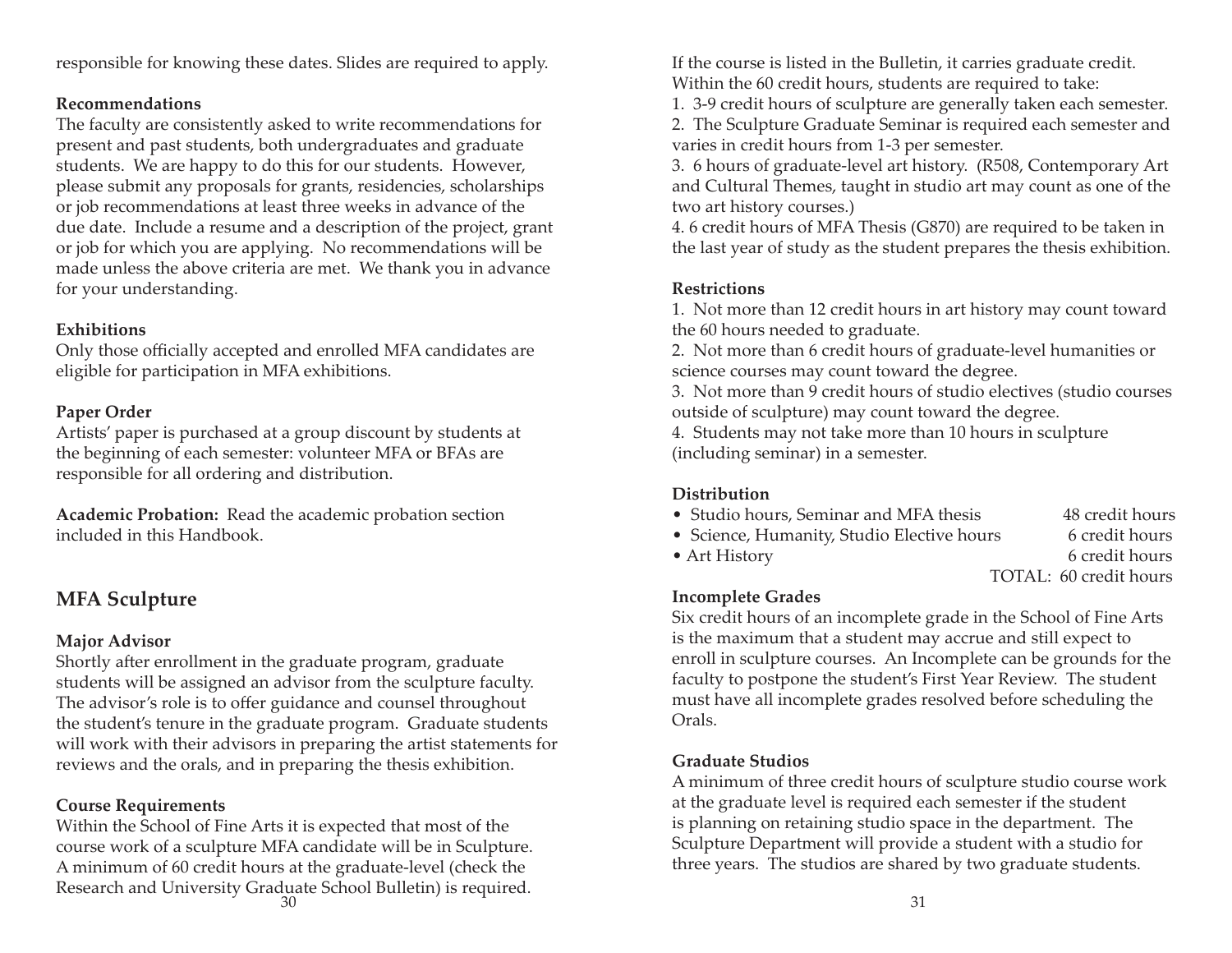responsible for knowing these dates. Slides are required to apply.

**Recommendations**

The faculty are consistently asked to write recommendations for present and past students, both undergraduates and graduate students. We are happy to do this for our students. However, please submit any proposals for grants, residencies, scholarships or job recommendations at least three weeks in advance of the due date. Include a resume and a description of the project, grant or job for which you are applying. No recommendations will be made unless the above criteria are met. We thank you in advance for your understanding.

**Exhibitions**

Only those officially accepted and enrolled MFA candidates are eligible for participation in MFA exhibitions.

**Paper Order**

Artists' paper is purchased at a group discount by students at the beginning of each semester: volunteer MFA or BFAs are responsible for all ordering and distribution.

**Academic Probation:** Read the academic probation section included in this Handbook.

## MFA Sculpture

**Major Advisor**

Shortly after enrollment in the graduate program, graduate students will be assigned an advisor from the sculpture faculty. The advisor's role is to offer guidance and counsel throughout the student's tenure in the graduate program. Graduate students will work with their advisors in preparing the artist statements for reviews and the orals, and in preparing the thesis exhibition.

**Course Requirements**

Within the School of Fine Arts it is expected that most of the course work of a sculpture MFA candidate will be in Sculpture. A minimum of 60 credit hours at the graduate-level (check the Research and University Graduate School Bulletin) is required. If the course is listed in the Bulletin, it carries graduate credit. Within the 60 credit hours, students are required to take:

1. 3-9 credit hours of sculpture are generally taken each semester.
2. The Sculpture Graduate Seminar is required each semester and varies in credit hours from 1-3 per semester.
3. 6 hours of graduate-level art history. (R508, Contemporary Art and Cultural Themes, taught in studio art may count as one of the two art history courses.)
4. 6 credit hours of MFA Thesis (G870) are required to be taken in the last year of study as the student prepares the thesis exhibition.

**Restrictions**

1. Not more than 12 credit hours in art history may count toward the 60 hours needed to graduate.
2. Not more than 6 credit hours of graduate-level humanities or science courses may count toward the degree.
3. Not more than 9 credit hours of studio electives (studio courses outside of sculpture) may count toward the degree.
4. Students may not take more than 10 hours in sculpture (including seminar) in a semester.

**Distribution**

| | |
|---|---|
| • Studio hours, Seminar and MFA thesis | 48 credit hours |
| • Science, Humanity, Studio Elective hours | 6 credit hours |
| • Art History | 6 credit hours |
| | TOTAL: 60 credit hours |

**Incomplete Grades**

Six credit hours of an incomplete grade in the School of Fine Arts is the maximum that a student may accrue and still expect to enroll in sculpture courses. An Incomplete can be grounds for the faculty to postpone the student's First Year Review. The student must have all incomplete grades resolved before scheduling the Orals.

**Graduate Studios**

A minimum of three credit hours of sculpture studio course work at the graduate level is required each semester if the student is planning on retaining studio space in the department. The Sculpture Department will provide a student with a studio for three years. The studios are shared by two graduate students.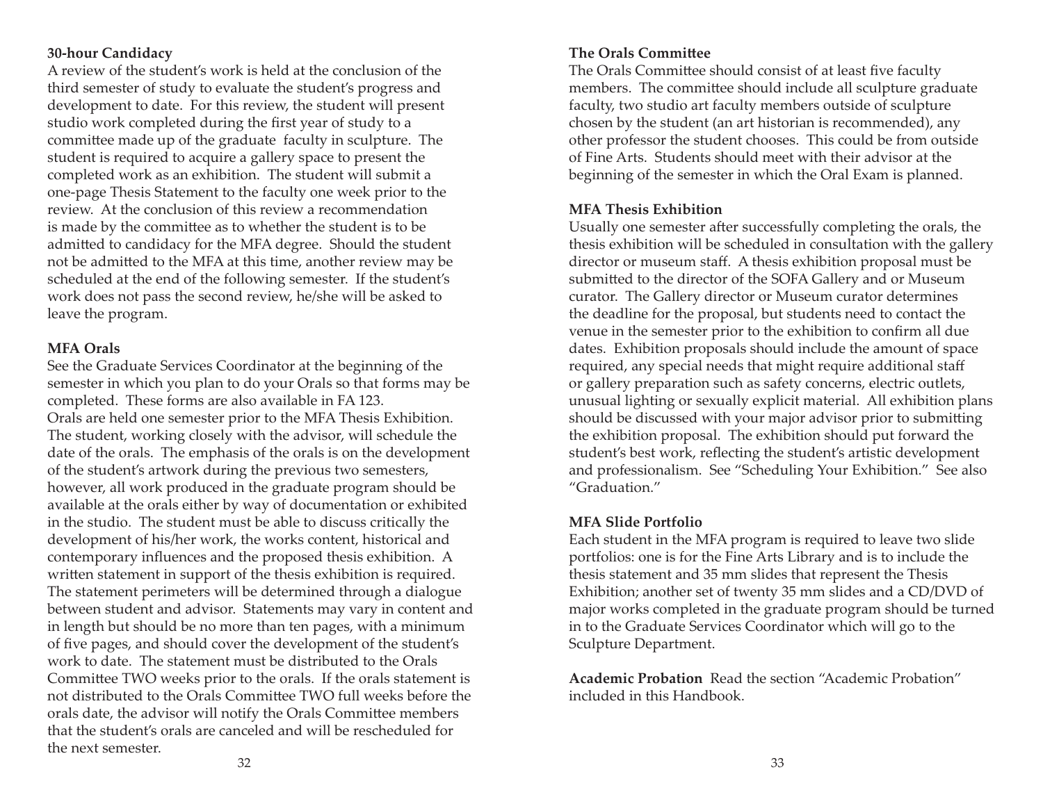**30-hour Candidacy**

A review of the student's work is held at the conclusion of the third semester of study to evaluate the student's progress and development to date. For this review, the student will present studio work completed during the first year of study to a committee made up of the graduate faculty in sculpture. The student is required to acquire a gallery space to present the completed work as an exhibition. The student will submit a one-page Thesis Statement to the faculty one week prior to the review. At the conclusion of this review a recommendation is made by the committee as to whether the student is to be admitted to candidacy for the MFA degree. Should the student not be admitted to the MFA at this time, another review may be scheduled at the end of the following semester. If the student's work does not pass the second review, he/she will be asked to leave the program.

**MFA Orals**

See the Graduate Services Coordinator at the beginning of the semester in which you plan to do your Orals so that forms may be completed. These forms are also available in FA 123.
Orals are held one semester prior to the MFA Thesis Exhibition. The student, working closely with the advisor, will schedule the date of the orals. The emphasis of the orals is on the development of the student's artwork during the previous two semesters, however, all work produced in the graduate program should be available at the orals either by way of documentation or exhibited in the studio. The student must be able to discuss critically the development of his/her work, the works content, historical and contemporary influences and the proposed thesis exhibition. A written statement in support of the thesis exhibition is required. The statement perimeters will be determined through a dialogue between student and advisor. Statements may vary in content and in length but should be no more than ten pages, with a minimum of five pages, and should cover the development of the student's work to date. The statement must be distributed to the Orals Committee TWO weeks prior to the orals. If the orals statement is not distributed to the Orals Committee TWO full weeks before the orals date, the advisor will notify the Orals Committee members that the student's orals are canceled and will be rescheduled for the next semester.

**The Orals Committee**

The Orals Committee should consist of at least five faculty members. The committee should include all sculpture graduate faculty, two studio art faculty members outside of sculpture chosen by the student (an art historian is recommended), any other professor the student chooses. This could be from outside of Fine Arts. Students should meet with their advisor at the beginning of the semester in which the Oral Exam is planned.

**MFA Thesis Exhibition**

Usually one semester after successfully completing the orals, the thesis exhibition will be scheduled in consultation with the gallery director or museum staff. A thesis exhibition proposal must be submitted to the director of the SOFA Gallery and or Museum curator. The Gallery director or Museum curator determines the deadline for the proposal, but students need to contact the venue in the semester prior to the exhibition to confirm all due dates. Exhibition proposals should include the amount of space required, any special needs that might require additional staff or gallery preparation such as safety concerns, electric outlets, unusual lighting or sexually explicit material. All exhibition plans should be discussed with your major advisor prior to submitting the exhibition proposal. The exhibition should put forward the student's best work, reflecting the student's artistic development and professionalism. See "Scheduling Your Exhibition." See also "Graduation."

**MFA Slide Portfolio**

Each student in the MFA program is required to leave two slide portfolios: one is for the Fine Arts Library and is to include the thesis statement and 35 mm slides that represent the Thesis Exhibition; another set of twenty 35 mm slides and a CD/DVD of major works completed in the graduate program should be turned in to the Graduate Services Coordinator which will go to the Sculpture Department.

**Academic Probation** Read the section "Academic Probation" included in this Handbook.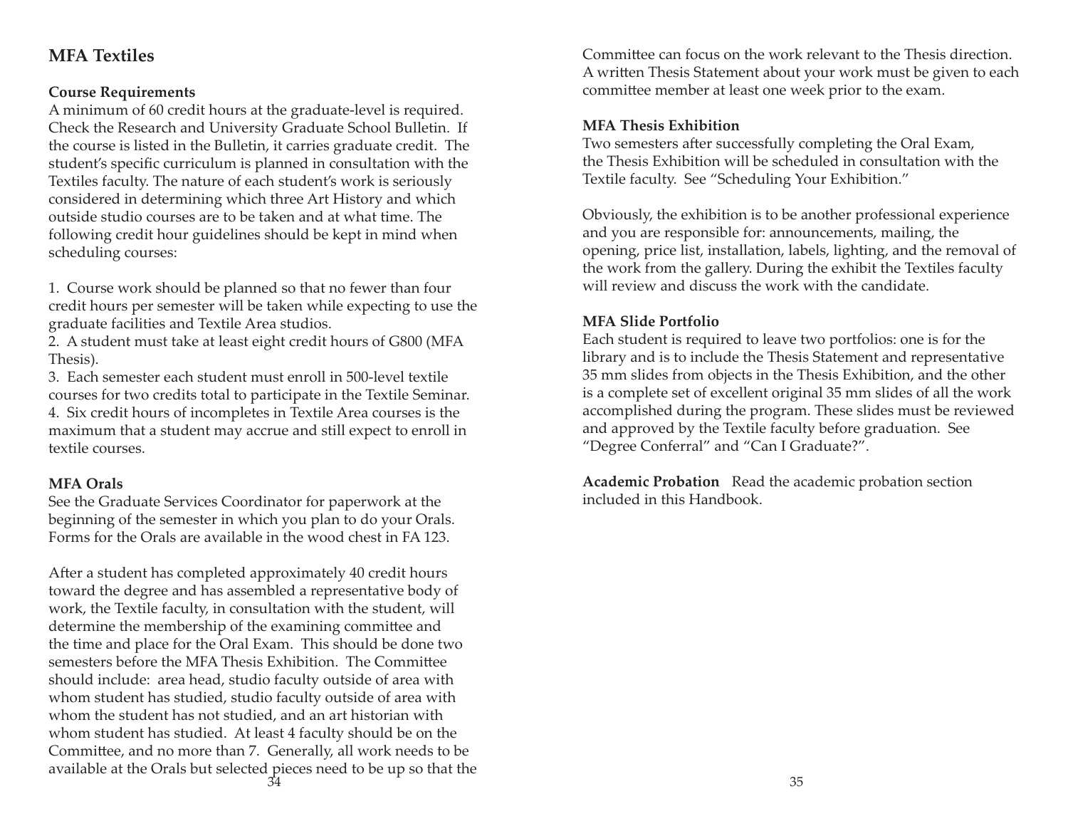## MFA Textiles

**Course Requirements**
A minimum of 60 credit hours at the graduate-level is required. Check the Research and University Graduate School Bulletin. If the course is listed in the Bulletin, it carries graduate credit. The student's specific curriculum is planned in consultation with the Textiles faculty. The nature of each student's work is seriously considered in determining which three Art History and which outside studio courses are to be taken and at what time. The following credit hour guidelines should be kept in mind when scheduling courses:

1. Course work should be planned so that no fewer than four credit hours per semester will be taken while expecting to use the graduate facilities and Textile Area studios.
2. A student must take at least eight credit hours of G800 (MFA Thesis).
3. Each semester each student must enroll in 500-level textile courses for two credits total to participate in the Textile Seminar.
4. Six credit hours of incompletes in Textile Area courses is the maximum that a student may accrue and still expect to enroll in textile courses.

**MFA Orals**
See the Graduate Services Coordinator for paperwork at the beginning of the semester in which you plan to do your Orals. Forms for the Orals are available in the wood chest in FA 123.

After a student has completed approximately 40 credit hours toward the degree and has assembled a representative body of work, the Textile faculty, in consultation with the student, will determine the membership of the examining committee and the time and place for the Oral Exam. This should be done two semesters before the MFA Thesis Exhibition. The Committee should include: area head, studio faculty outside of area with whom student has studied, studio faculty outside of area with whom the student has not studied, and an art historian with whom student has studied. At least 4 faculty should be on the Committee, and no more than 7. Generally, all work needs to be available at the Orals but selected pieces need to be up so that the Committee can focus on the work relevant to the Thesis direction. A written Thesis Statement about your work must be given to each committee member at least one week prior to the exam.

**MFA Thesis Exhibition**
Two semesters after successfully completing the Oral Exam, the Thesis Exhibition will be scheduled in consultation with the Textile faculty. See "Scheduling Your Exhibition."

Obviously, the exhibition is to be another professional experience and you are responsible for: announcements, mailing, the opening, price list, installation, labels, lighting, and the removal of the work from the gallery. During the exhibit the Textiles faculty will review and discuss the work with the candidate.

**MFA Slide Portfolio**
Each student is required to leave two portfolios: one is for the library and is to include the Thesis Statement and representative 35 mm slides from objects in the Thesis Exhibition, and the other is a complete set of excellent original 35 mm slides of all the work accomplished during the program. These slides must be reviewed and approved by the Textile faculty before graduation. See "Degree Conferral" and "Can I Graduate?".

**Academic Probation** Read the academic probation section included in this Handbook.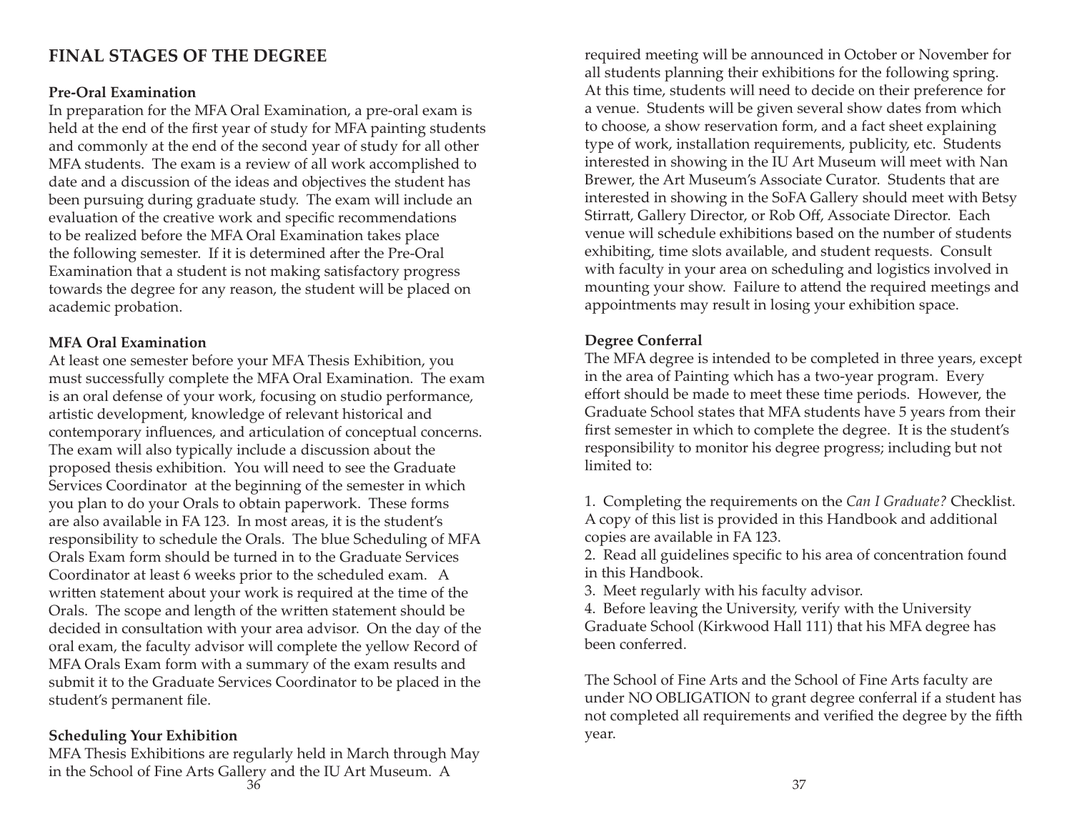## FINAL STAGES OF THE DEGREE

**Pre-Oral Examination**

In preparation for the MFA Oral Examination, a pre-oral exam is held at the end of the first year of study for MFA painting students and commonly at the end of the second year of study for all other MFA students. The exam is a review of all work accomplished to date and a discussion of the ideas and objectives the student has been pursuing during graduate study. The exam will include an evaluation of the creative work and specific recommendations to be realized before the MFA Oral Examination takes place the following semester. If it is determined after the Pre-Oral Examination that a student is not making satisfactory progress towards the degree for any reason, the student will be placed on academic probation.

**MFA Oral Examination**

At least one semester before your MFA Thesis Exhibition, you must successfully complete the MFA Oral Examination. The exam is an oral defense of your work, focusing on studio performance, artistic development, knowledge of relevant historical and contemporary influences, and articulation of conceptual concerns. The exam will also typically include a discussion about the proposed thesis exhibition. You will need to see the Graduate Services Coordinator at the beginning of the semester in which you plan to do your Orals to obtain paperwork. These forms are also available in FA 123. In most areas, it is the student's responsibility to schedule the Orals. The blue Scheduling of MFA Orals Exam form should be turned in to the Graduate Services Coordinator at least 6 weeks prior to the scheduled exam. A written statement about your work is required at the time of the Orals. The scope and length of the written statement should be decided in consultation with your area advisor. On the day of the oral exam, the faculty advisor will complete the yellow Record of MFA Orals Exam form with a summary of the exam results and submit it to the Graduate Services Coordinator to be placed in the student's permanent file.

**Scheduling Your Exhibition**

MFA Thesis Exhibitions are regularly held in March through May in the School of Fine Arts Gallery and the IU Art Museum. A required meeting will be announced in October or November for all students planning their exhibitions for the following spring. At this time, students will need to decide on their preference for a venue. Students will be given several show dates from which to choose, a show reservation form, and a fact sheet explaining type of work, installation requirements, publicity, etc. Students interested in showing in the IU Art Museum will meet with Nan Brewer, the Art Museum's Associate Curator. Students that are interested in showing in the SoFA Gallery should meet with Betsy Stirratt, Gallery Director, or Rob Off, Associate Director. Each venue will schedule exhibitions based on the number of students exhibiting, time slots available, and student requests. Consult with faculty in your area on scheduling and logistics involved in mounting your show. Failure to attend the required meetings and appointments may result in losing your exhibition space.

**Degree Conferral**

The MFA degree is intended to be completed in three years, except in the area of Painting which has a two-year program. Every effort should be made to meet these time periods. However, the Graduate School states that MFA students have 5 years from their first semester in which to complete the degree. It is the student's responsibility to monitor his degree progress; including but not limited to:

1. Completing the requirements on the *Can I Graduate?* Checklist. A copy of this list is provided in this Handbook and additional copies are available in FA 123.
2. Read all guidelines specific to his area of concentration found in this Handbook.
3. Meet regularly with his faculty advisor.
4. Before leaving the University, verify with the University Graduate School (Kirkwood Hall 111) that his MFA degree has been conferred.

The School of Fine Arts and the School of Fine Arts faculty are under NO OBLIGATION to grant degree conferral if a student has not completed all requirements and verified the degree by the fifth year.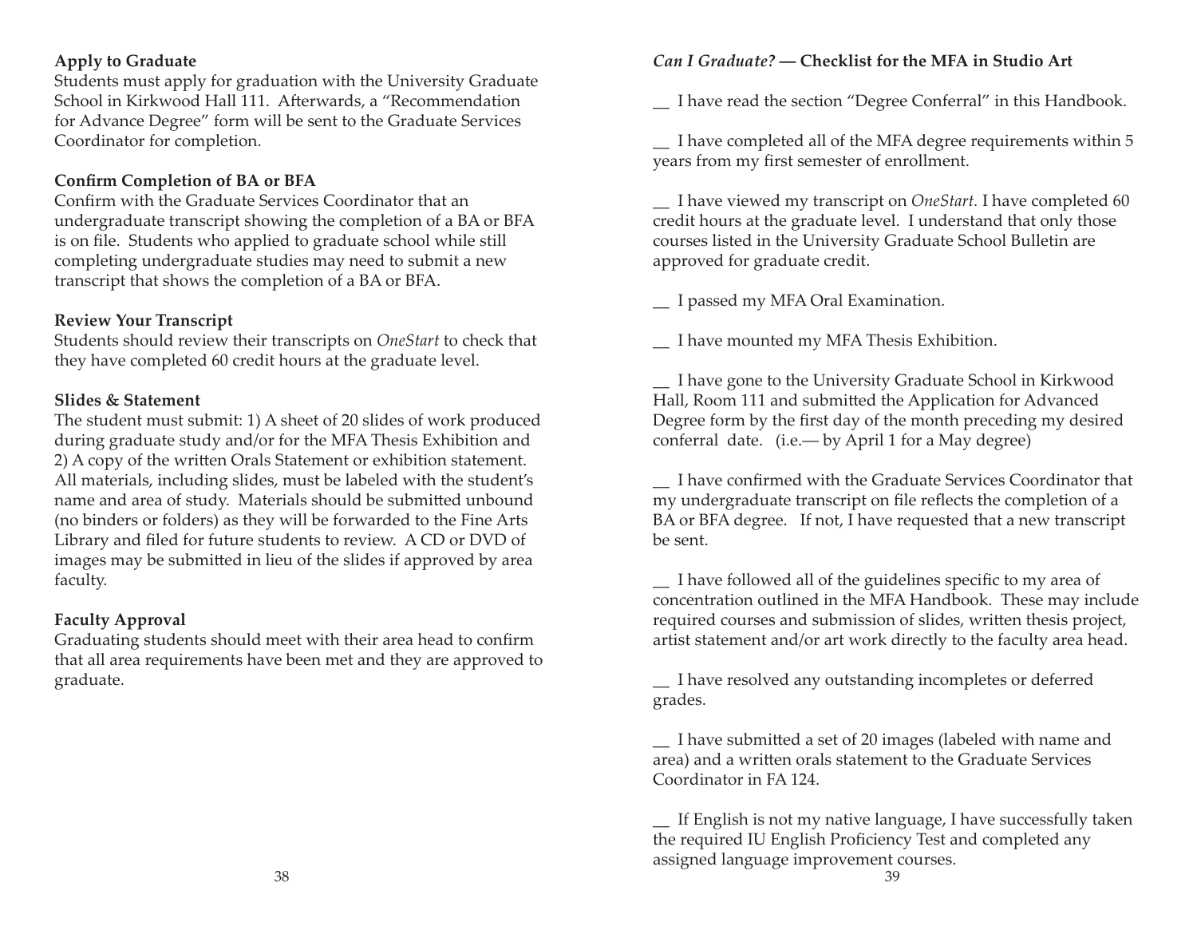**Apply to Graduate**

Students must apply for graduation with the University Graduate School in Kirkwood Hall 111. Afterwards, a "Recommendation for Advance Degree" form will be sent to the Graduate Services Coordinator for completion.

**Confirm Completion of BA or BFA**

Confirm with the Graduate Services Coordinator that an undergraduate transcript showing the completion of a BA or BFA is on file. Students who applied to graduate school while still completing undergraduate studies may need to submit a new transcript that shows the completion of a BA or BFA.

**Review Your Transcript**

Students should review their transcripts on *OneStart* to check that they have completed 60 credit hours at the graduate level.

**Slides & Statement**

The student must submit: 1) A sheet of 20 slides of work produced during graduate study and/or for the MFA Thesis Exhibition and 2) A copy of the written Orals Statement or exhibition statement. All materials, including slides, must be labeled with the student's name and area of study. Materials should be submitted unbound (no binders or folders) as they will be forwarded to the Fine Arts Library and filed for future students to review. A CD or DVD of images may be submitted in lieu of the slides if approved by area faculty.

**Faculty Approval**

Graduating students should meet with their area head to confirm that all area requirements have been met and they are approved to graduate.

***Can I Graduate?* — Checklist for the MFA in Studio Art**

__ I have read the section "Degree Conferral" in this Handbook.

__ I have completed all of the MFA degree requirements within 5 years from my first semester of enrollment.

__ I have viewed my transcript on *OneStart.* I have completed 60 credit hours at the graduate level. I understand that only those courses listed in the University Graduate School Bulletin are approved for graduate credit.

__ I passed my MFA Oral Examination.

__ I have mounted my MFA Thesis Exhibition.

__ I have gone to the University Graduate School in Kirkwood Hall, Room 111 and submitted the Application for Advanced Degree form by the first day of the month preceding my desired conferral date. (i.e.— by April 1 for a May degree)

__ I have confirmed with the Graduate Services Coordinator that my undergraduate transcript on file reflects the completion of a BA or BFA degree. If not, I have requested that a new transcript be sent.

__ I have followed all of the guidelines specific to my area of concentration outlined in the MFA Handbook. These may include required courses and submission of slides, written thesis project, artist statement and/or art work directly to the faculty area head.

__ I have resolved any outstanding incompletes or deferred grades.

__ I have submitted a set of 20 images (labeled with name and area) and a written orals statement to the Graduate Services Coordinator in FA 124.

__ If English is not my native language, I have successfully taken the required IU English Proficiency Test and completed any assigned language improvement courses.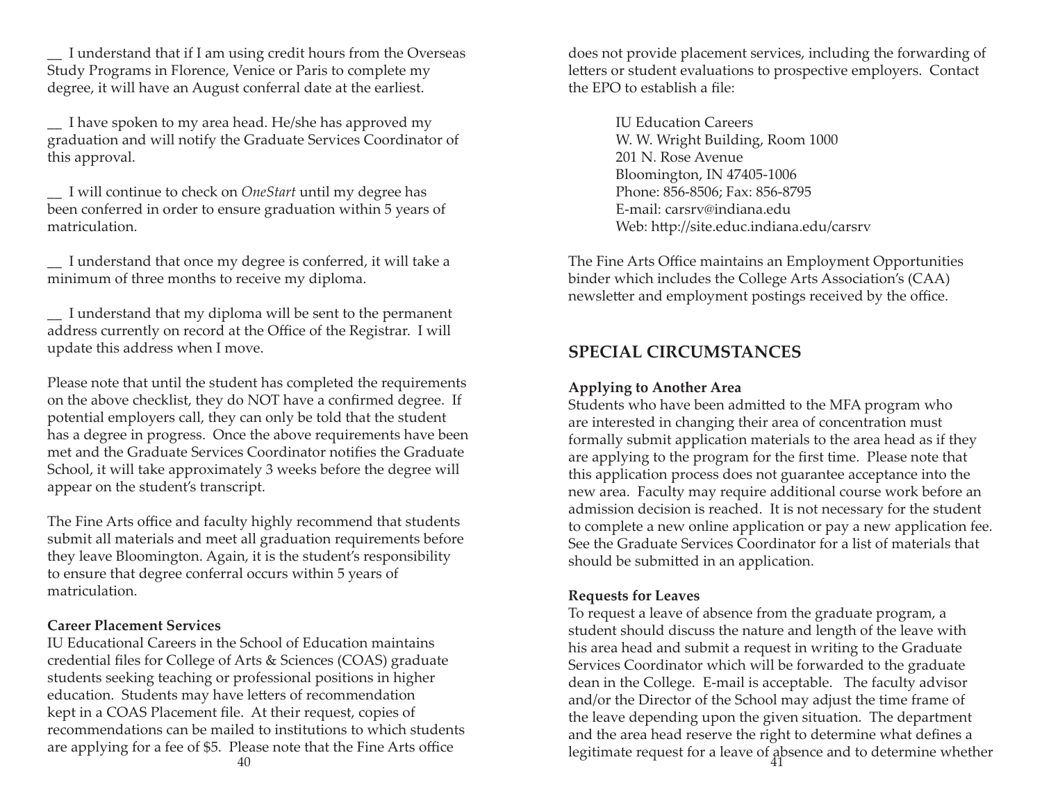__ I understand that if I am using credit hours from the Overseas Study Programs in Florence, Venice or Paris to complete my degree, it will have an August conferral date at the earliest.

__ I have spoken to my area head. He/she has approved my graduation and will notify the Graduate Services Coordinator of this approval.

__ I will continue to check on *OneStart* until my degree has been conferred in order to ensure graduation within 5 years of matriculation.

__ I understand that once my degree is conferred, it will take a minimum of three months to receive my diploma.

__ I understand that my diploma will be sent to the permanent address currently on record at the Office of the Registrar. I will update this address when I move.

Please note that until the student has completed the requirements on the above checklist, they do NOT have a confirmed degree. If potential employers call, they can only be told that the student has a degree in progress. Once the above requirements have been met and the Graduate Services Coordinator notifies the Graduate School, it will take approximately 3 weeks before the degree will appear on the student's transcript.

The Fine Arts office and faculty highly recommend that students submit all materials and meet all graduation requirements before they leave Bloomington. Again, it is the student's responsibility to ensure that degree conferral occurs within 5 years of matriculation.

**Career Placement Services**

IU Educational Careers in the School of Education maintains credential files for College of Arts & Sciences (COAS) graduate students seeking teaching or professional positions in higher education. Students may have letters of recommendation kept in a COAS Placement file. At their request, copies of recommendations can be mailed to institutions to which students are applying for a fee of $5. Please note that the Fine Arts office does not provide placement services, including the forwarding of letters or student evaluations to prospective employers. Contact the EPO to establish a file:

IU Education Careers
W. W. Wright Building, Room 1000
201 N. Rose Avenue
Bloomington, IN 47405-1006
Phone: 856-8506; Fax: 856-8795
E-mail: carsrv@indiana.edu
Web: http://site.educ.indiana.edu/carsrv

The Fine Arts Office maintains an Employment Opportunities binder which includes the College Arts Association's (CAA) newsletter and employment postings received by the office.

## SPECIAL CIRCUMSTANCES

**Applying to Another Area**

Students who have been admitted to the MFA program who are interested in changing their area of concentration must formally submit application materials to the area head as if they are applying to the program for the first time. Please note that this application process does not guarantee acceptance into the new area. Faculty may require additional course work before an admission decision is reached. It is not necessary for the student to complete a new online application or pay a new application fee. See the Graduate Services Coordinator for a list of materials that should be submitted in an application.

**Requests for Leaves**

To request a leave of absence from the graduate program, a student should discuss the nature and length of the leave with his area head and submit a request in writing to the Graduate Services Coordinator which will be forwarded to the graduate dean in the College. E-mail is acceptable. The faculty advisor and/or the Director of the School may adjust the time frame of the leave depending upon the given situation. The department and the area head reserve the right to determine what defines a legitimate request for a leave of absence and to determine whether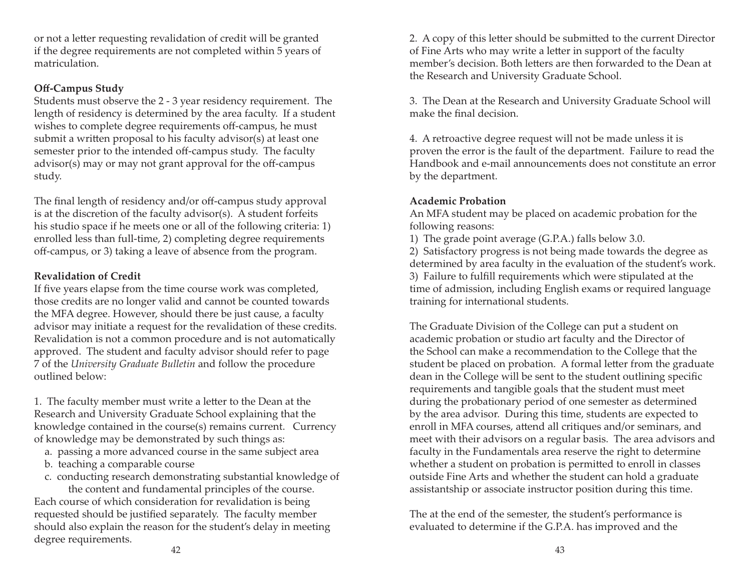or not a letter requesting revalidation of credit will be granted if the degree requirements are not completed within 5 years of matriculation.

**Off-Campus Study**

Students must observe the 2 - 3 year residency requirement. The length of residency is determined by the area faculty. If a student wishes to complete degree requirements off-campus, he must submit a written proposal to his faculty advisor(s) at least one semester prior to the intended off-campus study. The faculty advisor(s) may or may not grant approval for the off-campus study.

The final length of residency and/or off-campus study approval is at the discretion of the faculty advisor(s). A student forfeits his studio space if he meets one or all of the following criteria: 1) enrolled less than full-time, 2) completing degree requirements off-campus, or 3) taking a leave of absence from the program.

**Revalidation of Credit**

If five years elapse from the time course work was completed, those credits are no longer valid and cannot be counted towards the MFA degree. However, should there be just cause, a faculty advisor may initiate a request for the revalidation of these credits. Revalidation is not a common procedure and is not automatically approved. The student and faculty advisor should refer to page 7 of the *University Graduate Bulletin* and follow the procedure outlined below:

1. The faculty member must write a letter to the Dean at the Research and University Graduate School explaining that the knowledge contained in the course(s) remains current. Currency of knowledge may be demonstrated by such things as:
   a. passing a more advanced course in the same subject area
   b. teaching a comparable course
   c. conducting research demonstrating substantial knowledge of the content and fundamental principles of the course.

Each course of which consideration for revalidation is being requested should be justified separately. The faculty member should also explain the reason for the student's delay in meeting degree requirements.

2. A copy of this letter should be submitted to the current Director of Fine Arts who may write a letter in support of the faculty member's decision. Both letters are then forwarded to the Dean at the Research and University Graduate School.

3. The Dean at the Research and University Graduate School will make the final decision.

4. A retroactive degree request will not be made unless it is proven the error is the fault of the department. Failure to read the Handbook and e-mail announcements does not constitute an error by the department.

**Academic Probation**

An MFA student may be placed on academic probation for the following reasons:

1) The grade point average (G.P.A.) falls below 3.0.
2) Satisfactory progress is not being made towards the degree as determined by area faculty in the evaluation of the student's work.
3) Failure to fulfill requirements which were stipulated at the time of admission, including English exams or required language training for international students.

The Graduate Division of the College can put a student on academic probation or studio art faculty and the Director of the School can make a recommendation to the College that the student be placed on probation. A formal letter from the graduate dean in the College will be sent to the student outlining specific requirements and tangible goals that the student must meet during the probationary period of one semester as determined by the area advisor. During this time, students are expected to enroll in MFA courses, attend all critiques and/or seminars, and meet with their advisors on a regular basis. The area advisors and faculty in the Fundamentals area reserve the right to determine whether a student on probation is permitted to enroll in classes outside Fine Arts and whether the student can hold a graduate assistantship or associate instructor position during this time.

The at the end of the semester, the student's performance is evaluated to determine if the G.P.A. has improved and the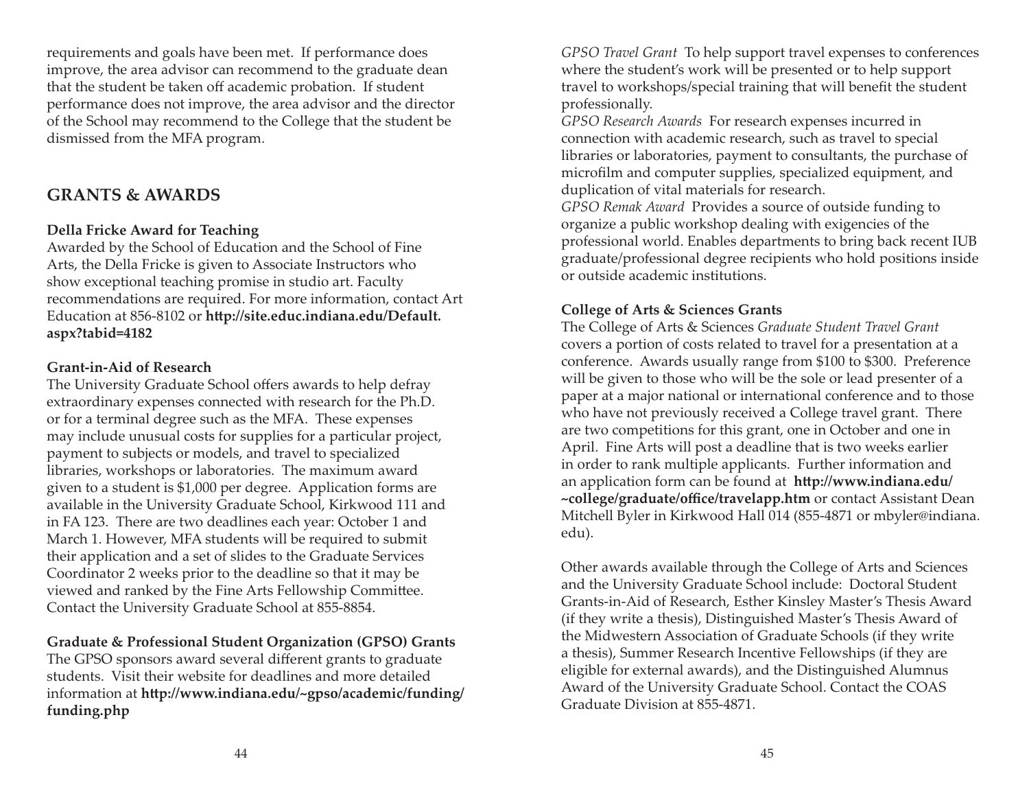requirements and goals have been met. If performance does improve, the area advisor can recommend to the graduate dean that the student be taken off academic probation. If student performance does not improve, the area advisor and the director of the School may recommend to the College that the student be dismissed from the MFA program.

## GRANTS & AWARDS

**Della Fricke Award for Teaching**

Awarded by the School of Education and the School of Fine Arts, the Della Fricke is given to Associate Instructors who show exceptional teaching promise in studio art. Faculty recommendations are required. For more information, contact Art Education at 856-8102 or **http://site.educ.indiana.edu/Default.aspx?tabid=4182**

**Grant-in-Aid of Research**

The University Graduate School offers awards to help defray extraordinary expenses connected with research for the Ph.D. or for a terminal degree such as the MFA. These expenses may include unusual costs for supplies for a particular project, payment to subjects or models, and travel to specialized libraries, workshops or laboratories. The maximum award given to a student is $1,000 per degree. Application forms are available in the University Graduate School, Kirkwood 111 and in FA 123. There are two deadlines each year: October 1 and March 1. However, MFA students will be required to submit their application and a set of slides to the Graduate Services Coordinator 2 weeks prior to the deadline so that it may be viewed and ranked by the Fine Arts Fellowship Committee. Contact the University Graduate School at 855-8854.

**Graduate & Professional Student Organization (GPSO) Grants**

The GPSO sponsors award several different grants to graduate students. Visit their website for deadlines and more detailed information at **http://www.indiana.edu/~gpso/academic/funding/funding.php**

*GPSO Travel Grant* To help support travel expenses to conferences where the student's work will be presented or to help support travel to workshops/special training that will benefit the student professionally.

*GPSO Research Awards* For research expenses incurred in connection with academic research, such as travel to special libraries or laboratories, payment to consultants, the purchase of microfilm and computer supplies, specialized equipment, and duplication of vital materials for research.

*GPSO Remak Award* Provides a source of outside funding to organize a public workshop dealing with exigencies of the professional world. Enables departments to bring back recent IUB graduate/professional degree recipients who hold positions inside or outside academic institutions.

**College of Arts & Sciences Grants**

The College of Arts & Sciences *Graduate Student Travel Grant* covers a portion of costs related to travel for a presentation at a conference. Awards usually range from $100 to $300. Preference will be given to those who will be the sole or lead presenter of a paper at a major national or international conference and to those who have not previously received a College travel grant. There are two competitions for this grant, one in October and one in April. Fine Arts will post a deadline that is two weeks earlier in order to rank multiple applicants. Further information and an application form can be found at **http://www.indiana.edu/~college/graduate/office/travelapp.htm** or contact Assistant Dean Mitchell Byler in Kirkwood Hall 014 (855-4871 or mbyler@indiana.edu).

Other awards available through the College of Arts and Sciences and the University Graduate School include: Doctoral Student Grants-in-Aid of Research, Esther Kinsley Master's Thesis Award (if they write a thesis), Distinguished Master's Thesis Award of the Midwestern Association of Graduate Schools (if they write a thesis), Summer Research Incentive Fellowships (if they are eligible for external awards), and the Distinguished Alumnus Award of the University Graduate School. Contact the COAS Graduate Division at 855-4871.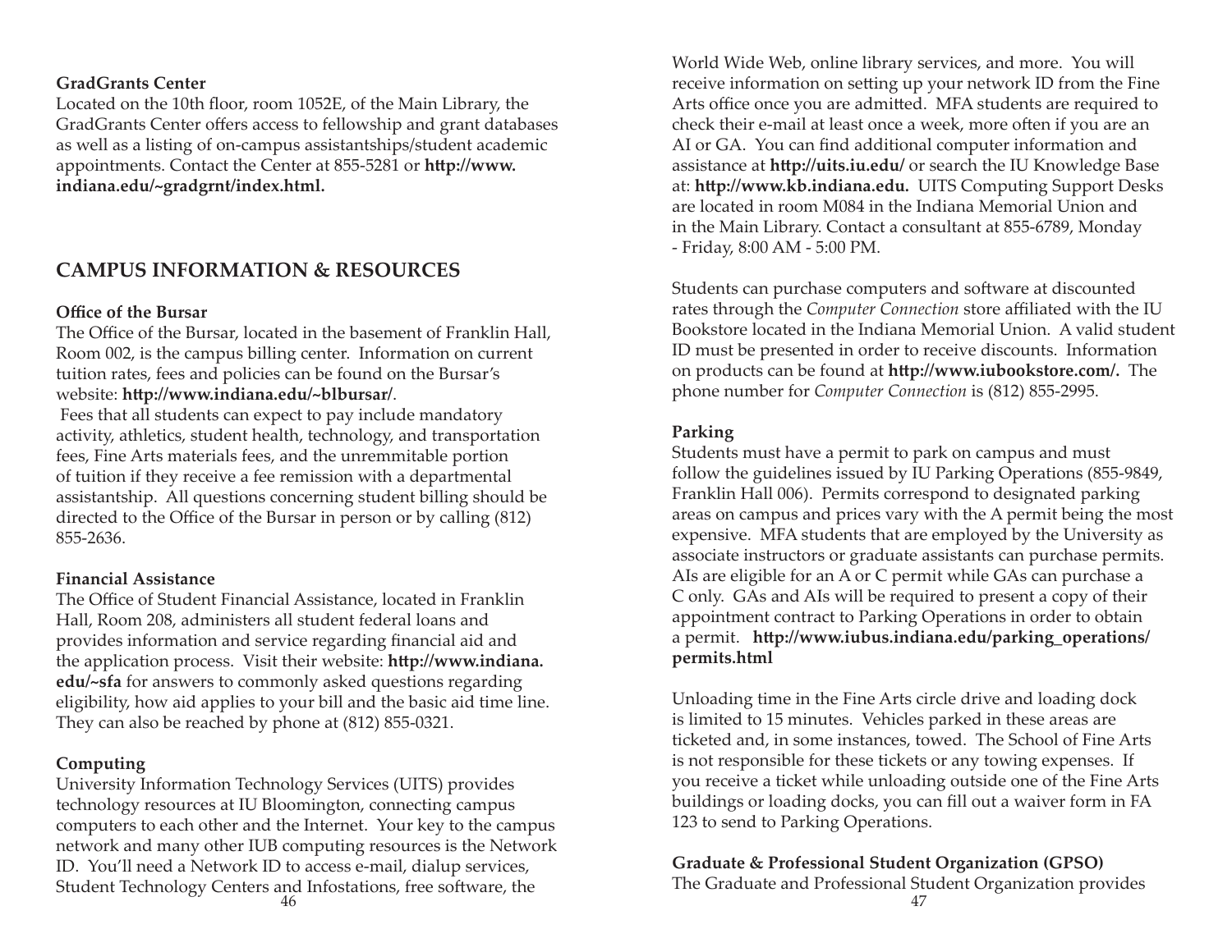**GradGrants Center**
Located on the 10th floor, room 1052E, of the Main Library, the GradGrants Center offers access to fellowship and grant databases as well as a listing of on-campus assistantships/student academic appointments. Contact the Center at 855-5281 or **http://www.indiana.edu/~gradgrnt/index.html.**

## CAMPUS INFORMATION & RESOURCES

**Office of the Bursar**
The Office of the Bursar, located in the basement of Franklin Hall, Room 002, is the campus billing center. Information on current tuition rates, fees and policies can be found on the Bursar's website: **http://www.indiana.edu/~blbursar/**.
Fees that all students can expect to pay include mandatory activity, athletics, student health, technology, and transportation fees, Fine Arts materials fees, and the unremmitable portion of tuition if they receive a fee remission with a departmental assistantship. All questions concerning student billing should be directed to the Office of the Bursar in person or by calling (812) 855-2636.

**Financial Assistance**
The Office of Student Financial Assistance, located in Franklin Hall, Room 208, administers all student federal loans and provides information and service regarding financial aid and the application process. Visit their website: **http://www.indiana.edu/~sfa** for answers to commonly asked questions regarding eligibility, how aid applies to your bill and the basic aid time line. They can also be reached by phone at (812) 855-0321.

**Computing**
University Information Technology Services (UITS) provides technology resources at IU Bloomington, connecting campus computers to each other and the Internet. Your key to the campus network and many other IUB computing resources is the Network ID. You'll need a Network ID to access e-mail, dialup services, Student Technology Centers and Infostations, free software, the World Wide Web, online library services, and more. You will receive information on setting up your network ID from the Fine Arts office once you are admitted. MFA students are required to check their e-mail at least once a week, more often if you are an AI or GA. You can find additional computer information and assistance at **http://uits.iu.edu/** or search the IU Knowledge Base at: **http://www.kb.indiana.edu.** UITS Computing Support Desks are located in room M084 in the Indiana Memorial Union and in the Main Library. Contact a consultant at 855-6789, Monday - Friday, 8:00 AM - 5:00 PM.

Students can purchase computers and software at discounted rates through the *Computer Connection* store affiliated with the IU Bookstore located in the Indiana Memorial Union. A valid student ID must be presented in order to receive discounts. Information on products can be found at **http://www.iubookstore.com/.** The phone number for *Computer Connection* is (812) 855-2995.

**Parking**
Students must have a permit to park on campus and must follow the guidelines issued by IU Parking Operations (855-9849, Franklin Hall 006). Permits correspond to designated parking areas on campus and prices vary with the A permit being the most expensive. MFA students that are employed by the University as associate instructors or graduate assistants can purchase permits. AIs are eligible for an A or C permit while GAs can purchase a C only. GAs and AIs will be required to present a copy of their appointment contract to Parking Operations in order to obtain a permit. **http://www.iubus.indiana.edu/parking_operations/permits.html**

Unloading time in the Fine Arts circle drive and loading dock is limited to 15 minutes. Vehicles parked in these areas are ticketed and, in some instances, towed. The School of Fine Arts is not responsible for these tickets or any towing expenses. If you receive a ticket while unloading outside one of the Fine Arts buildings or loading docks, you can fill out a waiver form in FA 123 to send to Parking Operations.

**Graduate & Professional Student Organization (GPSO)**
The Graduate and Professional Student Organization provides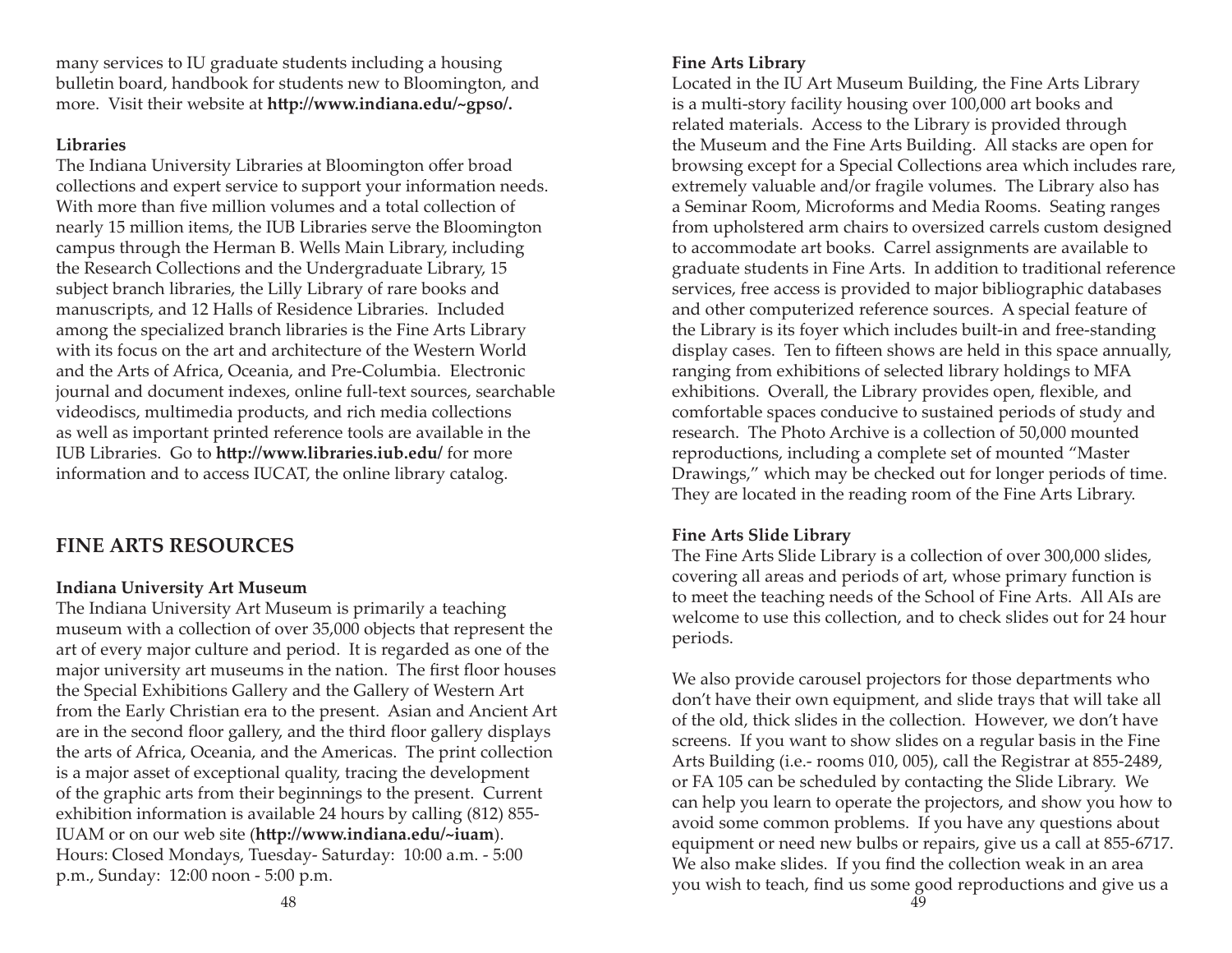many services to IU graduate students including a housing bulletin board, handbook for students new to Bloomington, and more. Visit their website at **http://www.indiana.edu/~gpso/.**

**Libraries**

The Indiana University Libraries at Bloomington offer broad collections and expert service to support your information needs. With more than five million volumes and a total collection of nearly 15 million items, the IUB Libraries serve the Bloomington campus through the Herman B. Wells Main Library, including the Research Collections and the Undergraduate Library, 15 subject branch libraries, the Lilly Library of rare books and manuscripts, and 12 Halls of Residence Libraries. Included among the specialized branch libraries is the Fine Arts Library with its focus on the art and architecture of the Western World and the Arts of Africa, Oceania, and Pre-Columbia. Electronic journal and document indexes, online full-text sources, searchable videodiscs, multimedia products, and rich media collections as well as important printed reference tools are available in the IUB Libraries. Go to **http://www.libraries.iub.edu/** for more information and to access IUCAT, the online library catalog.

## FINE ARTS RESOURCES

**Indiana University Art Museum**

The Indiana University Art Museum is primarily a teaching museum with a collection of over 35,000 objects that represent the art of every major culture and period. It is regarded as one of the major university art museums in the nation. The first floor houses the Special Exhibitions Gallery and the Gallery of Western Art from the Early Christian era to the present. Asian and Ancient Art are in the second floor gallery, and the third floor gallery displays the arts of Africa, Oceania, and the Americas. The print collection is a major asset of exceptional quality, tracing the development of the graphic arts from their beginnings to the present. Current exhibition information is available 24 hours by calling (812) 855-IUAM or on our web site (**http://www.indiana.edu/~iuam**). Hours: Closed Mondays, Tuesday- Saturday: 10:00 a.m. - 5:00 p.m., Sunday: 12:00 noon - 5:00 p.m.

**Fine Arts Library**

Located in the IU Art Museum Building, the Fine Arts Library is a multi-story facility housing over 100,000 art books and related materials. Access to the Library is provided through the Museum and the Fine Arts Building. All stacks are open for browsing except for a Special Collections area which includes rare, extremely valuable and/or fragile volumes. The Library also has a Seminar Room, Microforms and Media Rooms. Seating ranges from upholstered arm chairs to oversized carrels custom designed to accommodate art books. Carrel assignments are available to graduate students in Fine Arts. In addition to traditional reference services, free access is provided to major bibliographic databases and other computerized reference sources. A special feature of the Library is its foyer which includes built-in and free-standing display cases. Ten to fifteen shows are held in this space annually, ranging from exhibitions of selected library holdings to MFA exhibitions. Overall, the Library provides open, flexible, and comfortable spaces conducive to sustained periods of study and research. The Photo Archive is a collection of 50,000 mounted reproductions, including a complete set of mounted "Master Drawings," which may be checked out for longer periods of time. They are located in the reading room of the Fine Arts Library.

**Fine Arts Slide Library**

The Fine Arts Slide Library is a collection of over 300,000 slides, covering all areas and periods of art, whose primary function is to meet the teaching needs of the School of Fine Arts. All AIs are welcome to use this collection, and to check slides out for 24 hour periods.

We also provide carousel projectors for those departments who don't have their own equipment, and slide trays that will take all of the old, thick slides in the collection. However, we don't have screens. If you want to show slides on a regular basis in the Fine Arts Building (i.e.- rooms 010, 005), call the Registrar at 855-2489, or FA 105 can be scheduled by contacting the Slide Library. We can help you learn to operate the projectors, and show you how to avoid some common problems. If you have any questions about equipment or need new bulbs or repairs, give us a call at 855-6717. We also make slides. If you find the collection weak in an area you wish to teach, find us some good reproductions and give us a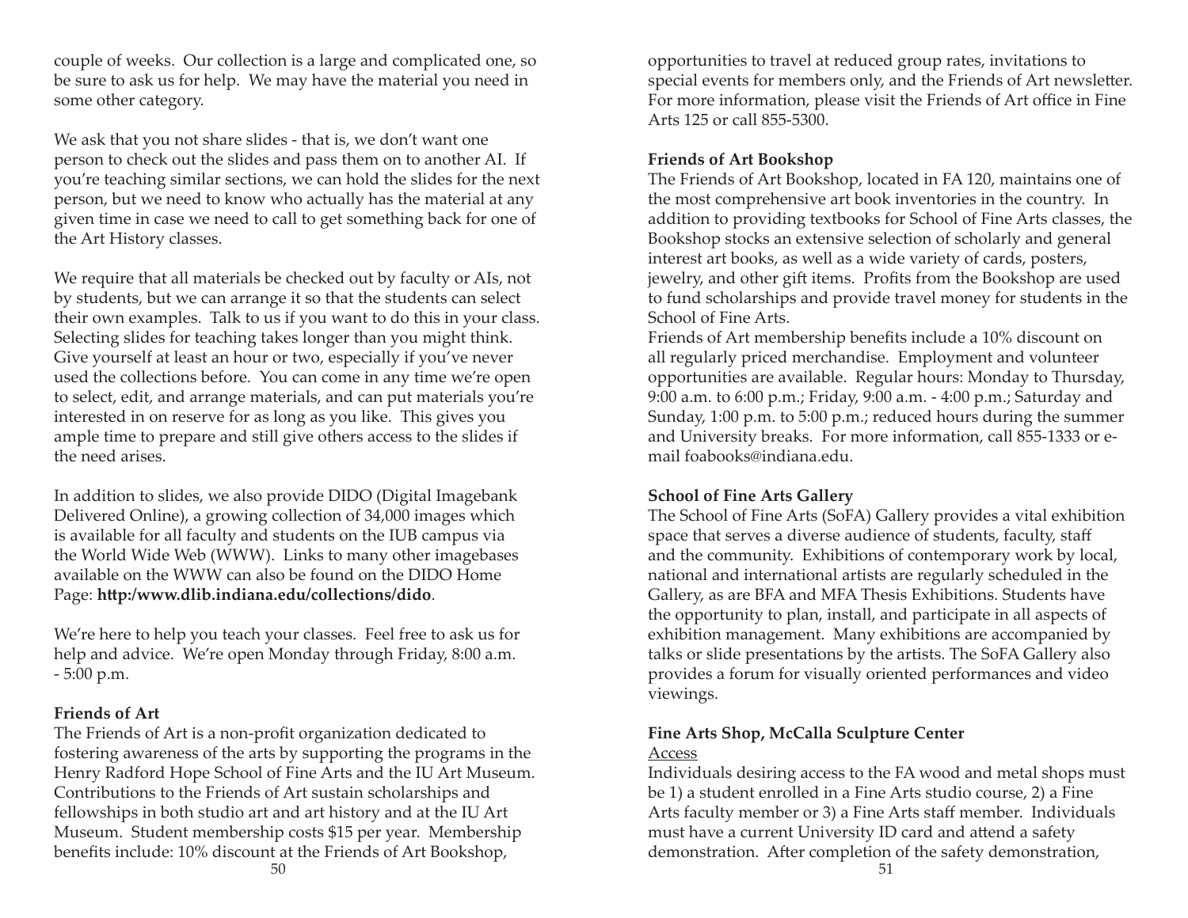couple of weeks. Our collection is a large and complicated one, so be sure to ask us for help. We may have the material you need in some other category.

We ask that you not share slides - that is, we don't want one person to check out the slides and pass them on to another AI. If you're teaching similar sections, we can hold the slides for the next person, but we need to know who actually has the material at any given time in case we need to call to get something back for one of the Art History classes.

We require that all materials be checked out by faculty or AIs, not by students, but we can arrange it so that the students can select their own examples. Talk to us if you want to do this in your class. Selecting slides for teaching takes longer than you might think. Give yourself at least an hour or two, especially if you've never used the collections before. You can come in any time we're open to select, edit, and arrange materials, and can put materials you're interested in on reserve for as long as you like. This gives you ample time to prepare and still give others access to the slides if the need arises.

In addition to slides, we also provide DIDO (Digital Imagebank Delivered Online), a growing collection of 34,000 images which is available for all faculty and students on the IUB campus via the World Wide Web (WWW). Links to many other imagebases available on the WWW can also be found on the DIDO Home Page: **http:/www.dlib.indiana.edu/collections/dido**.

We're here to help you teach your classes. Feel free to ask us for help and advice. We're open Monday through Friday, 8:00 a.m. - 5:00 p.m.

**Friends of Art**

The Friends of Art is a non-profit organization dedicated to fostering awareness of the arts by supporting the programs in the Henry Radford Hope School of Fine Arts and the IU Art Museum. Contributions to the Friends of Art sustain scholarships and fellowships in both studio art and art history and at the IU Art Museum. Student membership costs $15 per year. Membership benefits include: 10% discount at the Friends of Art Bookshop, opportunities to travel at reduced group rates, invitations to special events for members only, and the Friends of Art newsletter. For more information, please visit the Friends of Art office in Fine Arts 125 or call 855-5300.

**Friends of Art Bookshop**

The Friends of Art Bookshop, located in FA 120, maintains one of the most comprehensive art book inventories in the country. In addition to providing textbooks for School of Fine Arts classes, the Bookshop stocks an extensive selection of scholarly and general interest art books, as well as a wide variety of cards, posters, jewelry, and other gift items. Profits from the Bookshop are used to fund scholarships and provide travel money for students in the School of Fine Arts.

Friends of Art membership benefits include a 10% discount on all regularly priced merchandise. Employment and volunteer opportunities are available. Regular hours: Monday to Thursday, 9:00 a.m. to 6:00 p.m.; Friday, 9:00 a.m. - 4:00 p.m.; Saturday and Sunday, 1:00 p.m. to 5:00 p.m.; reduced hours during the summer and University breaks. For more information, call 855-1333 or e-mail foabooks@indiana.edu.

**School of Fine Arts Gallery**

The School of Fine Arts (SoFA) Gallery provides a vital exhibition space that serves a diverse audience of students, faculty, staff and the community. Exhibitions of contemporary work by local, national and international artists are regularly scheduled in the Gallery, as are BFA and MFA Thesis Exhibitions. Students have the opportunity to plan, install, and participate in all aspects of exhibition management. Many exhibitions are accompanied by talks or slide presentations by the artists. The SoFA Gallery also provides a forum for visually oriented performances and video viewings.

**Fine Arts Shop, McCalla Sculpture Center**

Access

Individuals desiring access to the FA wood and metal shops must be 1) a student enrolled in a Fine Arts studio course, 2) a Fine Arts faculty member or 3) a Fine Arts staff member. Individuals must have a current University ID card and attend a safety demonstration. After completion of the safety demonstration,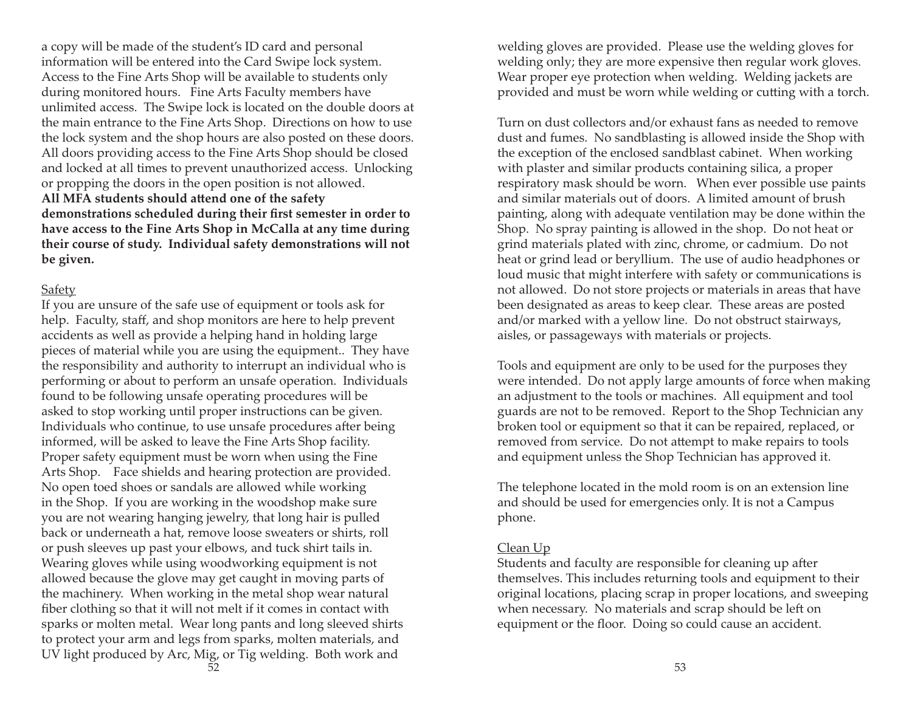a copy will be made of the student's ID card and personal information will be entered into the Card Swipe lock system. Access to the Fine Arts Shop will be available to students only during monitored hours. Fine Arts Faculty members have unlimited access. The Swipe lock is located on the double doors at the main entrance to the Fine Arts Shop. Directions on how to use the lock system and the shop hours are also posted on these doors. All doors providing access to the Fine Arts Shop should be closed and locked at all times to prevent unauthorized access. Unlocking or propping the doors in the open position is not allowed. **All MFA students should attend one of the safety demonstrations scheduled during their first semester in order to have access to the Fine Arts Shop in McCalla at any time during their course of study. Individual safety demonstrations will not be given.**

Safety

If you are unsure of the safe use of equipment or tools ask for help. Faculty, staff, and shop monitors are here to help prevent accidents as well as provide a helping hand in holding large pieces of material while you are using the equipment.. They have the responsibility and authority to interrupt an individual who is performing or about to perform an unsafe operation. Individuals found to be following unsafe operating procedures will be asked to stop working until proper instructions can be given. Individuals who continue, to use unsafe procedures after being informed, will be asked to leave the Fine Arts Shop facility. Proper safety equipment must be worn when using the Fine Arts Shop. Face shields and hearing protection are provided. No open toed shoes or sandals are allowed while working in the Shop. If you are working in the woodshop make sure you are not wearing hanging jewelry, that long hair is pulled back or underneath a hat, remove loose sweaters or shirts, roll or push sleeves up past your elbows, and tuck shirt tails in. Wearing gloves while using woodworking equipment is not allowed because the glove may get caught in moving parts of the machinery. When working in the metal shop wear natural fiber clothing so that it will not melt if it comes in contact with sparks or molten metal. Wear long pants and long sleeved shirts to protect your arm and legs from sparks, molten materials, and UV light produced by Arc, Mig, or Tig welding. Both work and welding gloves are provided. Please use the welding gloves for welding only; they are more expensive then regular work gloves. Wear proper eye protection when welding. Welding jackets are provided and must be worn while welding or cutting with a torch.

Turn on dust collectors and/or exhaust fans as needed to remove dust and fumes. No sandblasting is allowed inside the Shop with the exception of the enclosed sandblast cabinet. When working with plaster and similar products containing silica, a proper respiratory mask should be worn. When ever possible use paints and similar materials out of doors. A limited amount of brush painting, along with adequate ventilation may be done within the Shop. No spray painting is allowed in the shop. Do not heat or grind materials plated with zinc, chrome, or cadmium. Do not heat or grind lead or beryllium. The use of audio headphones or loud music that might interfere with safety or communications is not allowed. Do not store projects or materials in areas that have been designated as areas to keep clear. These areas are posted and/or marked with a yellow line. Do not obstruct stairways, aisles, or passageways with materials or projects.

Tools and equipment are only to be used for the purposes they were intended. Do not apply large amounts of force when making an adjustment to the tools or machines. All equipment and tool guards are not to be removed. Report to the Shop Technician any broken tool or equipment so that it can be repaired, replaced, or removed from service. Do not attempt to make repairs to tools and equipment unless the Shop Technician has approved it.

The telephone located in the mold room is on an extension line and should be used for emergencies only. It is not a Campus phone.

Clean Up

Students and faculty are responsible for cleaning up after themselves. This includes returning tools and equipment to their original locations, placing scrap in proper locations, and sweeping when necessary. No materials and scrap should be left on equipment or the floor. Doing so could cause an accident.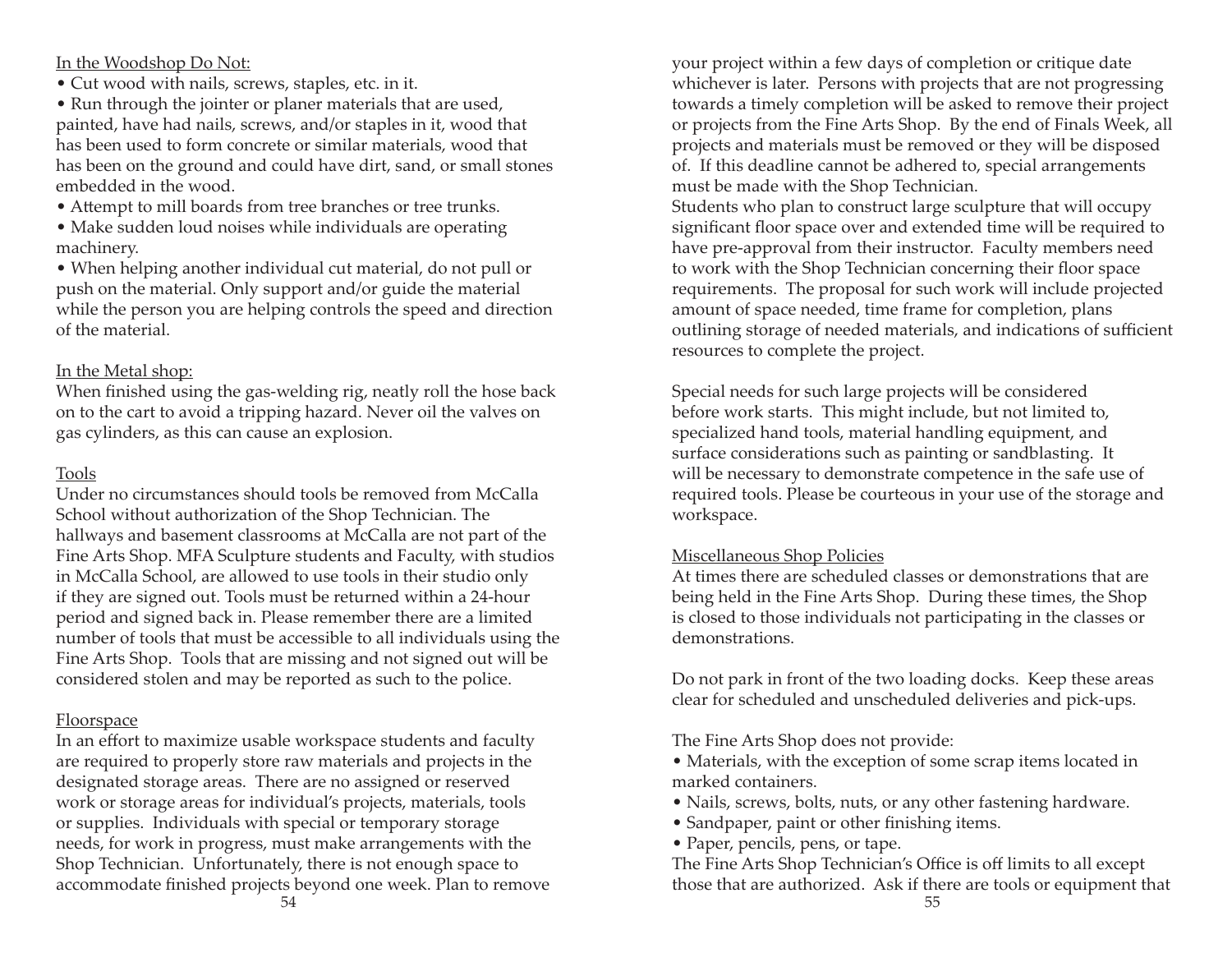In the Woodshop Do Not:

- Cut wood with nails, screws, staples, etc. in it.
- Run through the jointer or planer materials that are used, painted, have had nails, screws, and/or staples in it, wood that has been used to form concrete or similar materials, wood that has been on the ground and could have dirt, sand, or small stones embedded in the wood.
- Attempt to mill boards from tree branches or tree trunks.
- Make sudden loud noises while individuals are operating machinery.
- When helping another individual cut material, do not pull or push on the material. Only support and/or guide the material while the person you are helping controls the speed and direction of the material.

In the Metal shop:

When finished using the gas-welding rig, neatly roll the hose back on to the cart to avoid a tripping hazard. Never oil the valves on gas cylinders, as this can cause an explosion.

Tools

Under no circumstances should tools be removed from McCalla School without authorization of the Shop Technician. The hallways and basement classrooms at McCalla are not part of the Fine Arts Shop. MFA Sculpture students and Faculty, with studios in McCalla School, are allowed to use tools in their studio only if they are signed out. Tools must be returned within a 24-hour period and signed back in. Please remember there are a limited number of tools that must be accessible to all individuals using the Fine Arts Shop. Tools that are missing and not signed out will be considered stolen and may be reported as such to the police.

Floorspace

In an effort to maximize usable workspace students and faculty are required to properly store raw materials and projects in the designated storage areas. There are no assigned or reserved work or storage areas for individual's projects, materials, tools or supplies. Individuals with special or temporary storage needs, for work in progress, must make arrangements with the Shop Technician. Unfortunately, there is not enough space to accommodate finished projects beyond one week. Plan to remove your project within a few days of completion or critique date whichever is later. Persons with projects that are not progressing towards a timely completion will be asked to remove their project or projects from the Fine Arts Shop. By the end of Finals Week, all projects and materials must be removed or they will be disposed of. If this deadline cannot be adhered to, special arrangements must be made with the Shop Technician.
Students who plan to construct large sculpture that will occupy significant floor space over and extended time will be required to have pre-approval from their instructor. Faculty members need to work with the Shop Technician concerning their floor space requirements. The proposal for such work will include projected amount of space needed, time frame for completion, plans outlining storage of needed materials, and indications of sufficient resources to complete the project.

Special needs for such large projects will be considered before work starts. This might include, but not limited to, specialized hand tools, material handling equipment, and surface considerations such as painting or sandblasting. It will be necessary to demonstrate competence in the safe use of required tools. Please be courteous in your use of the storage and workspace.

Miscellaneous Shop Policies

At times there are scheduled classes or demonstrations that are being held in the Fine Arts Shop. During these times, the Shop is closed to those individuals not participating in the classes or demonstrations.

Do not park in front of the two loading docks. Keep these areas clear for scheduled and unscheduled deliveries and pick-ups.

The Fine Arts Shop does not provide:

- Materials, with the exception of some scrap items located in marked containers.
- Nails, screws, bolts, nuts, or any other fastening hardware.
- Sandpaper, paint or other finishing items.
- Paper, pencils, pens, or tape.

The Fine Arts Shop Technician's Office is off limits to all except those that are authorized. Ask if there are tools or equipment that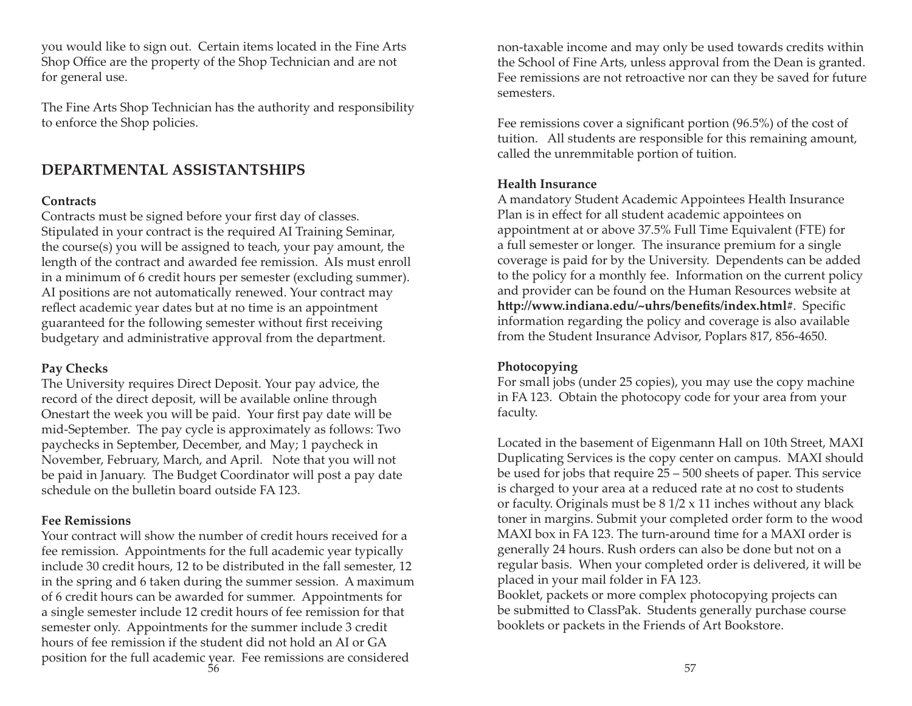you would like to sign out. Certain items located in the Fine Arts Shop Office are the property of the Shop Technician and are not for general use.

The Fine Arts Shop Technician has the authority and responsibility to enforce the Shop policies.

## DEPARTMENTAL ASSISTANTSHIPS

### Contracts

Contracts must be signed before your first day of classes. Stipulated in your contract is the required AI Training Seminar, the course(s) you will be assigned to teach, your pay amount, the length of the contract and awarded fee remission. AIs must enroll in a minimum of 6 credit hours per semester (excluding summer). AI positions are not automatically renewed. Your contract may reflect academic year dates but at no time is an appointment guaranteed for the following semester without first receiving budgetary and administrative approval from the department.

### Pay Checks

The University requires Direct Deposit. Your pay advice, the record of the direct deposit, will be available online through Onestart the week you will be paid. Your first pay date will be mid-September. The pay cycle is approximately as follows: Two paychecks in September, December, and May; 1 paycheck in November, February, March, and April. Note that you will not be paid in January. The Budget Coordinator will post a pay date schedule on the bulletin board outside FA 123.

### Fee Remissions

Your contract will show the number of credit hours received for a fee remission. Appointments for the full academic year typically include 30 credit hours, 12 to be distributed in the fall semester, 12 in the spring and 6 taken during the summer session. A maximum of 6 credit hours can be awarded for summer. Appointments for a single semester include 12 credit hours of fee remission for that semester only. Appointments for the summer include 3 credit hours of fee remission if the student did not hold an AI or GA position for the full academic year. Fee remissions are considered non-taxable income and may only be used towards credits within the School of Fine Arts, unless approval from the Dean is granted. Fee remissions are not retroactive nor can they be saved for future semesters.

Fee remissions cover a significant portion (96.5%) of the cost of tuition. All students are responsible for this remaining amount, called the unremmitable portion of tuition.

### Health Insurance

A mandatory Student Academic Appointees Health Insurance Plan is in effect for all student academic appointees on appointment at or above 37.5% Full Time Equivalent (FTE) for a full semester or longer. The insurance premium for a single coverage is paid for by the University. Dependents can be added to the policy for a monthly fee. Information on the current policy and provider can be found on the Human Resources website at **http://www.indiana.edu/~uhrs/benefits/index.html#**. Specific information regarding the policy and coverage is also available from the Student Insurance Advisor, Poplars 817, 856-4650.

### Photocopying

For small jobs (under 25 copies), you may use the copy machine in FA 123. Obtain the photocopy code for your area from your faculty.

Located in the basement of Eigenmann Hall on 10th Street, MAXI Duplicating Services is the copy center on campus. MAXI should be used for jobs that require 25 – 500 sheets of paper. This service is charged to your area at a reduced rate at no cost to students or faculty. Originals must be 8 1/2 x 11 inches without any black toner in margins. Submit your completed order form to the wood MAXI box in FA 123. The turn-around time for a MAXI order is generally 24 hours. Rush orders can also be done but not on a regular basis. When your completed order is delivered, it will be placed in your mail folder in FA 123.
Booklet, packets or more complex photocopying projects can be submitted to ClassPak. Students generally purchase course booklets or packets in the Friends of Art Bookstore.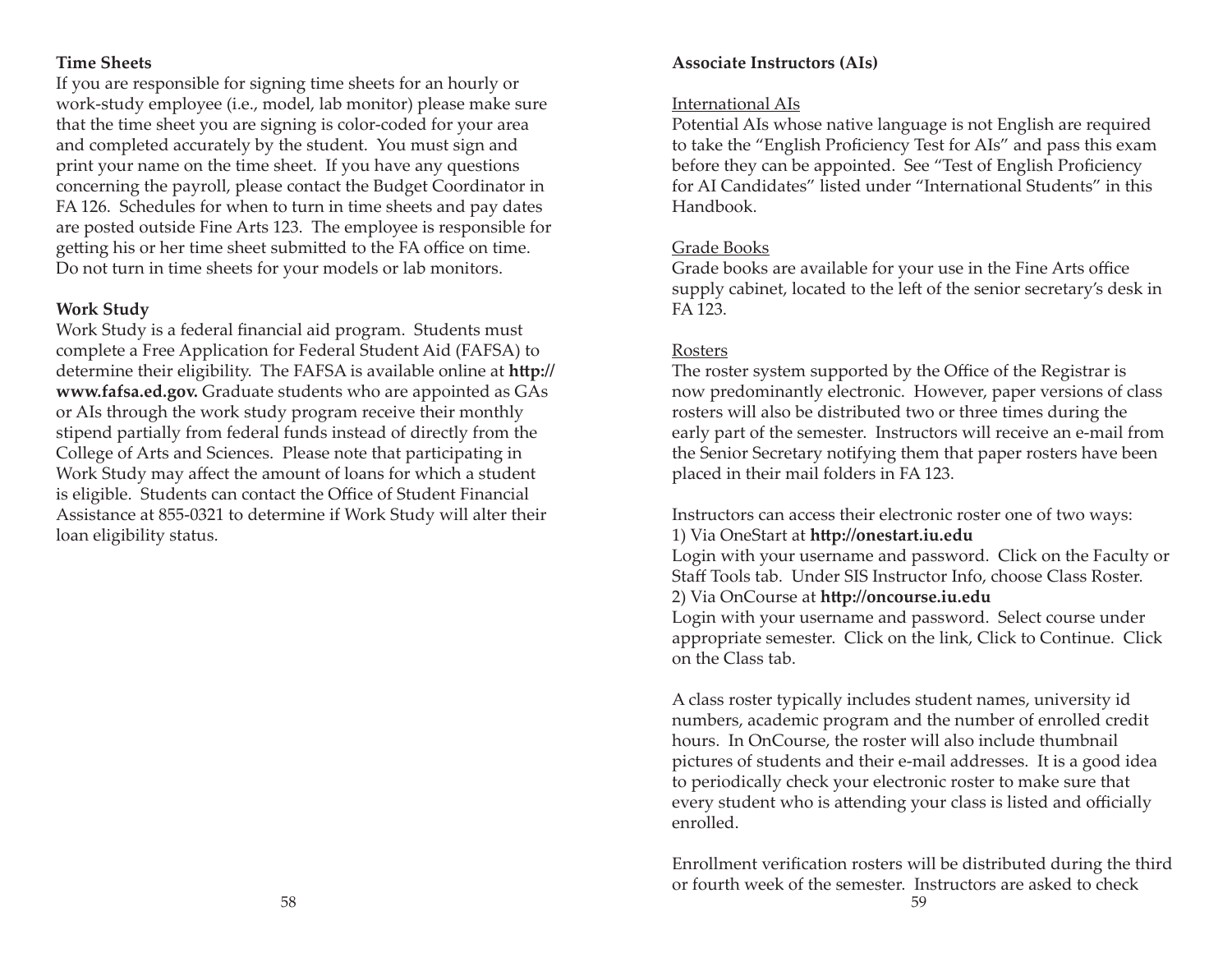**Time Sheets**

If you are responsible for signing time sheets for an hourly or work-study employee (i.e., model, lab monitor) please make sure that the time sheet you are signing is color-coded for your area and completed accurately by the student. You must sign and print your name on the time sheet. If you have any questions concerning the payroll, please contact the Budget Coordinator in FA 126. Schedules for when to turn in time sheets and pay dates are posted outside Fine Arts 123. The employee is responsible for getting his or her time sheet submitted to the FA office on time. Do not turn in time sheets for your models or lab monitors.

**Work Study**

Work Study is a federal financial aid program. Students must complete a Free Application for Federal Student Aid (FAFSA) to determine their eligibility. The FAFSA is available online at **http://www.fafsa.ed.gov.** Graduate students who are appointed as GAs or AIs through the work study program receive their monthly stipend partially from federal funds instead of directly from the College of Arts and Sciences. Please note that participating in Work Study may affect the amount of loans for which a student is eligible. Students can contact the Office of Student Financial Assistance at 855-0321 to determine if Work Study will alter their loan eligibility status.

**Associate Instructors (AIs)**

International AIs

Potential AIs whose native language is not English are required to take the "English Proficiency Test for AIs" and pass this exam before they can be appointed. See "Test of English Proficiency for AI Candidates" listed under "International Students" in this Handbook.

Grade Books

Grade books are available for your use in the Fine Arts office supply cabinet, located to the left of the senior secretary's desk in FA 123.

Rosters

The roster system supported by the Office of the Registrar is now predominantly electronic. However, paper versions of class rosters will also be distributed two or three times during the early part of the semester. Instructors will receive an e-mail from the Senior Secretary notifying them that paper rosters have been placed in their mail folders in FA 123.

Instructors can access their electronic roster one of two ways:
1) Via OneStart at **http://onestart.iu.edu**
Login with your username and password. Click on the Faculty or Staff Tools tab. Under SIS Instructor Info, choose Class Roster.
2) Via OnCourse at **http://oncourse.iu.edu**
Login with your username and password. Select course under appropriate semester. Click on the link, Click to Continue. Click on the Class tab.

A class roster typically includes student names, university id numbers, academic program and the number of enrolled credit hours. In OnCourse, the roster will also include thumbnail pictures of students and their e-mail addresses. It is a good idea to periodically check your electronic roster to make sure that every student who is attending your class is listed and officially enrolled.

Enrollment verification rosters will be distributed during the third or fourth week of the semester. Instructors are asked to check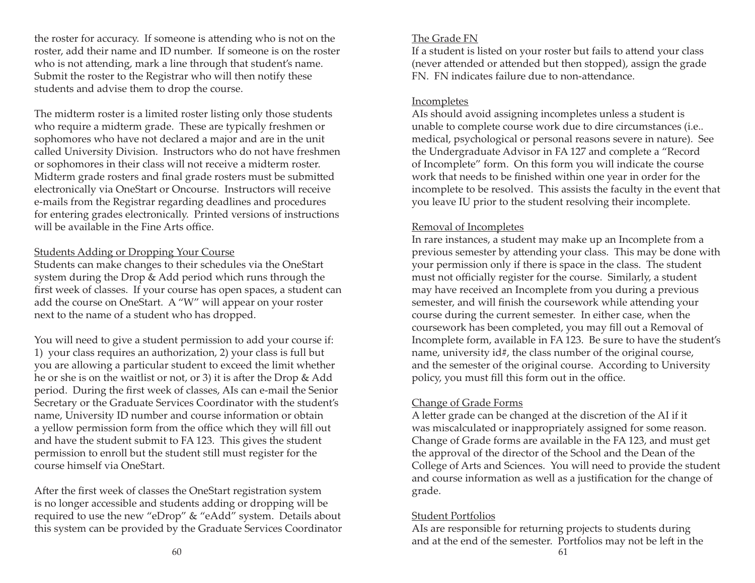the roster for accuracy. If someone is attending who is not on the roster, add their name and ID number. If someone is on the roster who is not attending, mark a line through that student's name. Submit the roster to the Registrar who will then notify these students and advise them to drop the course.

The midterm roster is a limited roster listing only those students who require a midterm grade. These are typically freshmen or sophomores who have not declared a major and are in the unit called University Division. Instructors who do not have freshmen or sophomores in their class will not receive a midterm roster. Midterm grade rosters and final grade rosters must be submitted electronically via OneStart or Oncourse. Instructors will receive e-mails from the Registrar regarding deadlines and procedures for entering grades electronically. Printed versions of instructions will be available in the Fine Arts office.

<u>Students Adding or Dropping Your Course</u>

Students can make changes to their schedules via the OneStart system during the Drop & Add period which runs through the first week of classes. If your course has open spaces, a student can add the course on OneStart. A "W" will appear on your roster next to the name of a student who has dropped.

You will need to give a student permission to add your course if: 1) your class requires an authorization, 2) your class is full but you are allowing a particular student to exceed the limit whether he or she is on the waitlist or not, or 3) it is after the Drop & Add period. During the first week of classes, AIs can e-mail the Senior Secretary or the Graduate Services Coordinator with the student's name, University ID number and course information or obtain a yellow permission form from the office which they will fill out and have the student submit to FA 123. This gives the student permission to enroll but the student still must register for the course himself via OneStart.

After the first week of classes the OneStart registration system is no longer accessible and students adding or dropping will be required to use the new "eDrop" & "eAdd" system. Details about this system can be provided by the Graduate Services Coordinator

<u>The Grade FN</u>

If a student is listed on your roster but fails to attend your class (never attended or attended but then stopped), assign the grade FN. FN indicates failure due to non-attendance.

<u>Incompletes</u>

AIs should avoid assigning incompletes unless a student is unable to complete course work due to dire circumstances (i.e.. medical, psychological or personal reasons severe in nature). See the Undergraduate Advisor in FA 127 and complete a "Record of Incomplete" form. On this form you will indicate the course work that needs to be finished within one year in order for the incomplete to be resolved. This assists the faculty in the event that you leave IU prior to the student resolving their incomplete.

<u>Removal of Incompletes</u>

In rare instances, a student may make up an Incomplete from a previous semester by attending your class. This may be done with your permission only if there is space in the class. The student must not officially register for the course. Similarly, a student may have received an Incomplete from you during a previous semester, and will finish the coursework while attending your course during the current semester. In either case, when the coursework has been completed, you may fill out a Removal of Incomplete form, available in FA 123. Be sure to have the student's name, university id#, the class number of the original course, and the semester of the original course. According to University policy, you must fill this form out in the office.

<u>Change of Grade Forms</u>

A letter grade can be changed at the discretion of the AI if it was miscalculated or inappropriately assigned for some reason. Change of Grade forms are available in the FA 123, and must get the approval of the director of the School and the Dean of the College of Arts and Sciences. You will need to provide the student and course information as well as a justification for the change of grade.

<u>Student Portfolios</u>

AIs are responsible for returning projects to students during and at the end of the semester. Portfolios may not be left in the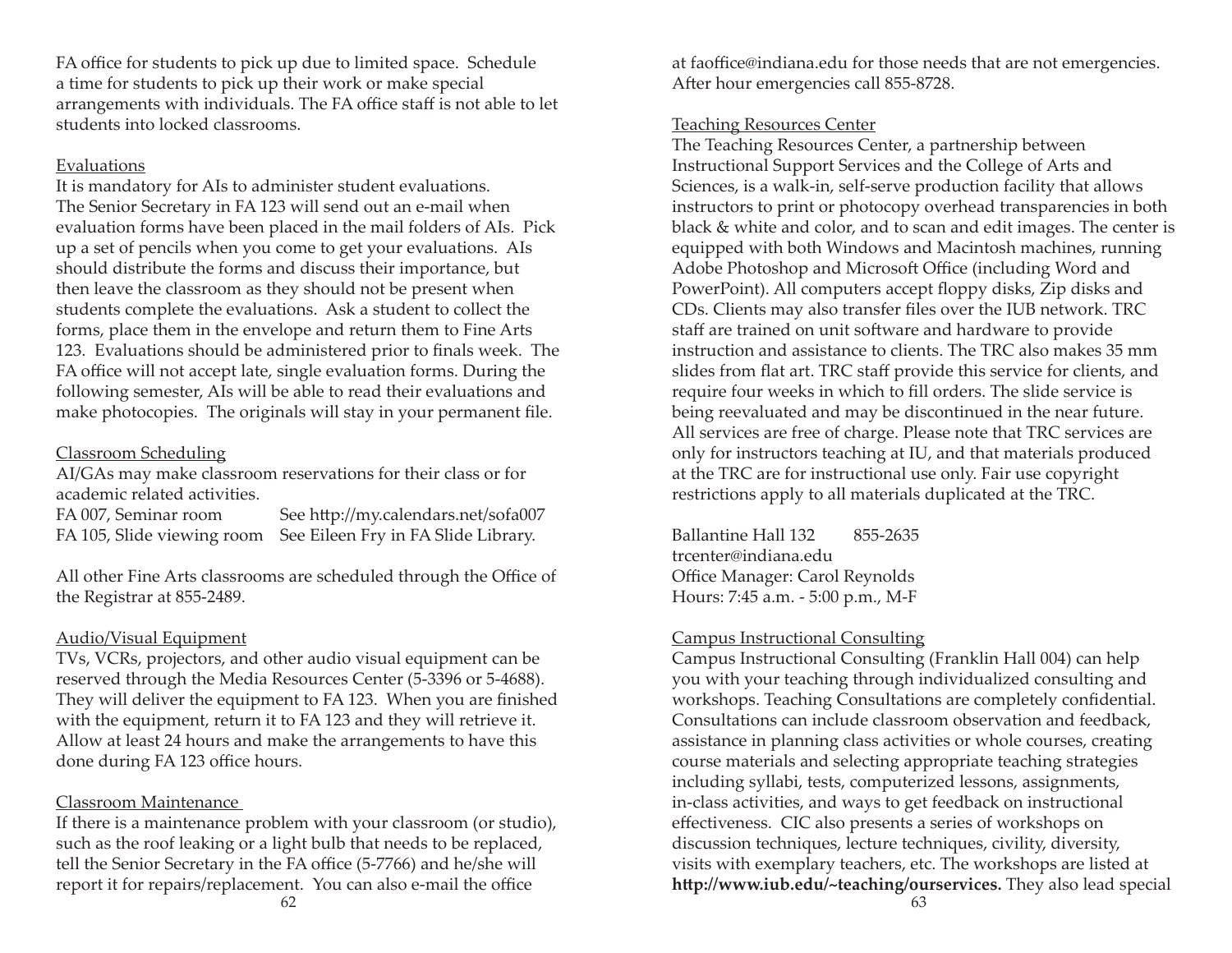FA office for students to pick up due to limited space. Schedule a time for students to pick up their work or make special arrangements with individuals. The FA office staff is not able to let students into locked classrooms.

Evaluations

It is mandatory for AIs to administer student evaluations. The Senior Secretary in FA 123 will send out an e-mail when evaluation forms have been placed in the mail folders of AIs. Pick up a set of pencils when you come to get your evaluations. AIs should distribute the forms and discuss their importance, but then leave the classroom as they should not be present when students complete the evaluations. Ask a student to collect the forms, place them in the envelope and return them to Fine Arts 123. Evaluations should be administered prior to finals week. The FA office will not accept late, single evaluation forms. During the following semester, AIs will be able to read their evaluations and make photocopies. The originals will stay in your permanent file.

Classroom Scheduling

AI/GAs may make classroom reservations for their class or for academic related activities.

FA 007, Seminar room — See http://my.calendars.net/sofa007
FA 105, Slide viewing room — See Eileen Fry in FA Slide Library.

All other Fine Arts classrooms are scheduled through the Office of the Registrar at 855-2489.

Audio/Visual Equipment

TVs, VCRs, projectors, and other audio visual equipment can be reserved through the Media Resources Center (5-3396 or 5-4688). They will deliver the equipment to FA 123. When you are finished with the equipment, return it to FA 123 and they will retrieve it. Allow at least 24 hours and make the arrangements to have this done during FA 123 office hours.

Classroom Maintenance

If there is a maintenance problem with your classroom (or studio), such as the roof leaking or a light bulb that needs to be replaced, tell the Senior Secretary in the FA office (5-7766) and he/she will report it for repairs/replacement. You can also e-mail the office at faoffice@indiana.edu for those needs that are not emergencies. After hour emergencies call 855-8728.

Teaching Resources Center

The Teaching Resources Center, a partnership between Instructional Support Services and the College of Arts and Sciences, is a walk-in, self-serve production facility that allows instructors to print or photocopy overhead transparencies in both black & white and color, and to scan and edit images. The center is equipped with both Windows and Macintosh machines, running Adobe Photoshop and Microsoft Office (including Word and PowerPoint). All computers accept floppy disks, Zip disks and CDs. Clients may also transfer files over the IUB network. TRC staff are trained on unit software and hardware to provide instruction and assistance to clients. The TRC also makes 35 mm slides from flat art. TRC staff provide this service for clients, and require four weeks in which to fill orders. The slide service is being reevaluated and may be discontinued in the near future. All services are free of charge. Please note that TRC services are only for instructors teaching at IU, and that materials produced at the TRC are for instructional use only. Fair use copyright restrictions apply to all materials duplicated at the TRC.

Ballantine Hall 132 — 855-2635
trcenter@indiana.edu
Office Manager: Carol Reynolds
Hours: 7:45 a.m. - 5:00 p.m., M-F

Campus Instructional Consulting

Campus Instructional Consulting (Franklin Hall 004) can help you with your teaching through individualized consulting and workshops. Teaching Consultations are completely confidential. Consultations can include classroom observation and feedback, assistance in planning class activities or whole courses, creating course materials and selecting appropriate teaching strategies including syllabi, tests, computerized lessons, assignments, in-class activities, and ways to get feedback on instructional effectiveness. CIC also presents a series of workshops on discussion techniques, lecture techniques, civility, diversity, visits with exemplary teachers, etc. The workshops are listed at **http://www.iub.edu/~teaching/ourservices.** They also lead special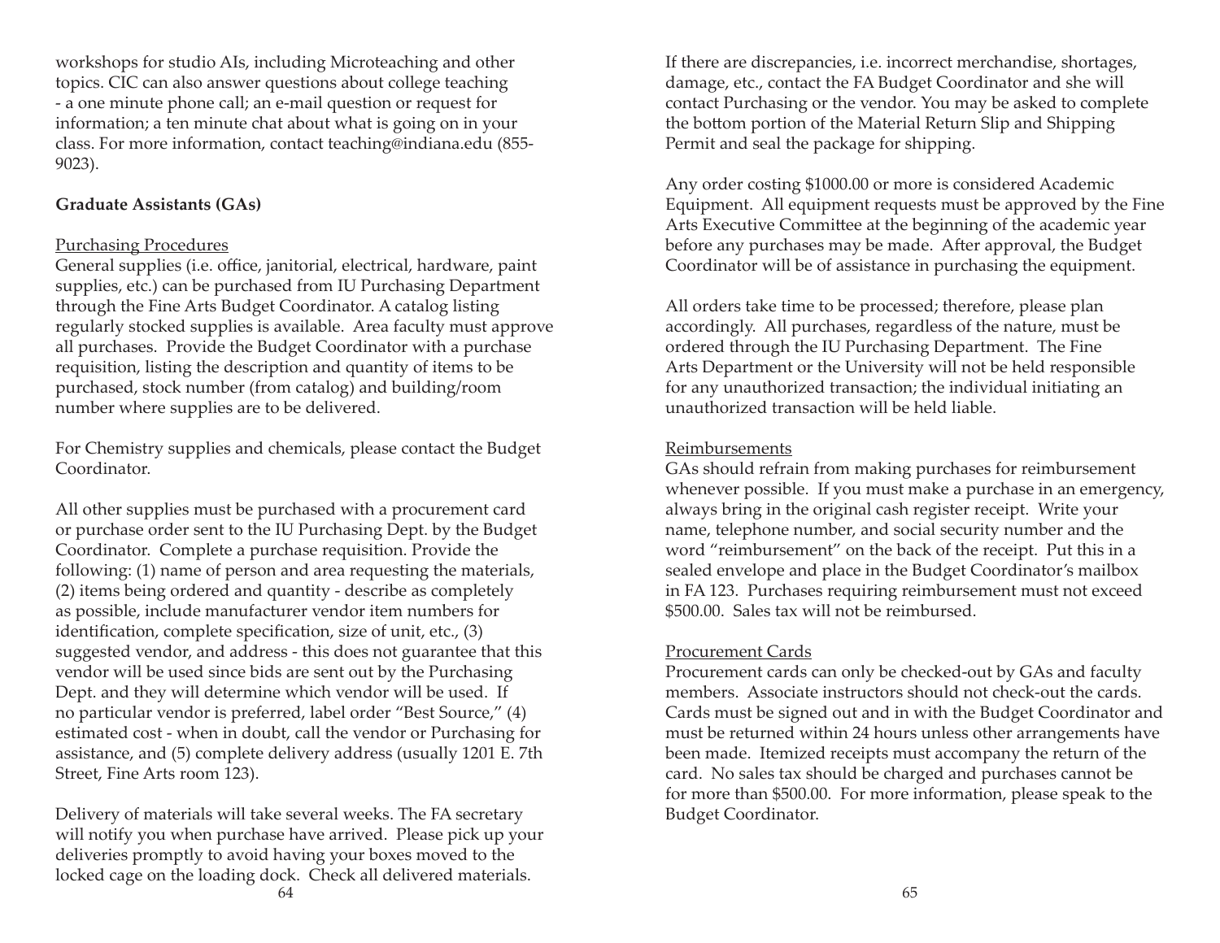workshops for studio AIs, including Microteaching and other topics. CIC can also answer questions about college teaching - a one minute phone call; an e-mail question or request for information; a ten minute chat about what is going on in your class. For more information, contact teaching@indiana.edu (855-9023).

**Graduate Assistants (GAs)**

Purchasing Procedures

General supplies (i.e. office, janitorial, electrical, hardware, paint supplies, etc.) can be purchased from IU Purchasing Department through the Fine Arts Budget Coordinator. A catalog listing regularly stocked supplies is available. Area faculty must approve all purchases. Provide the Budget Coordinator with a purchase requisition, listing the description and quantity of items to be purchased, stock number (from catalog) and building/room number where supplies are to be delivered.

For Chemistry supplies and chemicals, please contact the Budget Coordinator.

All other supplies must be purchased with a procurement card or purchase order sent to the IU Purchasing Dept. by the Budget Coordinator. Complete a purchase requisition. Provide the following: (1) name of person and area requesting the materials, (2) items being ordered and quantity - describe as completely as possible, include manufacturer vendor item numbers for identification, complete specification, size of unit, etc., (3) suggested vendor, and address - this does not guarantee that this vendor will be used since bids are sent out by the Purchasing Dept. and they will determine which vendor will be used. If no particular vendor is preferred, label order "Best Source," (4) estimated cost - when in doubt, call the vendor or Purchasing for assistance, and (5) complete delivery address (usually 1201 E. 7th Street, Fine Arts room 123).

Delivery of materials will take several weeks. The FA secretary will notify you when purchase have arrived. Please pick up your deliveries promptly to avoid having your boxes moved to the locked cage on the loading dock. Check all delivered materials. If there are discrepancies, i.e. incorrect merchandise, shortages, damage, etc., contact the FA Budget Coordinator and she will contact Purchasing or the vendor. You may be asked to complete the bottom portion of the Material Return Slip and Shipping Permit and seal the package for shipping.

Any order costing $1000.00 or more is considered Academic Equipment. All equipment requests must be approved by the Fine Arts Executive Committee at the beginning of the academic year before any purchases may be made. After approval, the Budget Coordinator will be of assistance in purchasing the equipment.

All orders take time to be processed; therefore, please plan accordingly. All purchases, regardless of the nature, must be ordered through the IU Purchasing Department. The Fine Arts Department or the University will not be held responsible for any unauthorized transaction; the individual initiating an unauthorized transaction will be held liable.

Reimbursements

GAs should refrain from making purchases for reimbursement whenever possible. If you must make a purchase in an emergency, always bring in the original cash register receipt. Write your name, telephone number, and social security number and the word "reimbursement" on the back of the receipt. Put this in a sealed envelope and place in the Budget Coordinator's mailbox in FA 123. Purchases requiring reimbursement must not exceed $500.00. Sales tax will not be reimbursed.

Procurement Cards

Procurement cards can only be checked-out by GAs and faculty members. Associate instructors should not check-out the cards. Cards must be signed out and in with the Budget Coordinator and must be returned within 24 hours unless other arrangements have been made. Itemized receipts must accompany the return of the card. No sales tax should be charged and purchases cannot be for more than $500.00. For more information, please speak to the Budget Coordinator.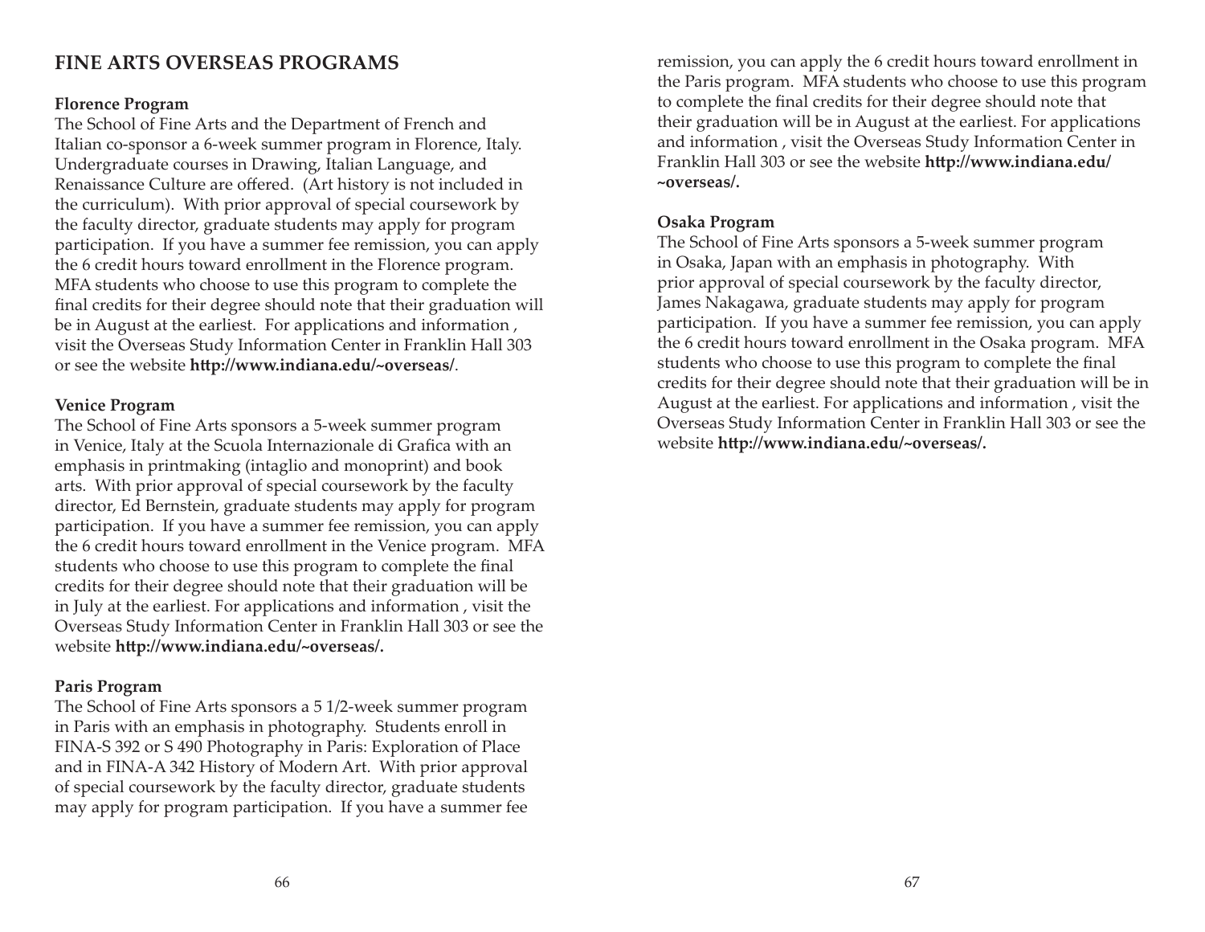## FINE ARTS OVERSEAS PROGRAMS

**Florence Program**

The School of Fine Arts and the Department of French and Italian co-sponsor a 6-week summer program in Florence, Italy. Undergraduate courses in Drawing, Italian Language, and Renaissance Culture are offered. (Art history is not included in the curriculum). With prior approval of special coursework by the faculty director, graduate students may apply for program participation. If you have a summer fee remission, you can apply the 6 credit hours toward enrollment in the Florence program. MFA students who choose to use this program to complete the final credits for their degree should note that their graduation will be in August at the earliest. For applications and information , visit the Overseas Study Information Center in Franklin Hall 303 or see the website **http://www.indiana.edu/~overseas/**.

**Venice Program**

The School of Fine Arts sponsors a 5-week summer program in Venice, Italy at the Scuola Internazionale di Grafica with an emphasis in printmaking (intaglio and monoprint) and book arts. With prior approval of special coursework by the faculty director, Ed Bernstein, graduate students may apply for program participation. If you have a summer fee remission, you can apply the 6 credit hours toward enrollment in the Venice program. MFA students who choose to use this program to complete the final credits for their degree should note that their graduation will be in July at the earliest. For applications and information , visit the Overseas Study Information Center in Franklin Hall 303 or see the website **http://www.indiana.edu/~overseas/.**

**Paris Program**

The School of Fine Arts sponsors a 5 1/2-week summer program in Paris with an emphasis in photography. Students enroll in FINA-S 392 or S 490 Photography in Paris: Exploration of Place and in FINA-A 342 History of Modern Art. With prior approval of special coursework by the faculty director, graduate students may apply for program participation. If you have a summer fee remission, you can apply the 6 credit hours toward enrollment in the Paris program. MFA students who choose to use this program to complete the final credits for their degree should note that their graduation will be in August at the earliest. For applications and information , visit the Overseas Study Information Center in Franklin Hall 303 or see the website **http://www.indiana.edu/~overseas/.**

**Osaka Program**

The School of Fine Arts sponsors a 5-week summer program in Osaka, Japan with an emphasis in photography. With prior approval of special coursework by the faculty director, James Nakagawa, graduate students may apply for program participation. If you have a summer fee remission, you can apply the 6 credit hours toward enrollment in the Osaka program. MFA students who choose to use this program to complete the final credits for their degree should note that their graduation will be in August at the earliest. For applications and information , visit the Overseas Study Information Center in Franklin Hall 303 or see the website **http://www.indiana.edu/~overseas/.**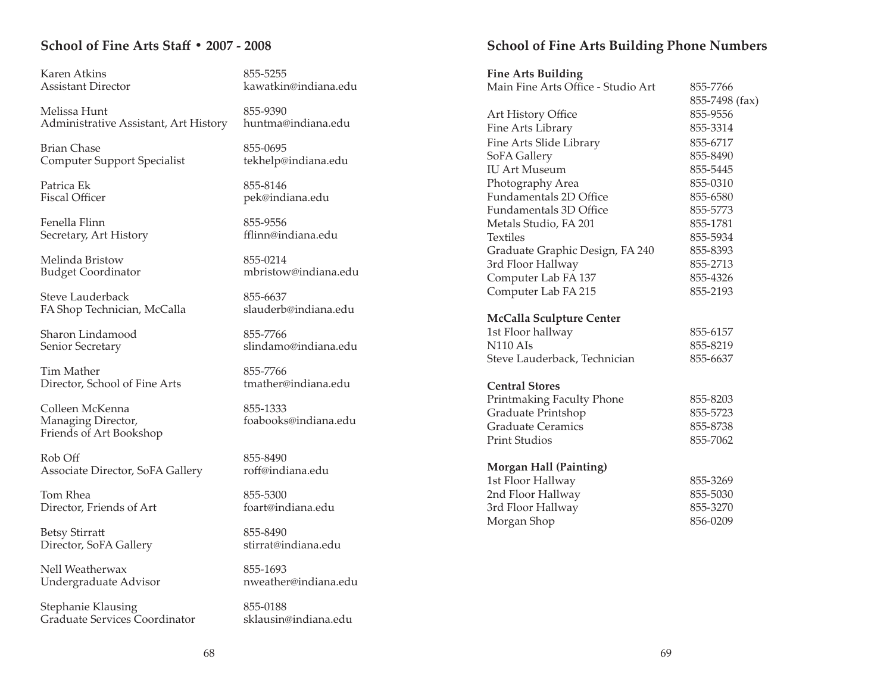## School of Fine Arts Staff • 2007 - 2008

| | |
|---|---|
| Karen Atkins<br>Assistant Director | 855-5255<br>kawatkin@indiana.edu |
| Melissa Hunt<br>Administrative Assistant, Art History | 855-9390<br>huntma@indiana.edu |
| Brian Chase<br>Computer Support Specialist | 855-0695<br>tekhelp@indiana.edu |
| Patrica Ek<br>Fiscal Officer | 855-8146<br>pek@indiana.edu |
| Fenella Flinn<br>Secretary, Art History | 855-9556<br>fflinn@indiana.edu |
| Melinda Bristow<br>Budget Coordinator | 855-0214<br>mbristow@indiana.edu |
| Steve Lauderback<br>FA Shop Technician, McCalla | 855-6637<br>slauderb@indiana.edu |
| Sharon Lindamood<br>Senior Secretary | 855-7766<br>slindamo@indiana.edu |
| Tim Mather<br>Director, School of Fine Arts | 855-7766<br>tmather@indiana.edu |
| Colleen McKenna<br>Managing Director,<br>Friends of Art Bookshop | 855-1333<br>foabooks@indiana.edu |
| Rob Off<br>Associate Director, SoFA Gallery | 855-8490<br>roff@indiana.edu |
| Tom Rhea<br>Director, Friends of Art | 855-5300<br>foart@indiana.edu |
| Betsy Stirratt<br>Director, SoFA Gallery | 855-8490<br>stirrat@indiana.edu |
| Nell Weatherwax<br>Undergraduate Advisor | 855-1693<br>nweather@indiana.edu |
| Stephanie Klausing<br>Graduate Services Coordinator | 855-0188<br>sklausin@indiana.edu |

## School of Fine Arts Building Phone Numbers

**Fine Arts Building**

| | |
|---|---|
| Main Fine Arts Office - Studio Art | 855-7766<br>855-7498 (fax) |
| Art History Office | 855-9556 |
| Fine Arts Library | 855-3314 |
| Fine Arts Slide Library | 855-6717 |
| SoFA Gallery | 855-8490 |
| IU Art Museum | 855-5445 |
| Photography Area | 855-0310 |
| Fundamentals 2D Office | 855-6580 |
| Fundamentals 3D Office | 855-5773 |
| Metals Studio, FA 201 | 855-1781 |
| Textiles | 855-5934 |
| Graduate Graphic Design, FA 240 | 855-8393 |
| 3rd Floor Hallway | 855-2713 |
| Computer Lab FA 137 | 855-4326 |
| Computer Lab FA 215 | 855-2193 |

**McCalla Sculpture Center**

| | |
|---|---|
| 1st Floor hallway | 855-6157 |
| N110 AIs | 855-8219 |
| Steve Lauderback, Technician | 855-6637 |

**Central Stores**

| | |
|---|---|
| Printmaking Faculty Phone | 855-8203 |
| Graduate Printshop | 855-5723 |
| Graduate Ceramics | 855-8738 |
| Print Studios | 855-7062 |

**Morgan Hall (Painting)**

| | |
|---|---|
| 1st Floor Hallway | 855-3269 |
| 2nd Floor Hallway | 855-5030 |
| 3rd Floor Hallway | 855-3270 |
| Morgan Shop | 856-0209 |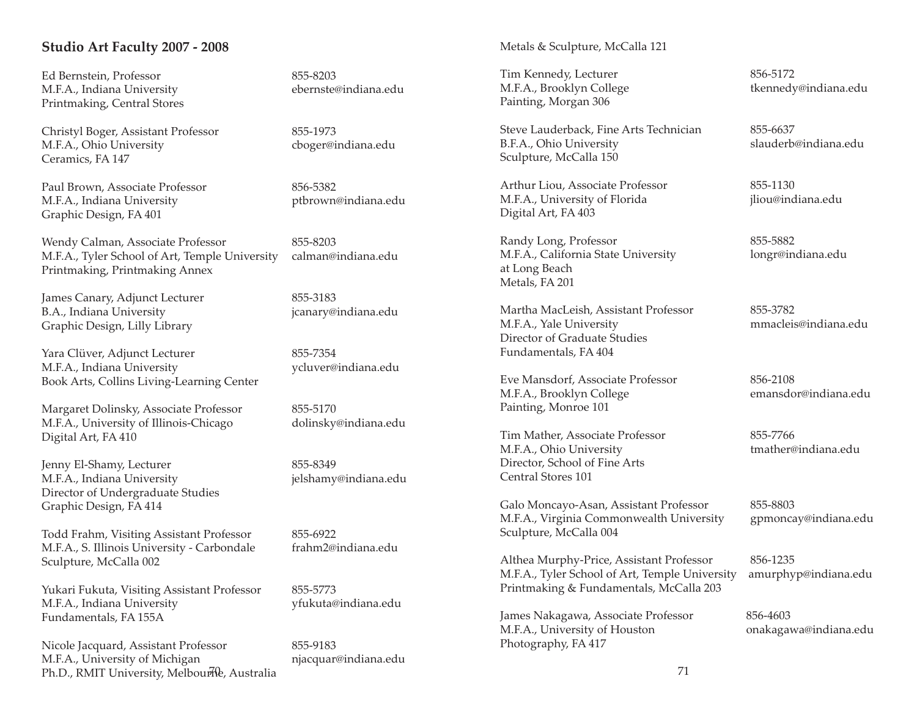## Studio Art Faculty 2007 - 2008

Ed Bernstein, Professor
M.F.A., Indiana University
Printmaking, Central Stores
855-8203
ebernste@indiana.edu

Christyl Boger, Assistant Professor
M.F.A., Ohio University
Ceramics, FA 147
855-1973
cboger@indiana.edu

Paul Brown, Associate Professor
M.F.A., Indiana University
Graphic Design, FA 401
856-5382
ptbrown@indiana.edu

Wendy Calman, Associate Professor
M.F.A., Tyler School of Art, Temple University
Printmaking, Printmaking Annex
855-8203
calman@indiana.edu

James Canary, Adjunct Lecturer
B.A., Indiana University
Graphic Design, Lilly Library
855-3183
jcanary@indiana.edu

Yara Clüver, Adjunct Lecturer
M.F.A., Indiana University
Book Arts, Collins Living-Learning Center
855-7354
ycluver@indiana.edu

Margaret Dolinsky, Associate Professor
M.F.A., University of Illinois-Chicago
Digital Art, FA 410
855-5170
dolinsky@indiana.edu

Jenny El-Shamy, Lecturer
M.F.A., Indiana University
Director of Undergraduate Studies
Graphic Design, FA 414
855-8349
jelshamy@indiana.edu

Todd Frahm, Visiting Assistant Professor
M.F.A., S. Illinois University - Carbondale
Sculpture, McCalla 002
855-6922
frahm2@indiana.edu

Yukari Fukuta, Visiting Assistant Professor
M.F.A., Indiana University
Fundamentals, FA 155A
855-5773
yfukuta@indiana.edu

Nicole Jacquard, Assistant Professor
M.F.A., University of Michigan
Ph.D., RMIT University, Melbourne, Australia
Metals & Sculpture, McCalla 121
855-9183
njacquar@indiana.edu

Tim Kennedy, Lecturer
M.F.A., Brooklyn College
Painting, Morgan 306
856-5172
tkennedy@indiana.edu

Steve Lauderback, Fine Arts Technician
B.F.A., Ohio University
Sculpture, McCalla 150
855-6637
slauderb@indiana.edu

Arthur Liou, Associate Professor
M.F.A., University of Florida
Digital Art, FA 403
855-1130
jliou@indiana.edu

Randy Long, Professor
M.F.A., California State University at Long Beach
Metals, FA 201
855-5882
longr@indiana.edu

Martha MacLeish, Assistant Professor
M.F.A., Yale University
Director of Graduate Studies
Fundamentals, FA 404
855-3782
mmacleis@indiana.edu

Eve Mansdorf, Associate Professor
M.F.A., Brooklyn College
Painting, Monroe 101
856-2108
emansdor@indiana.edu

Tim Mather, Associate Professor
M.F.A., Ohio University
Director, School of Fine Arts
Central Stores 101
855-7766
tmather@indiana.edu

Galo Moncayo-Asan, Assistant Professor
M.F.A., Virginia Commonwealth University
Sculpture, McCalla 004
855-8803
gpmoncay@indiana.edu

Althea Murphy-Price, Assistant Professor
M.F.A., Tyler School of Art, Temple University
Printmaking & Fundamentals, McCalla 203
856-1235
amurphyp@indiana.edu

James Nakagawa, Associate Professor
M.F.A., University of Houston
Photography, FA 417
856-4603
onakagawa@indiana.edu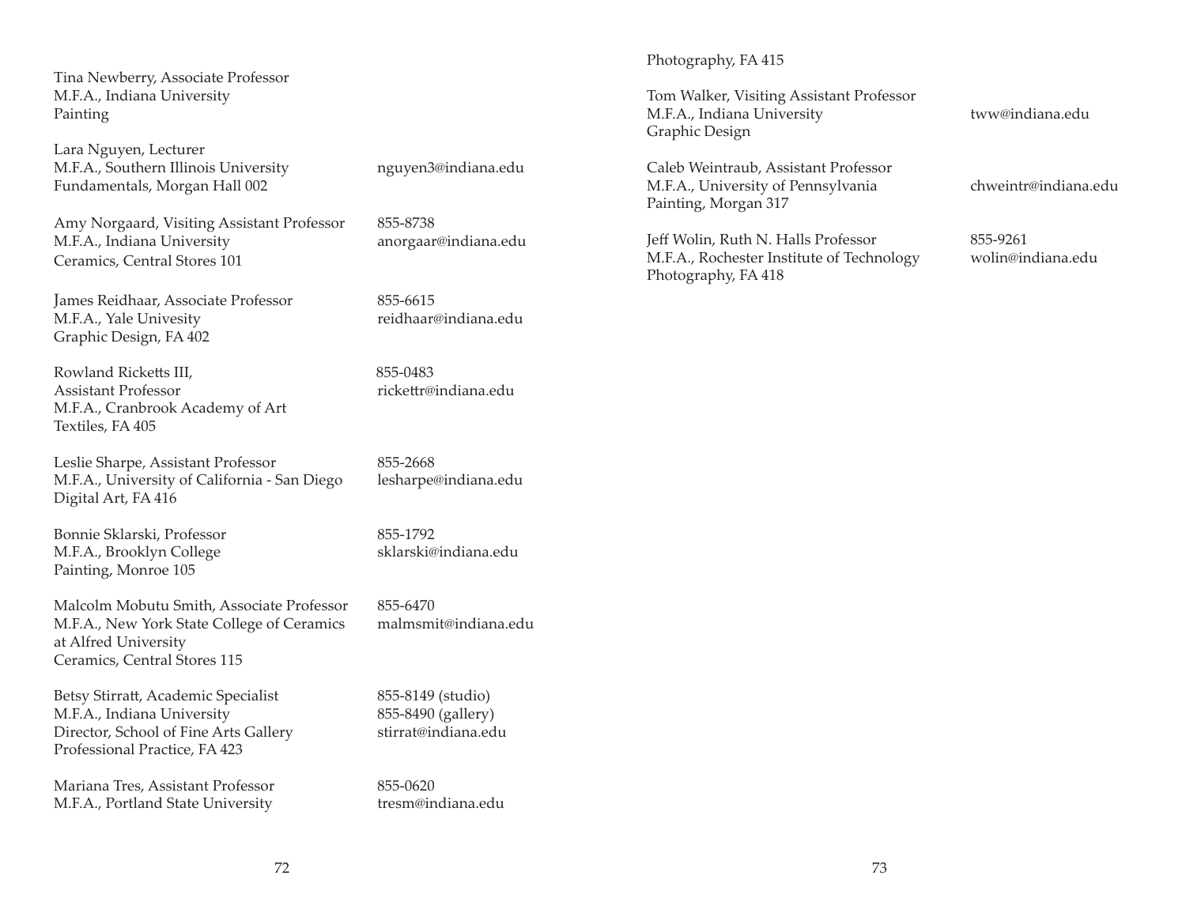Tina Newberry, Associate Professor
M.F.A., Indiana University
Painting

Lara Nguyen, Lecturer
M.F.A., Southern Illinois University
Fundamentals, Morgan Hall 002
nguyen3@indiana.edu

Amy Norgaard, Visiting Assistant Professor
M.F.A., Indiana University
Ceramics, Central Stores 101
855-8738
anorgaar@indiana.edu

James Reidhaar, Associate Professor
M.F.A., Yale Univesity
Graphic Design, FA 402
855-6615
reidhaar@indiana.edu

Rowland Ricketts III,
Assistant Professor
M.F.A., Cranbrook Academy of Art
Textiles, FA 405
855-0483
rickettr@indiana.edu

Leslie Sharpe, Assistant Professor
M.F.A., University of California - San Diego
Digital Art, FA 416
855-2668
lesharpe@indiana.edu

Bonnie Sklarski, Professor
M.F.A., Brooklyn College
Painting, Monroe 105
855-1792
sklarski@indiana.edu

Malcolm Mobutu Smith, Associate Professor
M.F.A., New York State College of Ceramics at Alfred University
Ceramics, Central Stores 115
855-6470
malmsmit@indiana.edu

Betsy Stirratt, Academic Specialist
M.F.A., Indiana University
Director, School of Fine Arts Gallery
Professional Practice, FA 423
855-8149 (studio)
855-8490 (gallery)
stirrat@indiana.edu

Mariana Tres, Assistant Professor
M.F.A., Portland State University
Photography, FA 415
855-0620
tresm@indiana.edu

Tom Walker, Visiting Assistant Professor
M.F.A., Indiana University
Graphic Design
tww@indiana.edu

Caleb Weintraub, Assistant Professor
M.F.A., University of Pennsylvania
Painting, Morgan 317
chweintr@indiana.edu

Jeff Wolin, Ruth N. Halls Professor
M.F.A., Rochester Institute of Technology
Photography, FA 418
855-9261
wolin@indiana.edu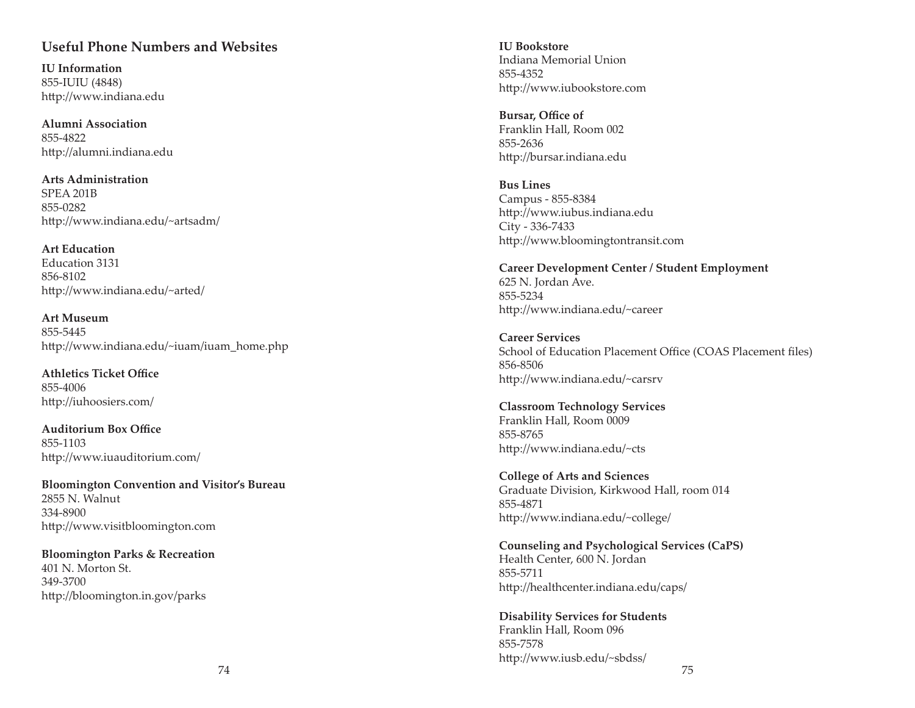## Useful Phone Numbers and Websites

**IU Information**
855-IUIU (4848)
http://www.indiana.edu

**Alumni Association**
855-4822
http://alumni.indiana.edu

**Arts Administration**
SPEA 201B
855-0282
http://www.indiana.edu/~artsadm/

**Art Education**
Education 3131
856-8102
http://www.indiana.edu/~arted/

**Art Museum**
855-5445
http://www.indiana.edu/~iuam/iuam_home.php

**Athletics Ticket Office**
855-4006
http://iuhoosiers.com/

**Auditorium Box Office**
855-1103
http://www.iuauditorium.com/

**Bloomington Convention and Visitor's Bureau**
2855 N. Walnut
334-8900
http://www.visitbloomington.com

**Bloomington Parks & Recreation**
401 N. Morton St.
349-3700
http://bloomington.in.gov/parks

**IU Bookstore**
Indiana Memorial Union
855-4352
http://www.iubookstore.com

**Bursar, Office of**
Franklin Hall, Room 002
855-2636
http://bursar.indiana.edu

**Bus Lines**
Campus - 855-8384
http://www.iubus.indiana.edu
City - 336-7433
http://www.bloomingtontransit.com

**Career Development Center / Student Employment**
625 N. Jordan Ave.
855-5234
http://www.indiana.edu/~career

**Career Services**
School of Education Placement Office (COAS Placement files)
856-8506
http://www.indiana.edu/~carsrv

**Classroom Technology Services**
Franklin Hall, Room 0009
855-8765
http://www.indiana.edu/~cts

**College of Arts and Sciences**
Graduate Division, Kirkwood Hall, room 014
855-4871
http://www.indiana.edu/~college/

**Counseling and Psychological Services (CaPS)**
Health Center, 600 N. Jordan
855-5711
http://healthcenter.indiana.edu/caps/

**Disability Services for Students**
Franklin Hall, Room 096
855-7578
http://www.iusb.edu/~sbdss/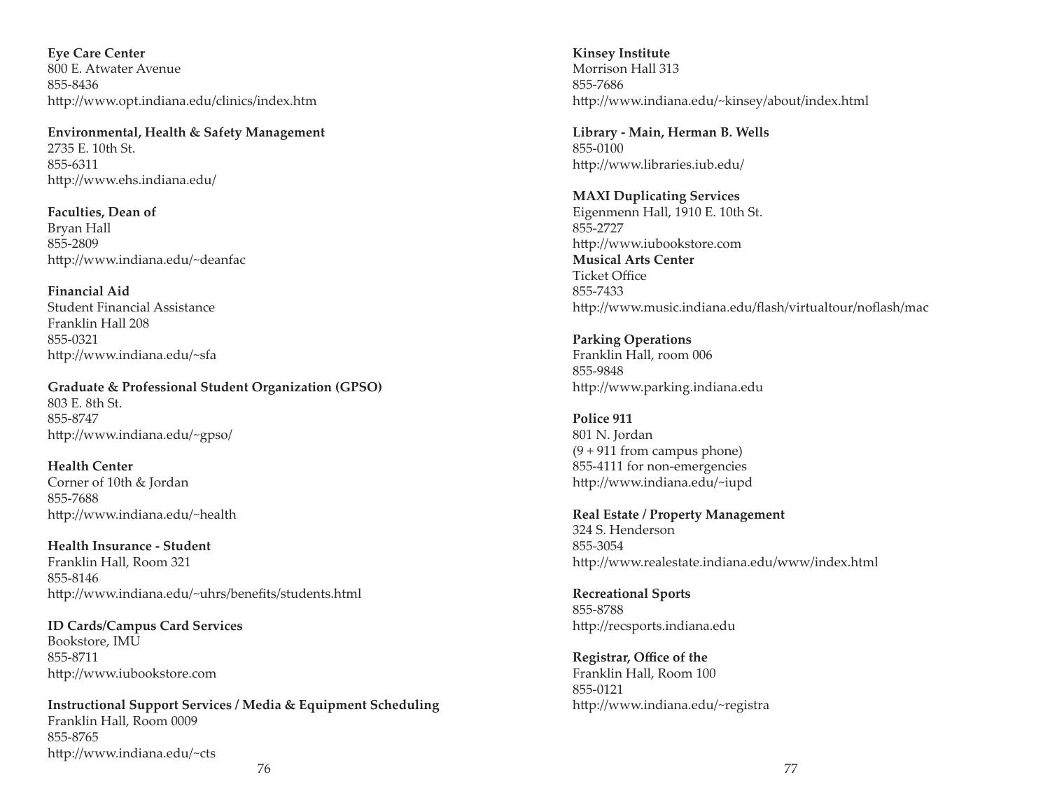**Eye Care Center**
800 E. Atwater Avenue
855-8436
http://www.opt.indiana.edu/clinics/index.htm

**Environmental, Health & Safety Management**
2735 E. 10th St.
855-6311
http://www.ehs.indiana.edu/

**Faculties, Dean of**
Bryan Hall
855-2809
http://www.indiana.edu/~deanfac

**Financial Aid**
Student Financial Assistance
Franklin Hall 208
855-0321
http://www.indiana.edu/~sfa

**Graduate & Professional Student Organization (GPSO)**
803 E. 8th St.
855-8747
http://www.indiana.edu/~gpso/

**Health Center**
Corner of 10th & Jordan
855-7688
http://www.indiana.edu/~health

**Health Insurance - Student**
Franklin Hall, Room 321
855-8146
http://www.indiana.edu/~uhrs/benefits/students.html

**ID Cards/Campus Card Services**
Bookstore, IMU
855-8711
http://www.iubookstore.com

**Instructional Support Services / Media & Equipment Scheduling**
Franklin Hall, Room 0009
855-8765
http://www.indiana.edu/~cts

**Kinsey Institute**
Morrison Hall 313
855-7686
http://www.indiana.edu/~kinsey/about/index.html

**Library - Main, Herman B. Wells**
855-0100
http://www.libraries.iub.edu/

**MAXI Duplicating Services**
Eigenmenn Hall, 1910 E. 10th St.
855-2727
http://www.iubookstore.com

**Musical Arts Center**
Ticket Office
855-7433
http://www.music.indiana.edu/flash/virtualtour/noflash/mac

**Parking Operations**
Franklin Hall, room 006
855-9848
http://www.parking.indiana.edu

**Police 911**
801 N. Jordan
(9 + 911 from campus phone)
855-4111 for non-emergencies
http://www.indiana.edu/~iupd

**Real Estate / Property Management**
324 S. Henderson
855-3054
http://www.realestate.indiana.edu/www/index.html

**Recreational Sports**
855-8788
http://recsports.indiana.edu

**Registrar, Office of the**
Franklin Hall, Room 100
855-0121
http://www.indiana.edu/~registra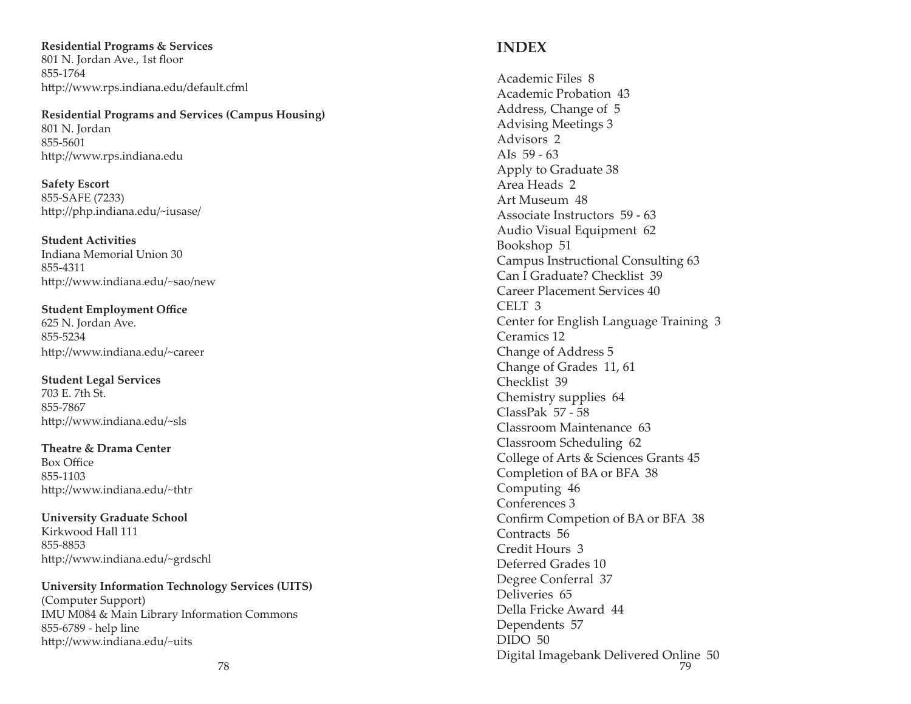**Residential Programs & Services**
801 N. Jordan Ave., 1st floor
855-1764
http://www.rps.indiana.edu/default.cfml

**Residential Programs and Services (Campus Housing)**
801 N. Jordan
855-5601
http://www.rps.indiana.edu

**Safety Escort**
855-SAFE (7233)
http://php.indiana.edu/~iusase/

**Student Activities**
Indiana Memorial Union 30
855-4311
http://www.indiana.edu/~sao/new

**Student Employment Office**
625 N. Jordan Ave.
855-5234
http://www.indiana.edu/~career

**Student Legal Services**
703 E. 7th St.
855-7867
http://www.indiana.edu/~sls

**Theatre & Drama Center**
Box Office
855-1103
http://www.indiana.edu/~thtr

**University Graduate School**
Kirkwood Hall 111
855-8853
http://www.indiana.edu/~grdschl

**University Information Technology Services (UITS)**
(Computer Support)
IMU M084 & Main Library Information Commons
855-6789 - help line
http://www.indiana.edu/~uits

## INDEX

Academic Files 8
Academic Probation 43
Address, Change of 5
Advising Meetings 3
Advisors 2
AIs 59 - 63
Apply to Graduate 38
Area Heads 2
Art Museum 48
Associate Instructors 59 - 63
Audio Visual Equipment 62
Bookshop 51
Campus Instructional Consulting 63
Can I Graduate? Checklist 39
Career Placement Services 40
CELT 3
Center for English Language Training 3
Ceramics 12
Change of Address 5
Change of Grades 11, 61
Checklist 39
Chemistry supplies 64
ClassPak 57 - 58
Classroom Maintenance 63
Classroom Scheduling 62
College of Arts & Sciences Grants 45
Completion of BA or BFA 38
Computing 46
Conferences 3
Confirm Competion of BA or BFA 38
Contracts 56
Credit Hours 3
Deferred Grades 10
Degree Conferral 37
Deliveries 65
Della Fricke Award 44
Dependents 57
DIDO 50
Digital Imagebank Delivered Online 50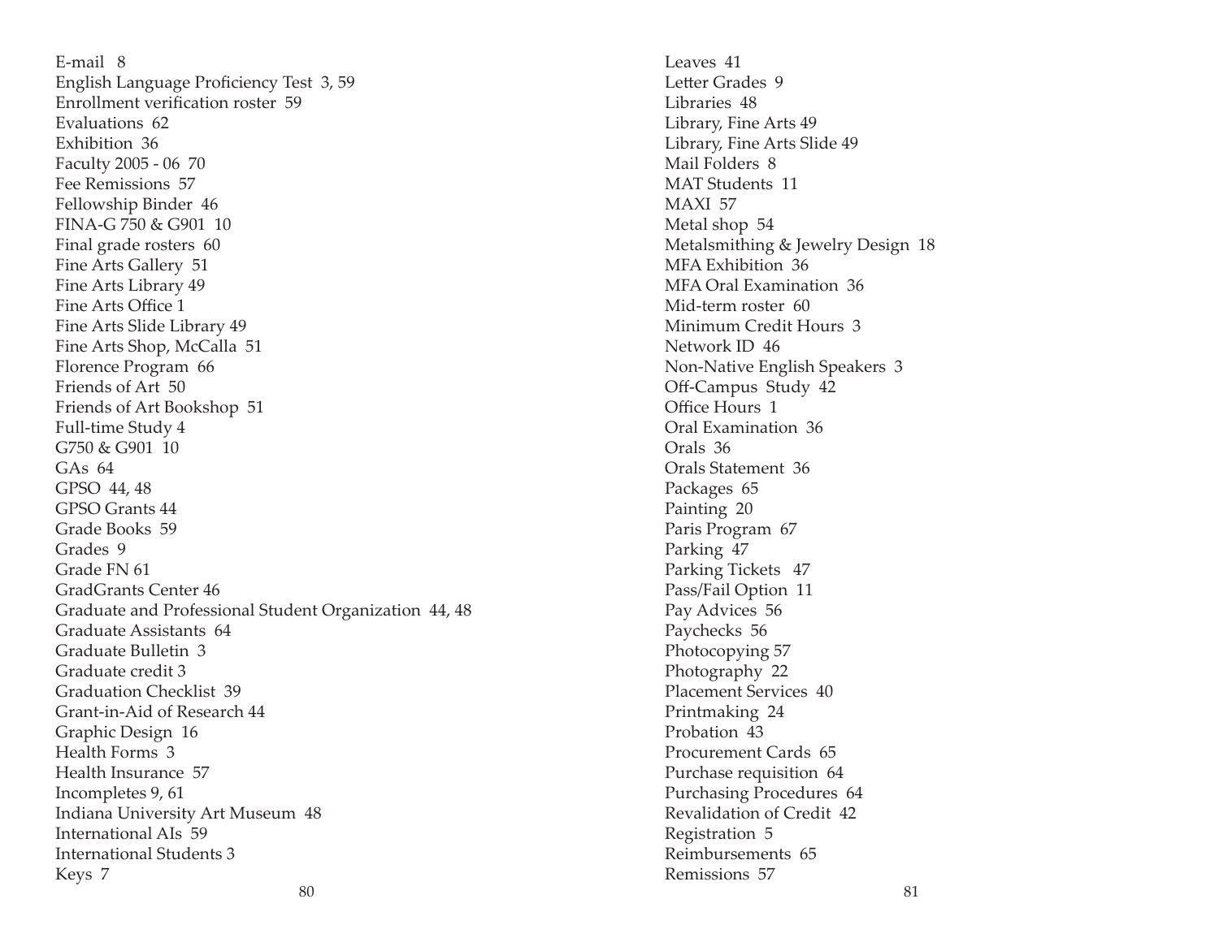E-mail 8
English Language Proficiency Test 3, 59
Enrollment verification roster 59
Evaluations 62
Exhibition 36
Faculty 2005 - 06 70
Fee Remissions 57
Fellowship Binder 46
FINA-G 750 & G901 10
Final grade rosters 60
Fine Arts Gallery 51
Fine Arts Library 49
Fine Arts Office 1
Fine Arts Slide Library 49
Fine Arts Shop, McCalla 51
Florence Program 66
Friends of Art 50
Friends of Art Bookshop 51
Full-time Study 4
G750 & G901 10
GAs 64
GPSO 44, 48
GPSO Grants 44
Grade Books 59
Grades 9
Grade FN 61
GradGrants Center 46
Graduate and Professional Student Organization 44, 48
Graduate Assistants 64
Graduate Bulletin 3
Graduate credit 3
Graduation Checklist 39
Grant-in-Aid of Research 44
Graphic Design 16
Health Forms 3
Health Insurance 57
Incompletes 9, 61
Indiana University Art Museum 48
International AIs 59
International Students 3
Keys 7
Leaves 41
Letter Grades 9
Libraries 48
Library, Fine Arts 49
Library, Fine Arts Slide 49
Mail Folders 8
MAT Students 11
MAXI 57
Metal shop 54
Metalsmithing & Jewelry Design 18
MFA Exhibition 36
MFA Oral Examination 36
Mid-term roster 60
Minimum Credit Hours 3
Network ID 46
Non-Native English Speakers 3
Off-Campus Study 42
Office Hours 1
Oral Examination 36
Orals 36
Orals Statement 36
Packages 65
Painting 20
Paris Program 67
Parking 47
Parking Tickets 47
Pass/Fail Option 11
Pay Advices 56
Paychecks 56
Photocopying 57
Photography 22
Placement Services 40
Printmaking 24
Probation 43
Procurement Cards 65
Purchase requisition 64
Purchasing Procedures 64
Revalidation of Credit 42
Registration 5
Reimbursements 65
Remissions 57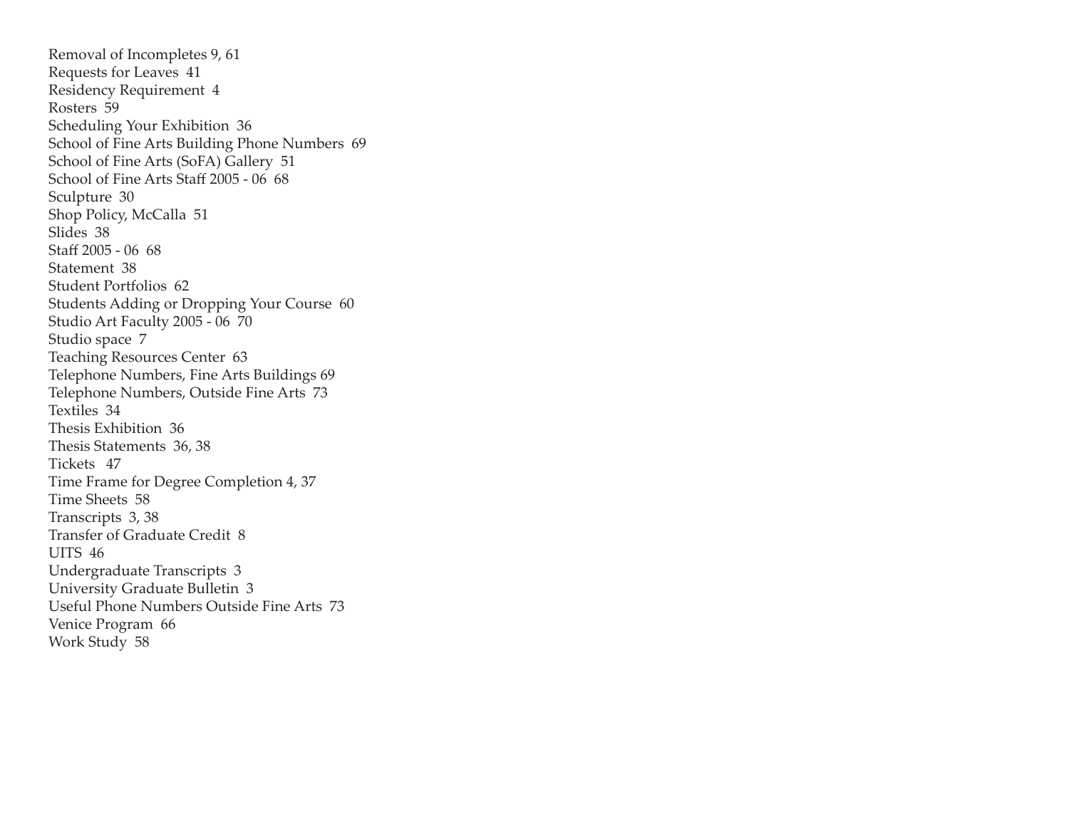Removal of Incompletes 9, 61
Requests for Leaves 41
Residency Requirement 4
Rosters 59
Scheduling Your Exhibition 36
School of Fine Arts Building Phone Numbers 69
School of Fine Arts (SoFA) Gallery 51
School of Fine Arts Staff 2005 - 06 68
Sculpture 30
Shop Policy, McCalla 51
Slides 38
Staff 2005 - 06 68
Statement 38
Student Portfolios 62
Students Adding or Dropping Your Course 60
Studio Art Faculty 2005 - 06 70
Studio space 7
Teaching Resources Center 63
Telephone Numbers, Fine Arts Buildings 69
Telephone Numbers, Outside Fine Arts 73
Textiles 34
Thesis Exhibition 36
Thesis Statements 36, 38
Tickets 47
Time Frame for Degree Completion 4, 37
Time Sheets 58
Transcripts 3, 38
Transfer of Graduate Credit 8
UITS 46
Undergraduate Transcripts 3
University Graduate Bulletin 3
Useful Phone Numbers Outside Fine Arts 73
Venice Program 66
Work Study 58